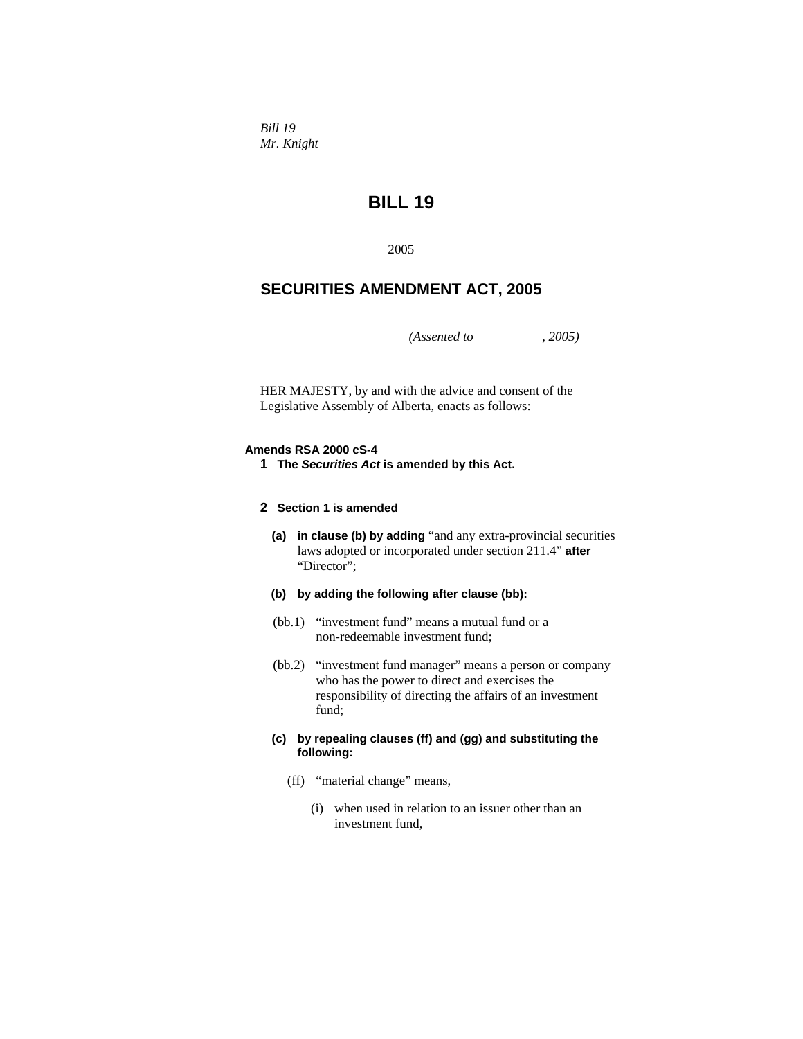*Bill 19*
*Mr. Knight*

# BILL 19

2005

## SECURITIES AMENDMENT ACT, 2005

*(Assented to , 2005)*

HER MAJESTY, by and with the advice and consent of the Legislative Assembly of Alberta, enacts as follows:

**Amends RSA 2000 cS-4**

**1 The *Securities Act* is amended by this Act.**

**2 Section 1 is amended**

**(a) in clause (b) by adding** "and any extra-provincial securities laws adopted or incorporated under section 211.4" **after** "Director";

**(b) by adding the following after clause (bb):**

(bb.1) "investment fund" means a mutual fund or a non-redeemable investment fund;

(bb.2) "investment fund manager" means a person or company who has the power to direct and exercises the responsibility of directing the affairs of an investment fund;

**(c) by repealing clauses (ff) and (gg) and substituting the following:**

(ff) "material change" means,

(i) when used in relation to an issuer other than an investment fund,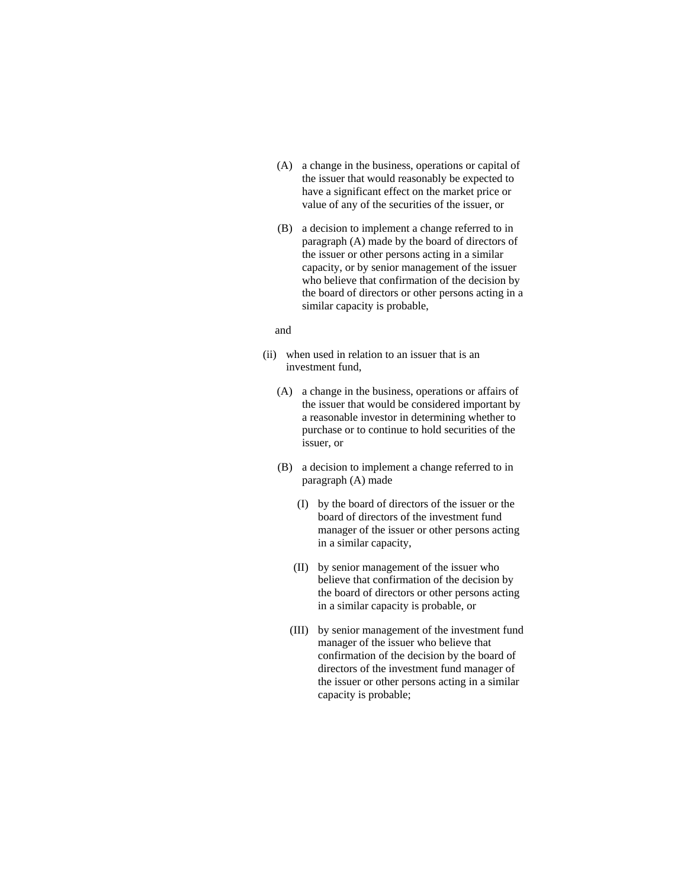(A) a change in the business, operations or capital of the issuer that would reasonably be expected to have a significant effect on the market price or value of any of the securities of the issuer, or

(B) a decision to implement a change referred to in paragraph (A) made by the board of directors of the issuer or other persons acting in a similar capacity, or by senior management of the issuer who believe that confirmation of the decision by the board of directors or other persons acting in a similar capacity is probable,

and

(ii) when used in relation to an issuer that is an investment fund,

(A) a change in the business, operations or affairs of the issuer that would be considered important by a reasonable investor in determining whether to purchase or to continue to hold securities of the issuer, or

(B) a decision to implement a change referred to in paragraph (A) made

(I) by the board of directors of the issuer or the board of directors of the investment fund manager of the issuer or other persons acting in a similar capacity,

(II) by senior management of the issuer who believe that confirmation of the decision by the board of directors or other persons acting in a similar capacity is probable, or

(III) by senior management of the investment fund manager of the issuer who believe that confirmation of the decision by the board of directors of the investment fund manager of the issuer or other persons acting in a similar capacity is probable;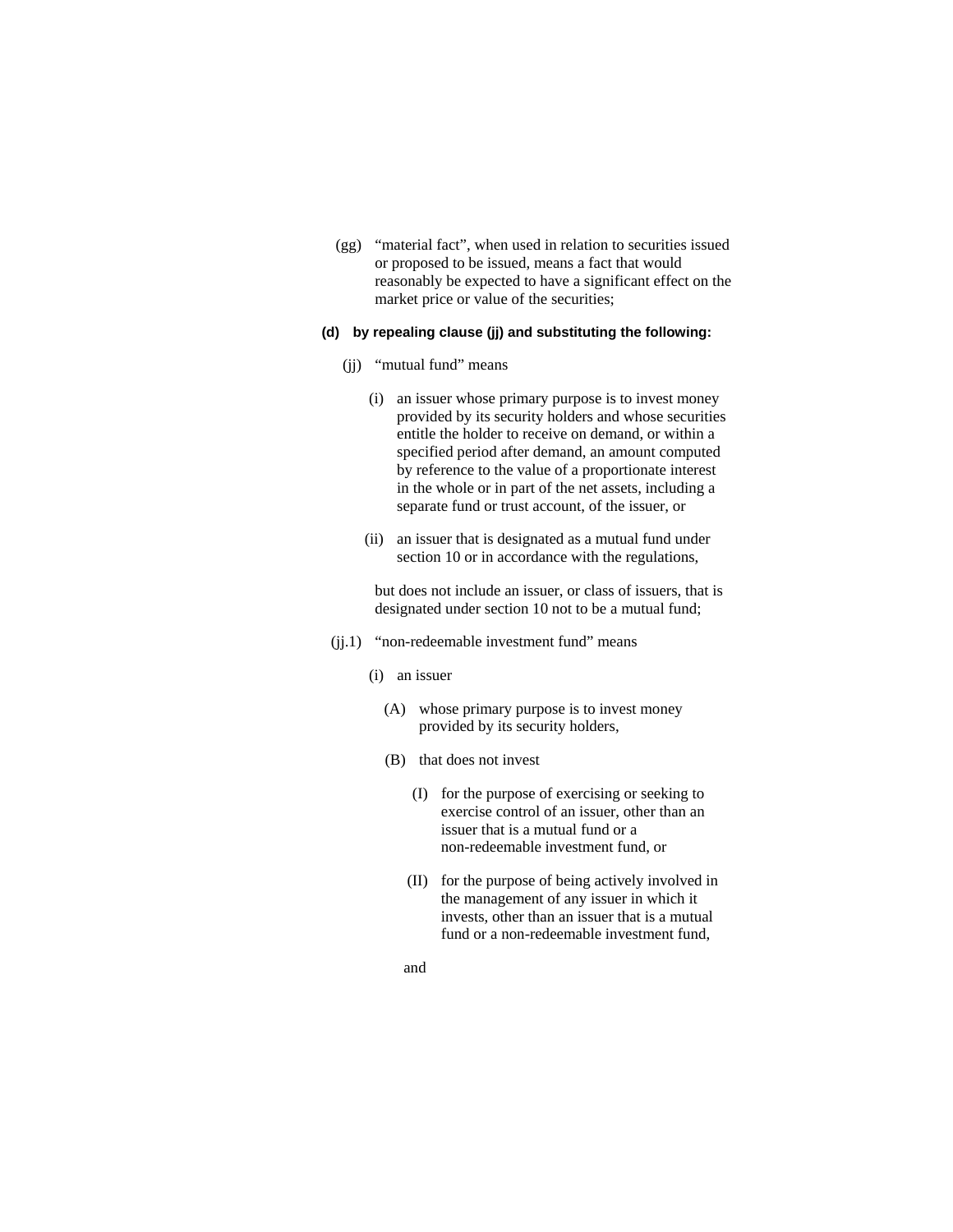(gg) “material fact”, when used in relation to securities issued or proposed to be issued, means a fact that would reasonably be expected to have a significant effect on the market price or value of the securities;

**(d) by repealing clause (jj) and substituting the following:**

(jj) “mutual fund” means

(i) an issuer whose primary purpose is to invest money provided by its security holders and whose securities entitle the holder to receive on demand, or within a specified period after demand, an amount computed by reference to the value of a proportionate interest in the whole or in part of the net assets, including a separate fund or trust account, of the issuer, or

(ii) an issuer that is designated as a mutual fund under section 10 or in accordance with the regulations,

but does not include an issuer, or class of issuers, that is designated under section 10 not to be a mutual fund;

(jj.1) “non-redeemable investment fund” means

(i) an issuer

(A) whose primary purpose is to invest money provided by its security holders,

(B) that does not invest

(I) for the purpose of exercising or seeking to exercise control of an issuer, other than an issuer that is a mutual fund or a non-redeemable investment fund, or

(II) for the purpose of being actively involved in the management of any issuer in which it invests, other than an issuer that is a mutual fund or a non-redeemable investment fund,

and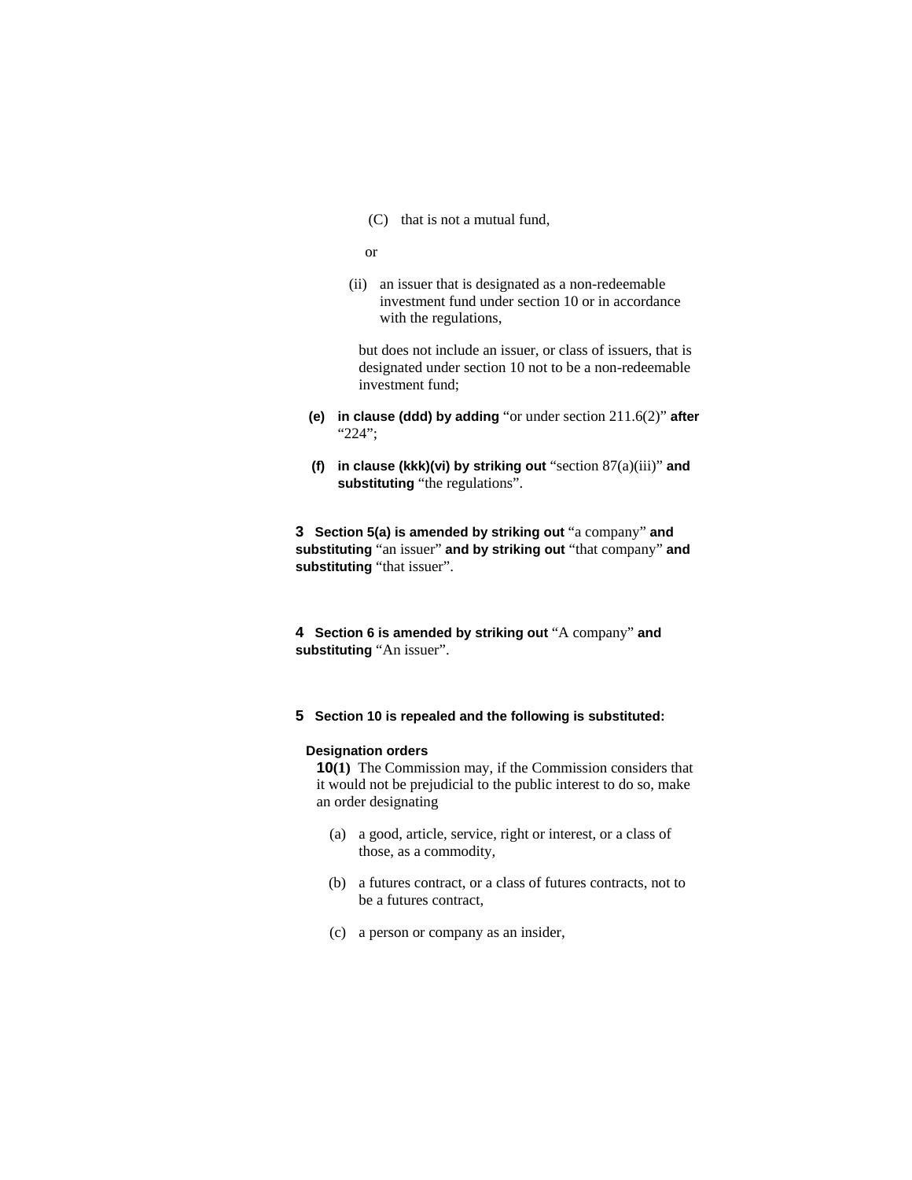(C) that is not a mutual fund,

or

(ii) an issuer that is designated as a non-redeemable investment fund under section 10 or in accordance with the regulations,

but does not include an issuer, or class of issuers, that is designated under section 10 not to be a non-redeemable investment fund;

**(e) in clause (ddd) by adding** "or under section 211.6(2)" **after** "224";

**(f) in clause (kkk)(vi) by striking out** "section 87(a)(iii)" **and substituting** "the regulations".

**3 Section 5(a) is amended by striking out** "a company" **and substituting** "an issuer" **and by striking out** "that company" **and substituting** "that issuer".

**4 Section 6 is amended by striking out** "A company" **and substituting** "An issuer".

**5 Section 10 is repealed and the following is substituted:**

**Designation orders**

**10(1)** The Commission may, if the Commission considers that it would not be prejudicial to the public interest to do so, make an order designating

(a) a good, article, service, right or interest, or a class of those, as a commodity,

(b) a futures contract, or a class of futures contracts, not to be a futures contract,

(c) a person or company as an insider,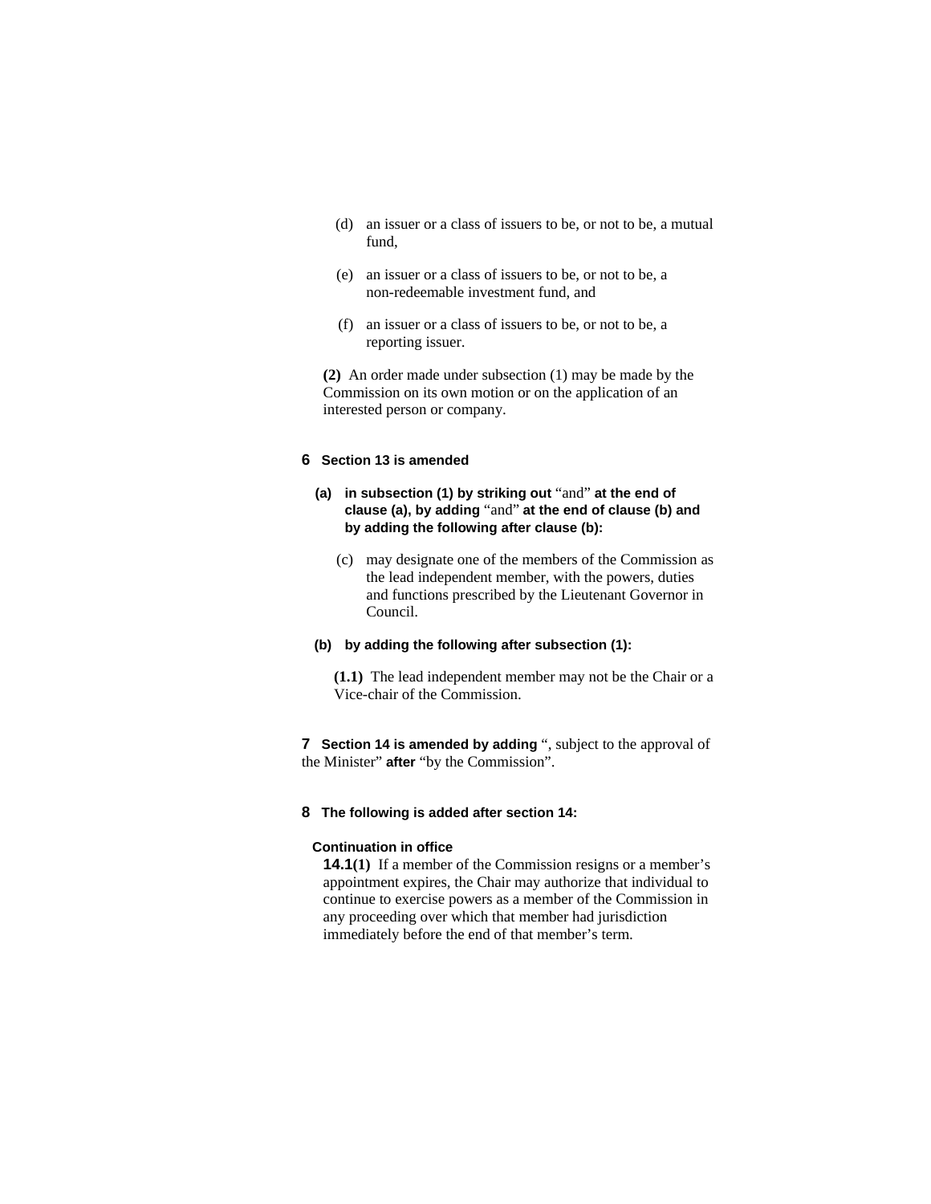(d) an issuer or a class of issuers to be, or not to be, a mutual fund,

(e) an issuer or a class of issuers to be, or not to be, a non-redeemable investment fund, and

(f) an issuer or a class of issuers to be, or not to be, a reporting issuer.

**(2)** An order made under subsection (1) may be made by the Commission on its own motion or on the application of an interested person or company.

**6 Section 13 is amended**

**(a) in subsection (1) by striking out** "and" **at the end of clause (a), by adding** "and" **at the end of clause (b) and by adding the following after clause (b):**

(c) may designate one of the members of the Commission as the lead independent member, with the powers, duties and functions prescribed by the Lieutenant Governor in Council.

**(b) by adding the following after subsection (1):**

**(1.1)** The lead independent member may not be the Chair or a Vice-chair of the Commission.

**7 Section 14 is amended by adding** ", subject to the approval of the Minister" **after** "by the Commission".

**8 The following is added after section 14:**

**Continuation in office**

**14.1(1)** If a member of the Commission resigns or a member's appointment expires, the Chair may authorize that individual to continue to exercise powers as a member of the Commission in any proceeding over which that member had jurisdiction immediately before the end of that member's term.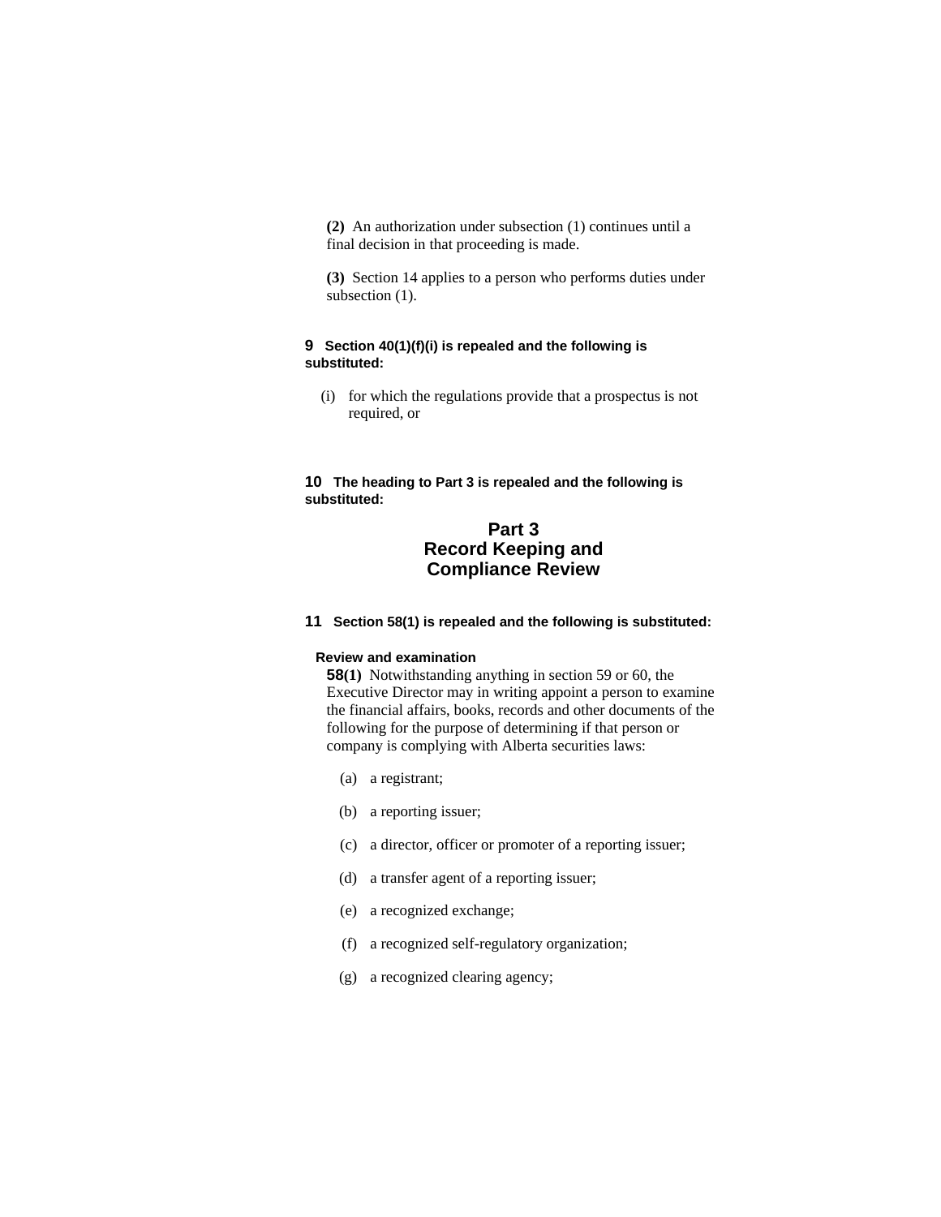**(2)** An authorization under subsection (1) continues until a final decision in that proceeding is made.

**(3)** Section 14 applies to a person who performs duties under subsection (1).

**9 Section 40(1)(f)(i) is repealed and the following is substituted:**

(i) for which the regulations provide that a prospectus is not required, or

**10 The heading to Part 3 is repealed and the following is substituted:**

## Part 3
## Record Keeping and Compliance Review

**11 Section 58(1) is repealed and the following is substituted:**

**Review and examination**

**58(1)** Notwithstanding anything in section 59 or 60, the Executive Director may in writing appoint a person to examine the financial affairs, books, records and other documents of the following for the purpose of determining if that person or company is complying with Alberta securities laws:

(a) a registrant;

(b) a reporting issuer;

(c) a director, officer or promoter of a reporting issuer;

(d) a transfer agent of a reporting issuer;

(e) a recognized exchange;

(f) a recognized self-regulatory organization;

(g) a recognized clearing agency;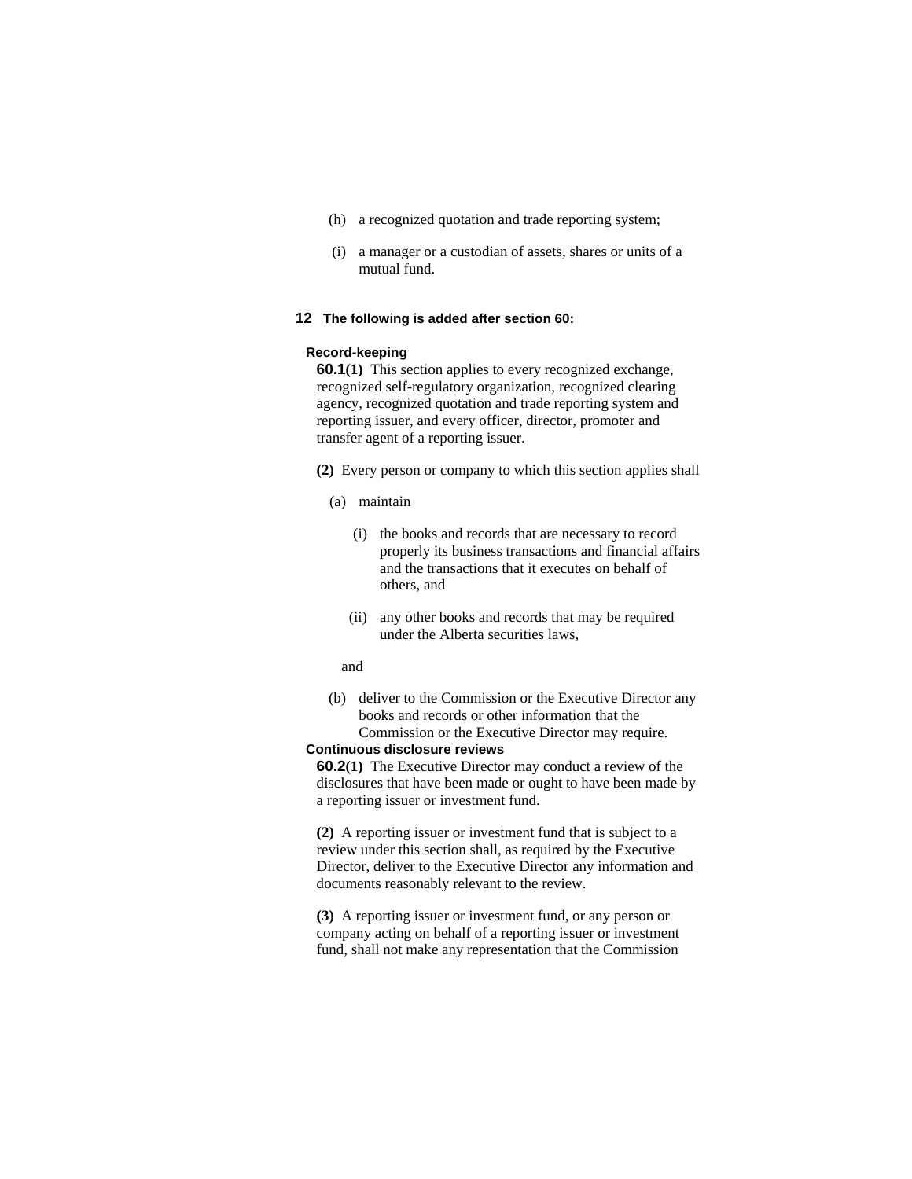(h) a recognized quotation and trade reporting system;

(i) a manager or a custodian of assets, shares or units of a mutual fund.

**12 The following is added after section 60:**

**Record-keeping**

**60.1(1)** This section applies to every recognized exchange, recognized self-regulatory organization, recognized clearing agency, recognized quotation and trade reporting system and reporting issuer, and every officer, director, promoter and transfer agent of a reporting issuer.

**(2)** Every person or company to which this section applies shall

(a) maintain

(i) the books and records that are necessary to record properly its business transactions and financial affairs and the transactions that it executes on behalf of others, and

(ii) any other books and records that may be required under the Alberta securities laws,

and

(b) deliver to the Commission or the Executive Director any books and records or other information that the Commission or the Executive Director may require.

**Continuous disclosure reviews**

**60.2(1)** The Executive Director may conduct a review of the disclosures that have been made or ought to have been made by a reporting issuer or investment fund.

**(2)** A reporting issuer or investment fund that is subject to a review under this section shall, as required by the Executive Director, deliver to the Executive Director any information and documents reasonably relevant to the review.

**(3)** A reporting issuer or investment fund, or any person or company acting on behalf of a reporting issuer or investment fund, shall not make any representation that the Commission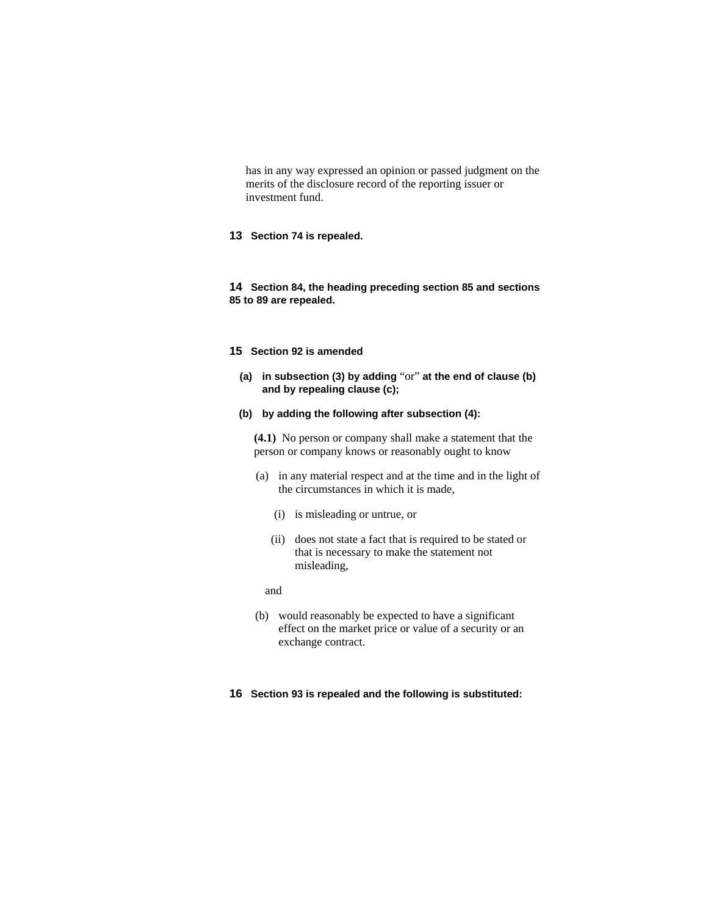has in any way expressed an opinion or passed judgment on the merits of the disclosure record of the reporting issuer or investment fund.

**13 Section 74 is repealed.**

**14 Section 84, the heading preceding section 85 and sections 85 to 89 are repealed.**

**15 Section 92 is amended**

**(a) in subsection (3) by adding** “or” **at the end of clause (b) and by repealing clause (c);**

**(b) by adding the following after subsection (4):**

**(4.1)** No person or company shall make a statement that the person or company knows or reasonably ought to know

(a) in any material respect and at the time and in the light of the circumstances in which it is made,

(i) is misleading or untrue, or

(ii) does not state a fact that is required to be stated or that is necessary to make the statement not misleading,

and

(b) would reasonably be expected to have a significant effect on the market price or value of a security or an exchange contract.

**16 Section 93 is repealed and the following is substituted:**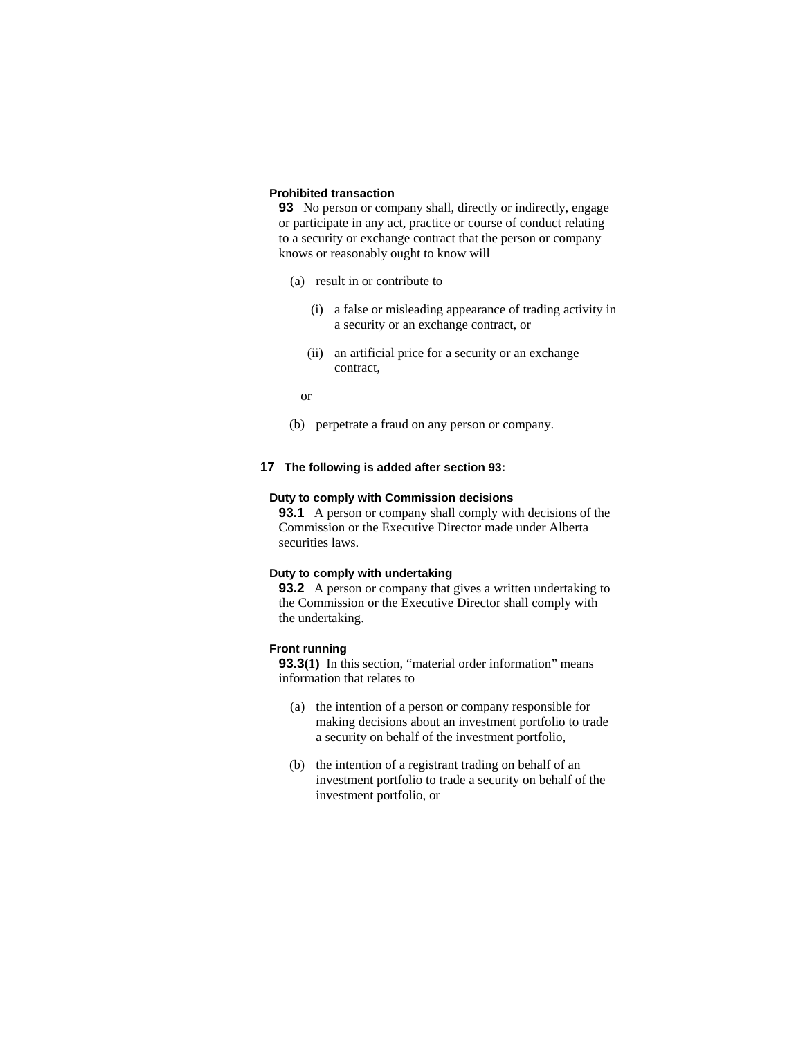**Prohibited transaction**

**93** No person or company shall, directly or indirectly, engage or participate in any act, practice or course of conduct relating to a security or exchange contract that the person or company knows or reasonably ought to know will

(a) result in or contribute to

(i) a false or misleading appearance of trading activity in a security or an exchange contract, or

(ii) an artificial price for a security or an exchange contract,

or

(b) perpetrate a fraud on any person or company.

**17 The following is added after section 93:**

**Duty to comply with Commission decisions**

**93.1** A person or company shall comply with decisions of the Commission or the Executive Director made under Alberta securities laws.

**Duty to comply with undertaking**

**93.2** A person or company that gives a written undertaking to the Commission or the Executive Director shall comply with the undertaking.

**Front running**

**93.3(1)** In this section, "material order information" means information that relates to

(a) the intention of a person or company responsible for making decisions about an investment portfolio to trade a security on behalf of the investment portfolio,

(b) the intention of a registrant trading on behalf of an investment portfolio to trade a security on behalf of the investment portfolio, or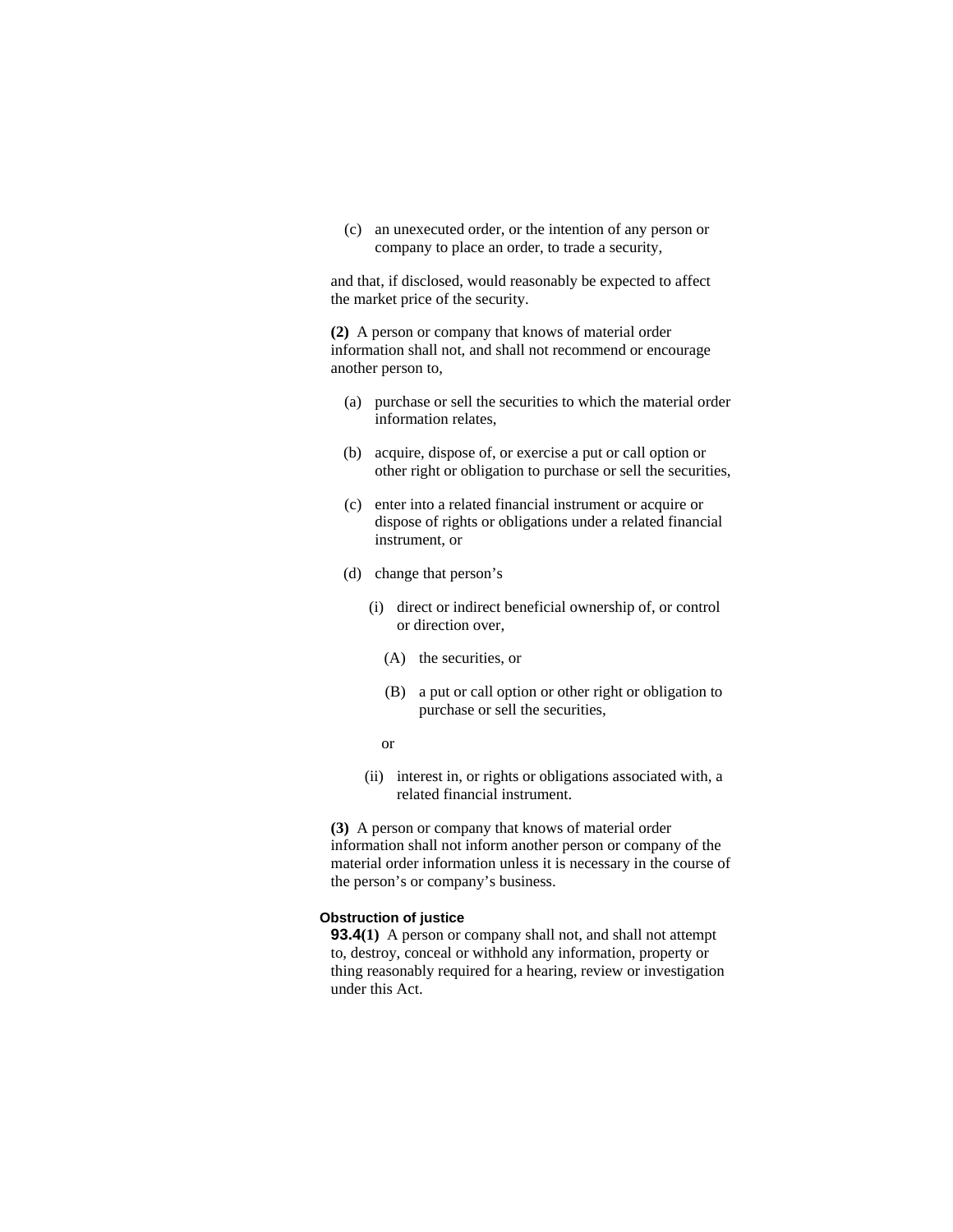(c) an unexecuted order, or the intention of any person or company to place an order, to trade a security,

and that, if disclosed, would reasonably be expected to affect the market price of the security.

**(2)** A person or company that knows of material order information shall not, and shall not recommend or encourage another person to,

(a) purchase or sell the securities to which the material order information relates,

(b) acquire, dispose of, or exercise a put or call option or other right or obligation to purchase or sell the securities,

(c) enter into a related financial instrument or acquire or dispose of rights or obligations under a related financial instrument, or

(d) change that person's

(i) direct or indirect beneficial ownership of, or control or direction over,

(A) the securities, or

(B) a put or call option or other right or obligation to purchase or sell the securities,

or

(ii) interest in, or rights or obligations associated with, a related financial instrument.

**(3)** A person or company that knows of material order information shall not inform another person or company of the material order information unless it is necessary in the course of the person's or company's business.

**Obstruction of justice**

**93.4(1)** A person or company shall not, and shall not attempt to, destroy, conceal or withhold any information, property or thing reasonably required for a hearing, review or investigation under this Act.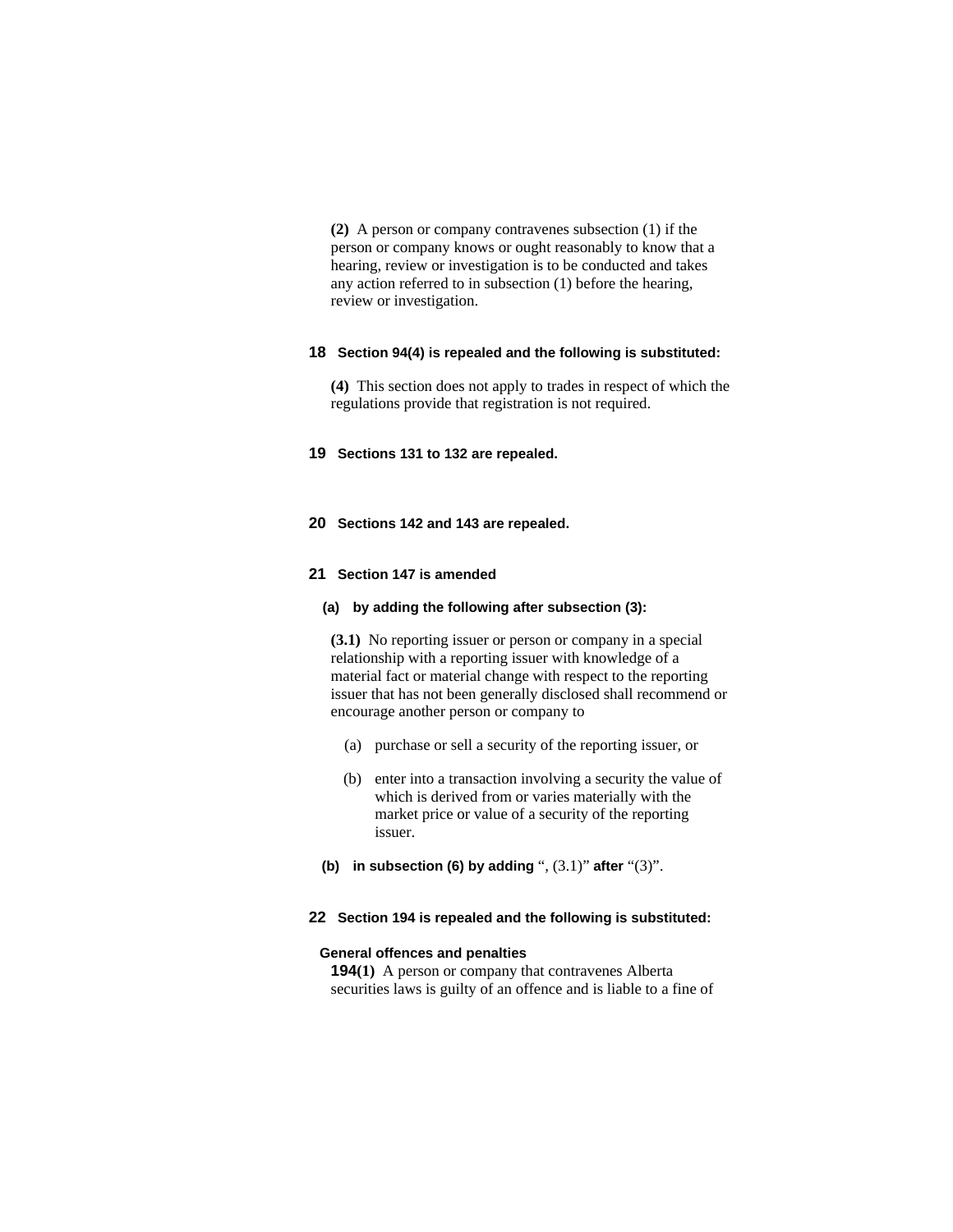**(2)** A person or company contravenes subsection (1) if the person or company knows or ought reasonably to know that a hearing, review or investigation is to be conducted and takes any action referred to in subsection (1) before the hearing, review or investigation.

**18 Section 94(4) is repealed and the following is substituted:**

**(4)** This section does not apply to trades in respect of which the regulations provide that registration is not required.

**19 Sections 131 to 132 are repealed.**

**20 Sections 142 and 143 are repealed.**

**21 Section 147 is amended**

**(a) by adding the following after subsection (3):**

**(3.1)** No reporting issuer or person or company in a special relationship with a reporting issuer with knowledge of a material fact or material change with respect to the reporting issuer that has not been generally disclosed shall recommend or encourage another person or company to

(a) purchase or sell a security of the reporting issuer, or

(b) enter into a transaction involving a security the value of which is derived from or varies materially with the market price or value of a security of the reporting issuer.

**(b) in subsection (6) by adding** ", (3.1)" **after** "(3)".

**22 Section 194 is repealed and the following is substituted:**

**General offences and penalties**

**194(1)** A person or company that contravenes Alberta securities laws is guilty of an offence and is liable to a fine of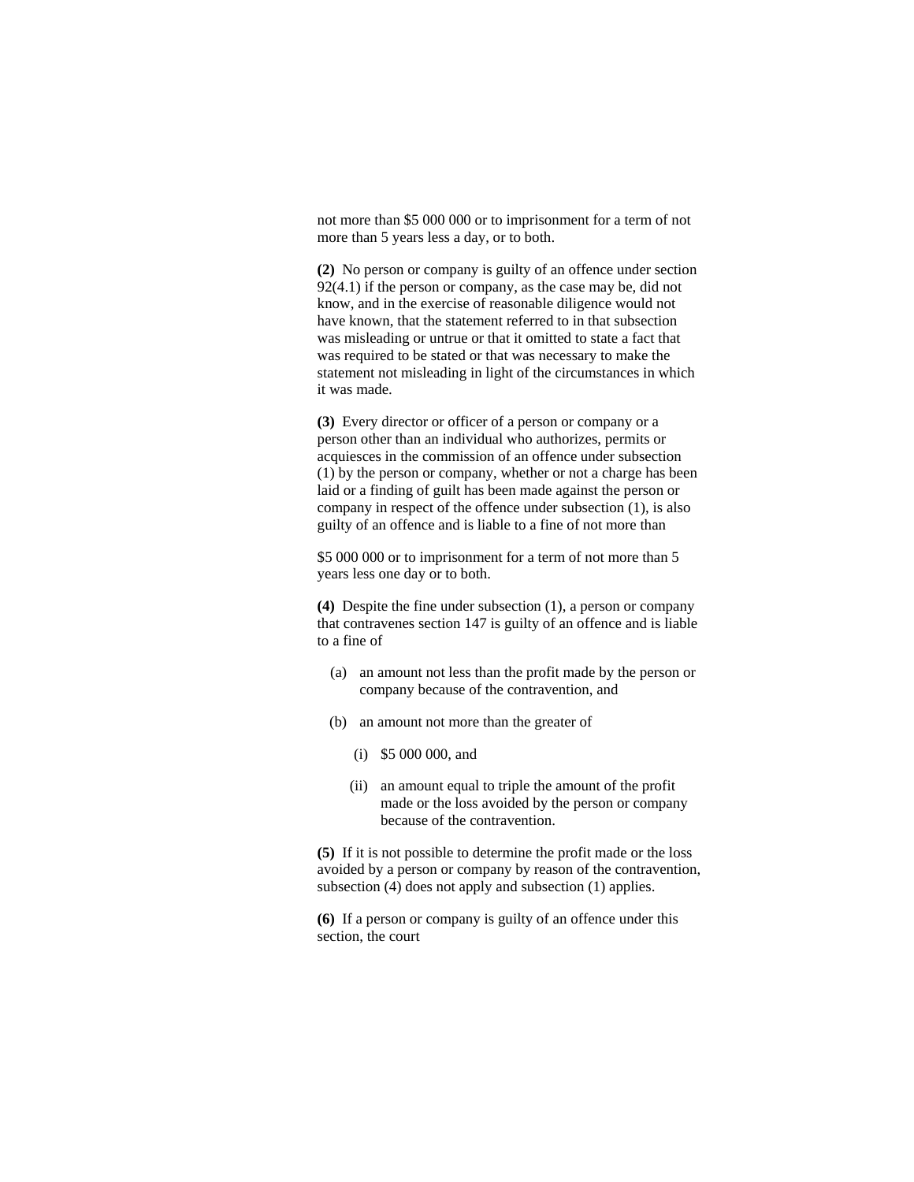not more than $5 000 000 or to imprisonment for a term of not more than 5 years less a day, or to both.

**(2)** No person or company is guilty of an offence under section 92(4.1) if the person or company, as the case may be, did not know, and in the exercise of reasonable diligence would not have known, that the statement referred to in that subsection was misleading or untrue or that it omitted to state a fact that was required to be stated or that was necessary to make the statement not misleading in light of the circumstances in which it was made.

**(3)** Every director or officer of a person or company or a person other than an individual who authorizes, permits or acquiesces in the commission of an offence under subsection (1) by the person or company, whether or not a charge has been laid or a finding of guilt has been made against the person or company in respect of the offence under subsection (1), is also guilty of an offence and is liable to a fine of not more than $5 000 000 or to imprisonment for a term of not more than 5 years less one day or to both.

**(4)** Despite the fine under subsection (1), a person or company that contravenes section 147 is guilty of an offence and is liable to a fine of

(a) an amount not less than the profit made by the person or company because of the contravention, and

(b) an amount not more than the greater of

(i) $5 000 000, and

(ii) an amount equal to triple the amount of the profit made or the loss avoided by the person or company because of the contravention.

**(5)** If it is not possible to determine the profit made or the loss avoided by a person or company by reason of the contravention, subsection (4) does not apply and subsection (1) applies.

**(6)** If a person or company is guilty of an offence under this section, the court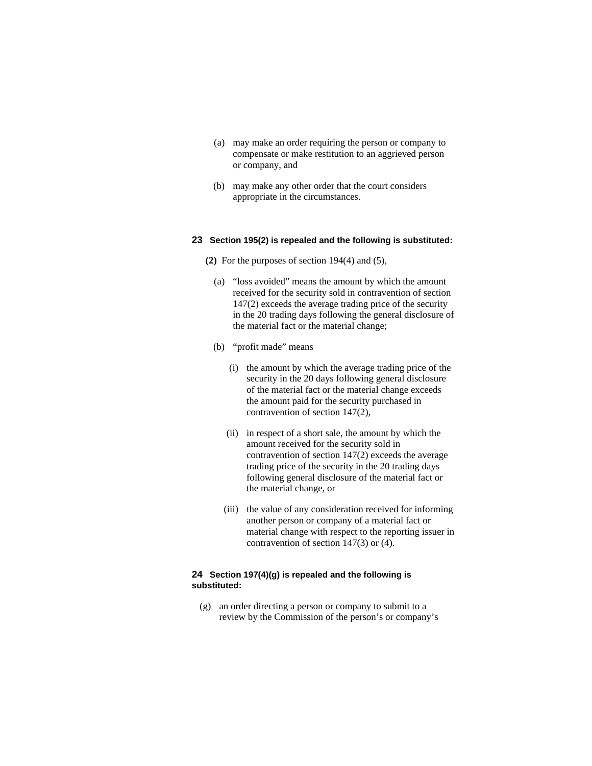(a) may make an order requiring the person or company to compensate or make restitution to an aggrieved person or company, and

(b) may make any other order that the court considers appropriate in the circumstances.

**23 Section 195(2) is repealed and the following is substituted:**

**(2)** For the purposes of section 194(4) and (5),

(a) "loss avoided" means the amount by which the amount received for the security sold in contravention of section 147(2) exceeds the average trading price of the security in the 20 trading days following the general disclosure of the material fact or the material change;

(b) "profit made" means

(i) the amount by which the average trading price of the security in the 20 days following general disclosure of the material fact or the material change exceeds the amount paid for the security purchased in contravention of section 147(2),

(ii) in respect of a short sale, the amount by which the amount received for the security sold in contravention of section 147(2) exceeds the average trading price of the security in the 20 trading days following general disclosure of the material fact or the material change, or

(iii) the value of any consideration received for informing another person or company of a material fact or material change with respect to the reporting issuer in contravention of section 147(3) or (4).

**24 Section 197(4)(g) is repealed and the following is substituted:**

(g) an order directing a person or company to submit to a review by the Commission of the person's or company's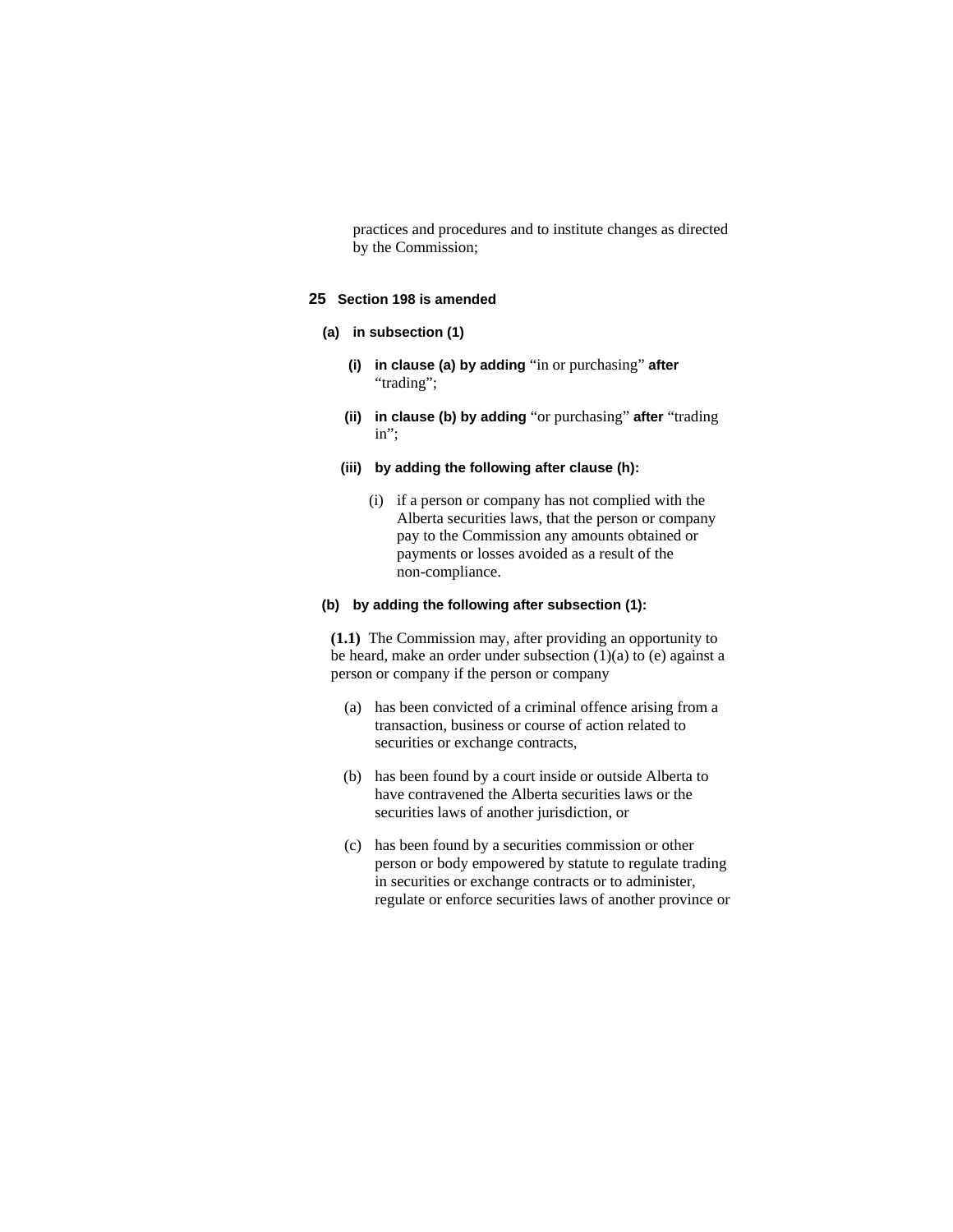practices and procedures and to institute changes as directed by the Commission;

**25 Section 198 is amended**

**(a) in subsection (1)**

**(i) in clause (a) by adding** "in or purchasing" **after** "trading";

**(ii) in clause (b) by adding** "or purchasing" **after** "trading in";

**(iii) by adding the following after clause (h):**

(i) if a person or company has not complied with the Alberta securities laws, that the person or company pay to the Commission any amounts obtained or payments or losses avoided as a result of the non-compliance.

**(b) by adding the following after subsection (1):**

**(1.1)** The Commission may, after providing an opportunity to be heard, make an order under subsection (1)(a) to (e) against a person or company if the person or company

(a) has been convicted of a criminal offence arising from a transaction, business or course of action related to securities or exchange contracts,

(b) has been found by a court inside or outside Alberta to have contravened the Alberta securities laws or the securities laws of another jurisdiction, or

(c) has been found by a securities commission or other person or body empowered by statute to regulate trading in securities or exchange contracts or to administer, regulate or enforce securities laws of another province or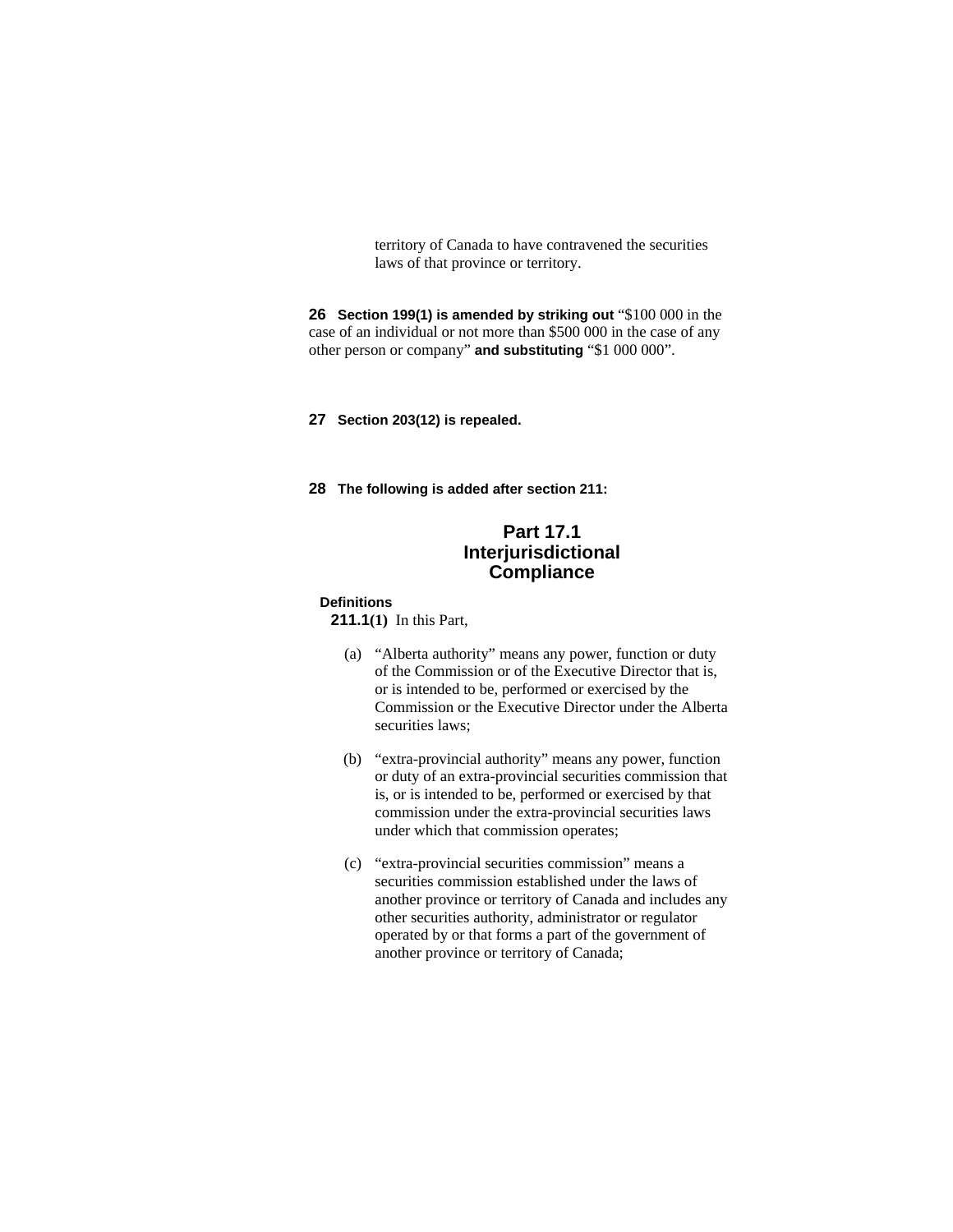territory of Canada to have contravened the securities laws of that province or territory.

**26** **Section 199(1) is amended by striking out** "$100 000 in the case of an individual or not more than $500 000 in the case of any other person or company" **and substituting** "$1 000 000".

**27** **Section 203(12) is repealed.**

**28** **The following is added after section 211:**

## Part 17.1 Interjurisdictional Compliance

**Definitions**

**211.1(1)** In this Part,

(a) "Alberta authority" means any power, function or duty of the Commission or of the Executive Director that is, or is intended to be, performed or exercised by the Commission or the Executive Director under the Alberta securities laws;

(b) "extra-provincial authority" means any power, function or duty of an extra-provincial securities commission that is, or is intended to be, performed or exercised by that commission under the extra-provincial securities laws under which that commission operates;

(c) "extra-provincial securities commission" means a securities commission established under the laws of another province or territory of Canada and includes any other securities authority, administrator or regulator operated by or that forms a part of the government of another province or territory of Canada;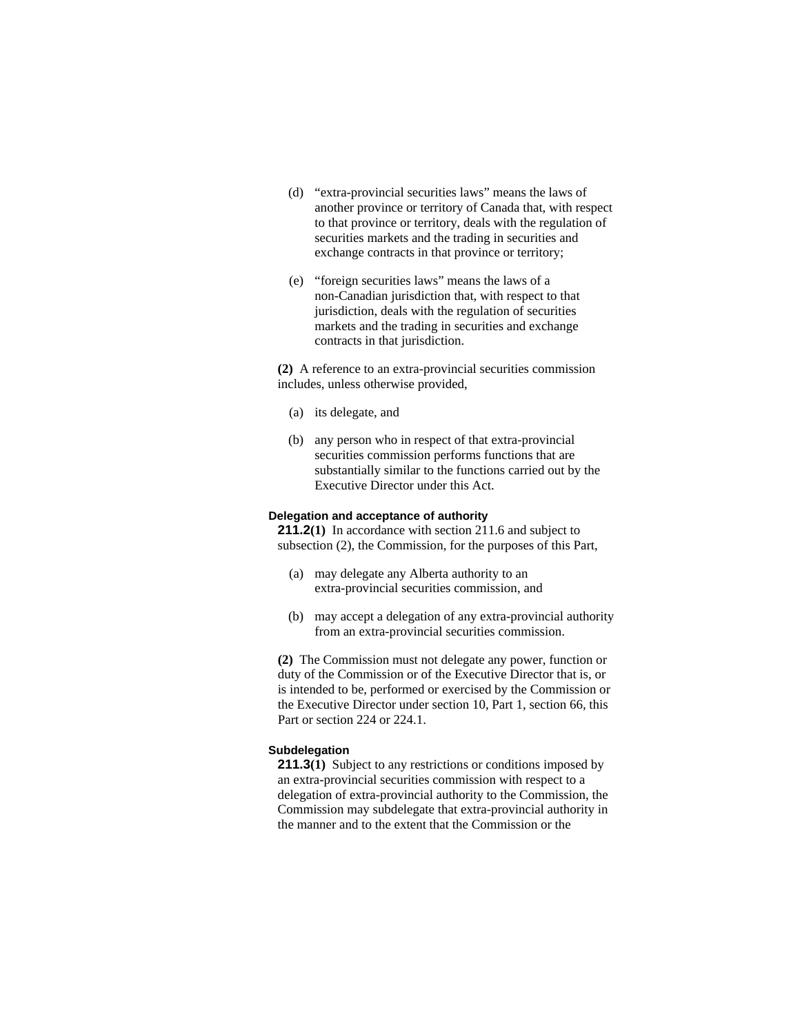(d) "extra-provincial securities laws" means the laws of another province or territory of Canada that, with respect to that province or territory, deals with the regulation of securities markets and the trading in securities and exchange contracts in that province or territory;

(e) "foreign securities laws" means the laws of a non-Canadian jurisdiction that, with respect to that jurisdiction, deals with the regulation of securities markets and the trading in securities and exchange contracts in that jurisdiction.

**(2)** A reference to an extra-provincial securities commission includes, unless otherwise provided,

(a) its delegate, and

(b) any person who in respect of that extra-provincial securities commission performs functions that are substantially similar to the functions carried out by the Executive Director under this Act.

**Delegation and acceptance of authority**

**211.2(1)** In accordance with section 211.6 and subject to subsection (2), the Commission, for the purposes of this Part,

(a) may delegate any Alberta authority to an extra-provincial securities commission, and

(b) may accept a delegation of any extra-provincial authority from an extra-provincial securities commission.

**(2)** The Commission must not delegate any power, function or duty of the Commission or of the Executive Director that is, or is intended to be, performed or exercised by the Commission or the Executive Director under section 10, Part 1, section 66, this Part or section 224 or 224.1.

**Subdelegation**

**211.3(1)** Subject to any restrictions or conditions imposed by an extra-provincial securities commission with respect to a delegation of extra-provincial authority to the Commission, the Commission may subdelegate that extra-provincial authority in the manner and to the extent that the Commission or the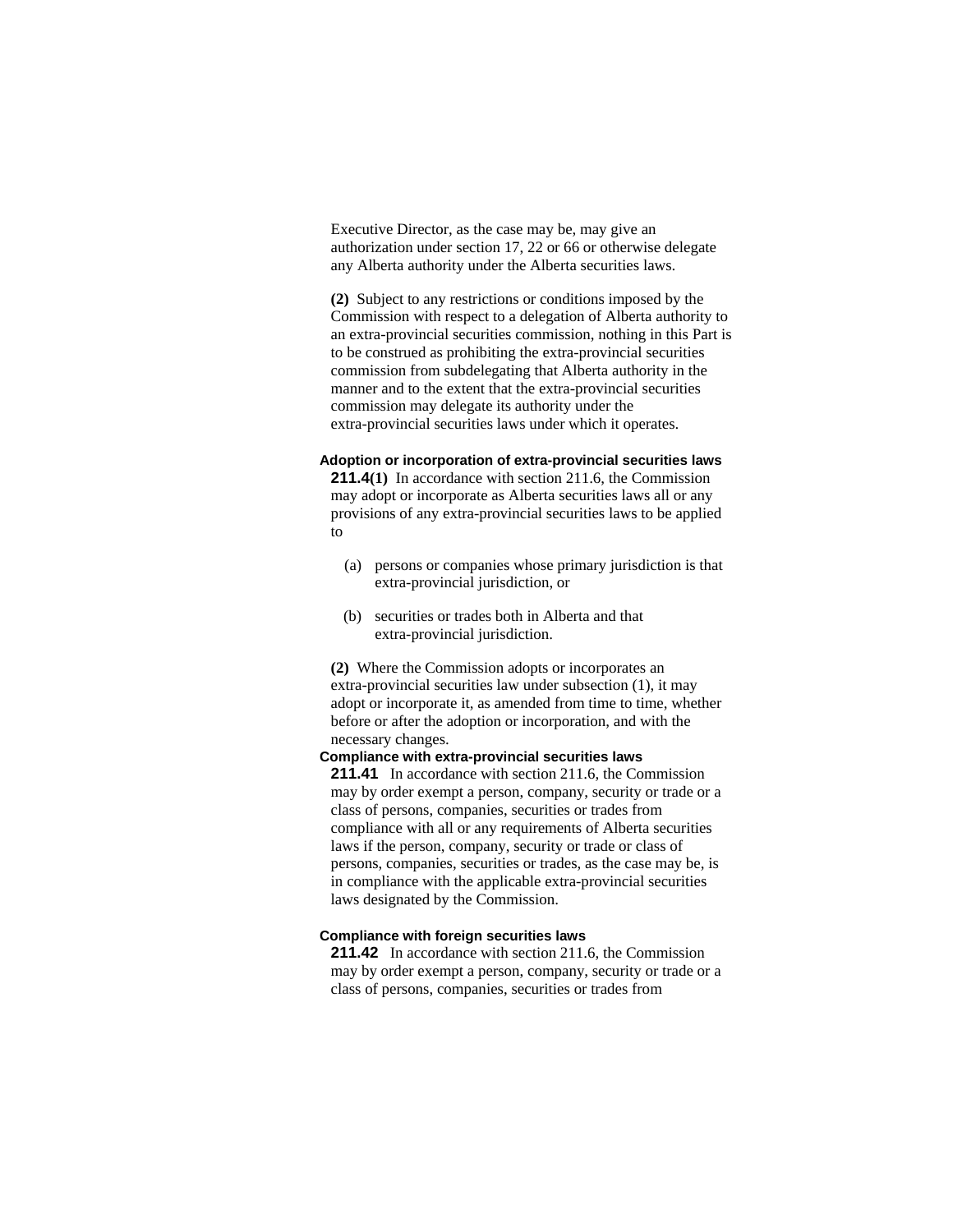Executive Director, as the case may be, may give an authorization under section 17, 22 or 66 or otherwise delegate any Alberta authority under the Alberta securities laws.

**(2)** Subject to any restrictions or conditions imposed by the Commission with respect to a delegation of Alberta authority to an extra-provincial securities commission, nothing in this Part is to be construed as prohibiting the extra-provincial securities commission from subdelegating that Alberta authority in the manner and to the extent that the extra-provincial securities commission may delegate its authority under the extra-provincial securities laws under which it operates.

**Adoption or incorporation of extra-provincial securities laws**

**211.4(1)** In accordance with section 211.6, the Commission may adopt or incorporate as Alberta securities laws all or any provisions of any extra-provincial securities laws to be applied to

(a) persons or companies whose primary jurisdiction is that extra-provincial jurisdiction, or

(b) securities or trades both in Alberta and that extra-provincial jurisdiction.

**(2)** Where the Commission adopts or incorporates an extra-provincial securities law under subsection (1), it may adopt or incorporate it, as amended from time to time, whether before or after the adoption or incorporation, and with the necessary changes.

**Compliance with extra-provincial securities laws**

**211.41** In accordance with section 211.6, the Commission may by order exempt a person, company, security or trade or a class of persons, companies, securities or trades from compliance with all or any requirements of Alberta securities laws if the person, company, security or trade or class of persons, companies, securities or trades, as the case may be, is in compliance with the applicable extra-provincial securities laws designated by the Commission.

**Compliance with foreign securities laws**

**211.42** In accordance with section 211.6, the Commission may by order exempt a person, company, security or trade or a class of persons, companies, securities or trades from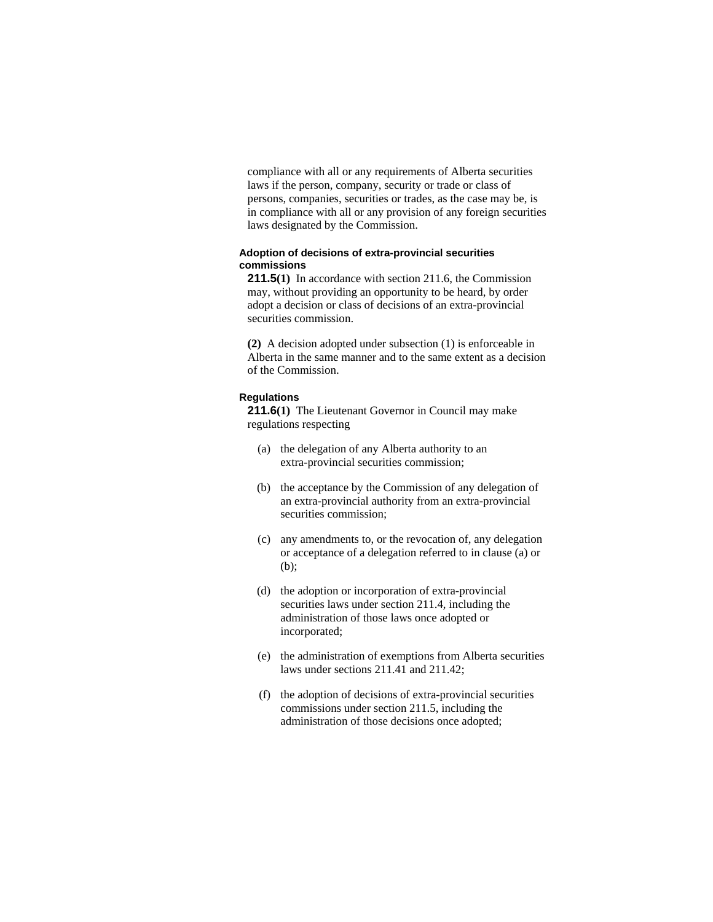compliance with all or any requirements of Alberta securities laws if the person, company, security or trade or class of persons, companies, securities or trades, as the case may be, is in compliance with all or any provision of any foreign securities laws designated by the Commission.

#### Adoption of decisions of extra-provincial securities commissions

**211.5(1)** In accordance with section 211.6, the Commission may, without providing an opportunity to be heard, by order adopt a decision or class of decisions of an extra-provincial securities commission.

**(2)** A decision adopted under subsection (1) is enforceable in Alberta in the same manner and to the same extent as a decision of the Commission.

#### Regulations

**211.6(1)** The Lieutenant Governor in Council may make regulations respecting

(a) the delegation of any Alberta authority to an extra-provincial securities commission;

(b) the acceptance by the Commission of any delegation of an extra-provincial authority from an extra-provincial securities commission;

(c) any amendments to, or the revocation of, any delegation or acceptance of a delegation referred to in clause (a) or (b);

(d) the adoption or incorporation of extra-provincial securities laws under section 211.4, including the administration of those laws once adopted or incorporated;

(e) the administration of exemptions from Alberta securities laws under sections 211.41 and 211.42;

(f) the adoption of decisions of extra-provincial securities commissions under section 211.5, including the administration of those decisions once adopted;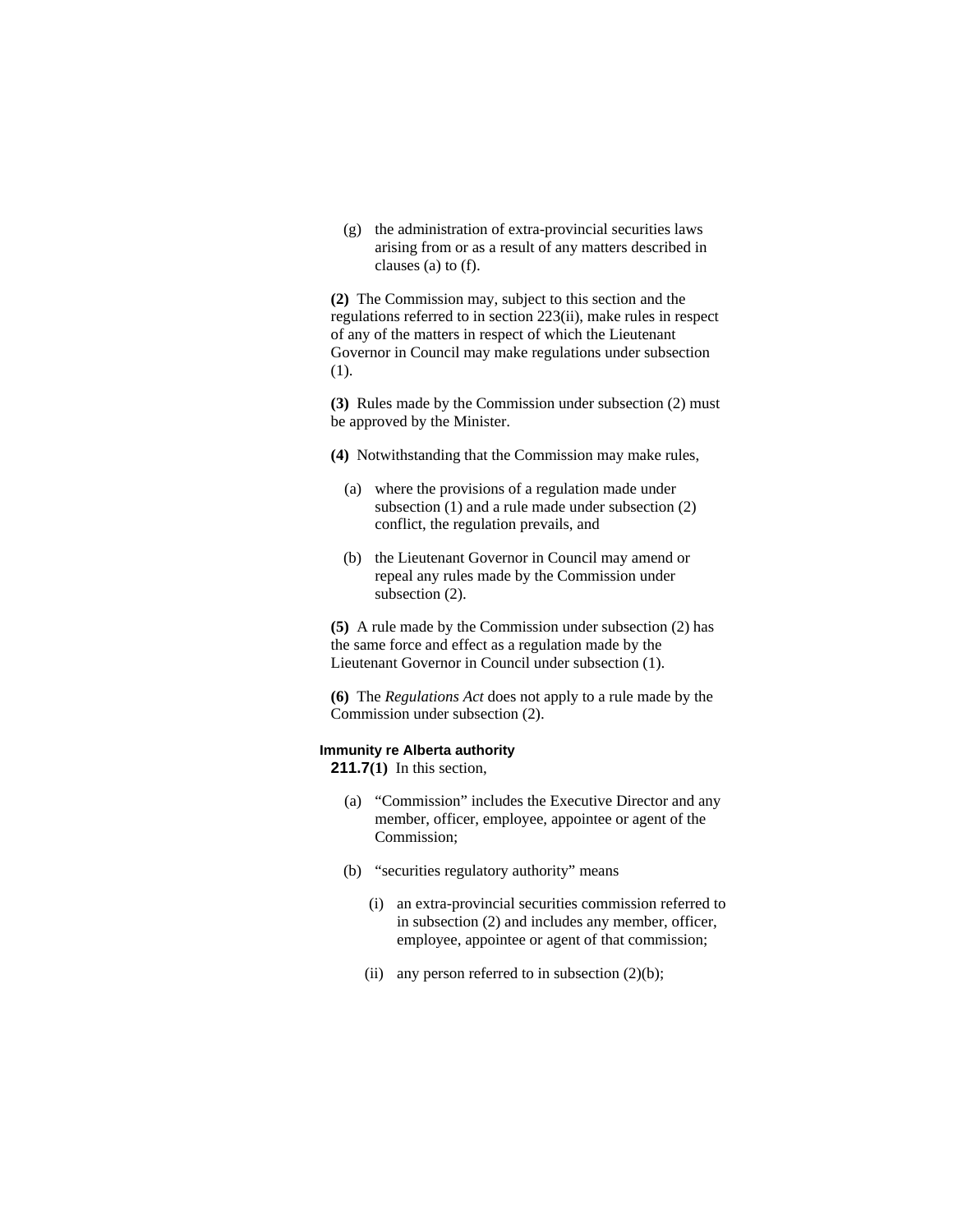(g) the administration of extra-provincial securities laws arising from or as a result of any matters described in clauses (a) to (f).

**(2)** The Commission may, subject to this section and the regulations referred to in section 223(ii), make rules in respect of any of the matters in respect of which the Lieutenant Governor in Council may make regulations under subsection (1).

**(3)** Rules made by the Commission under subsection (2) must be approved by the Minister.

**(4)** Notwithstanding that the Commission may make rules,

(a) where the provisions of a regulation made under subsection (1) and a rule made under subsection (2) conflict, the regulation prevails, and

(b) the Lieutenant Governor in Council may amend or repeal any rules made by the Commission under subsection (2).

**(5)** A rule made by the Commission under subsection (2) has the same force and effect as a regulation made by the Lieutenant Governor in Council under subsection (1).

**(6)** The *Regulations Act* does not apply to a rule made by the Commission under subsection (2).

**Immunity re Alberta authority**

**211.7(1)** In this section,

(a) "Commission" includes the Executive Director and any member, officer, employee, appointee or agent of the Commission;

(b) "securities regulatory authority" means

(i) an extra-provincial securities commission referred to in subsection (2) and includes any member, officer, employee, appointee or agent of that commission;

(ii) any person referred to in subsection (2)(b);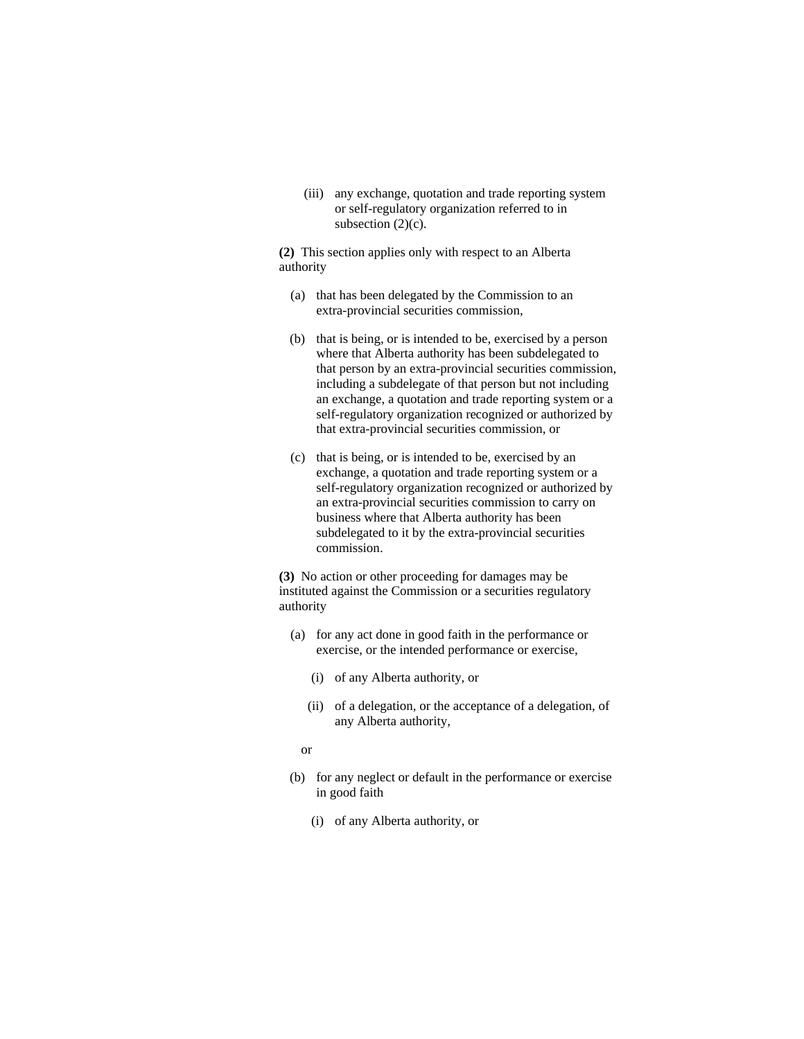(iii) any exchange, quotation and trade reporting system or self-regulatory organization referred to in subsection (2)(c).

**(2)** This section applies only with respect to an Alberta authority

(a) that has been delegated by the Commission to an extra-provincial securities commission,

(b) that is being, or is intended to be, exercised by a person where that Alberta authority has been subdelegated to that person by an extra-provincial securities commission, including a subdelegate of that person but not including an exchange, a quotation and trade reporting system or a self-regulatory organization recognized or authorized by that extra-provincial securities commission, or

(c) that is being, or is intended to be, exercised by an exchange, a quotation and trade reporting system or a self-regulatory organization recognized or authorized by an extra-provincial securities commission to carry on business where that Alberta authority has been subdelegated to it by the extra-provincial securities commission.

**(3)** No action or other proceeding for damages may be instituted against the Commission or a securities regulatory authority

(a) for any act done in good faith in the performance or exercise, or the intended performance or exercise,

(i) of any Alberta authority, or

(ii) of a delegation, or the acceptance of a delegation, of any Alberta authority,

or

(b) for any neglect or default in the performance or exercise in good faith

(i) of any Alberta authority, or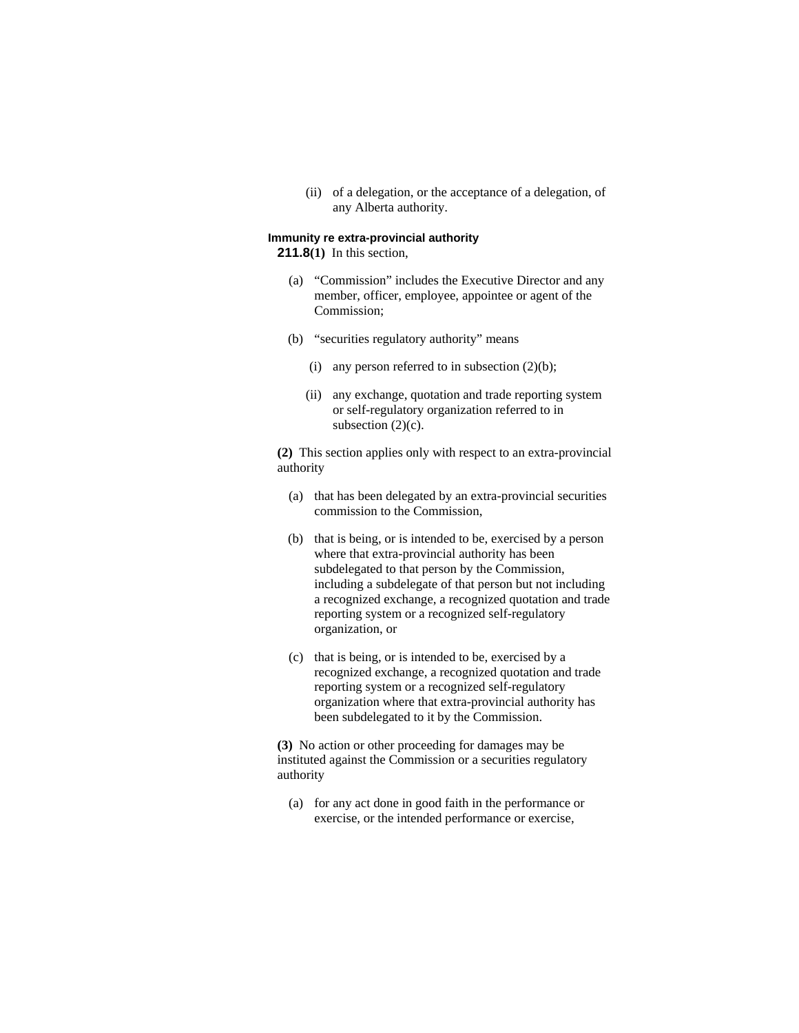(ii) of a delegation, or the acceptance of a delegation, of any Alberta authority.

**Immunity re extra-provincial authority**

**211.8(1)** In this section,

(a) "Commission" includes the Executive Director and any member, officer, employee, appointee or agent of the Commission;

(b) "securities regulatory authority" means

(i) any person referred to in subsection (2)(b);

(ii) any exchange, quotation and trade reporting system or self-regulatory organization referred to in subsection (2)(c).

**(2)** This section applies only with respect to an extra-provincial authority

(a) that has been delegated by an extra-provincial securities commission to the Commission,

(b) that is being, or is intended to be, exercised by a person where that extra-provincial authority has been subdelegated to that person by the Commission, including a subdelegate of that person but not including a recognized exchange, a recognized quotation and trade reporting system or a recognized self-regulatory organization, or

(c) that is being, or is intended to be, exercised by a recognized exchange, a recognized quotation and trade reporting system or a recognized self-regulatory organization where that extra-provincial authority has been subdelegated to it by the Commission.

**(3)** No action or other proceeding for damages may be instituted against the Commission or a securities regulatory authority

(a) for any act done in good faith in the performance or exercise, or the intended performance or exercise,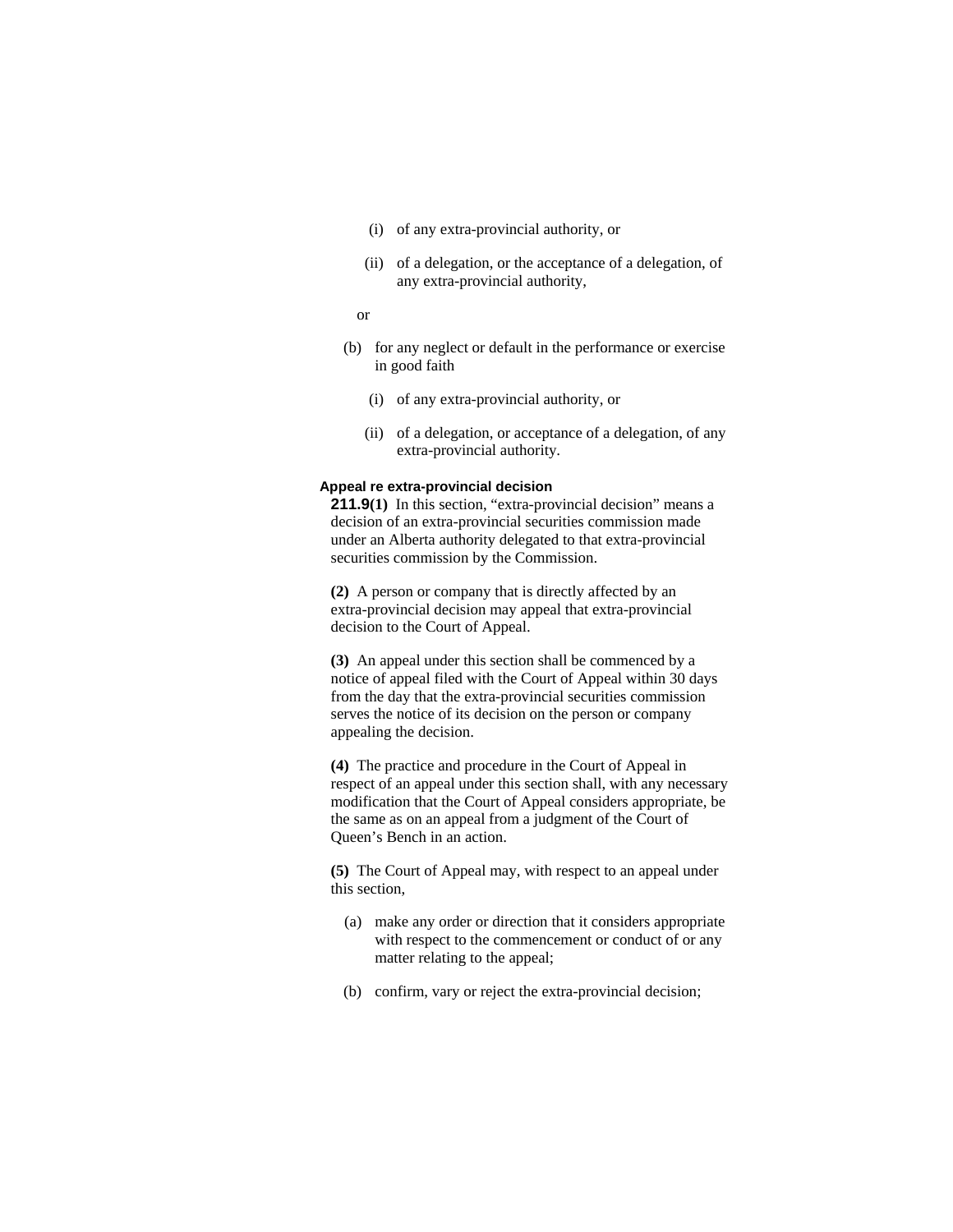(i) of any extra-provincial authority, or

(ii) of a delegation, or the acceptance of a delegation, of any extra-provincial authority,

or

(b) for any neglect or default in the performance or exercise in good faith

(i) of any extra-provincial authority, or

(ii) of a delegation, or acceptance of a delegation, of any extra-provincial authority.

**Appeal re extra-provincial decision**

**211.9(1)** In this section, “extra-provincial decision” means a decision of an extra-provincial securities commission made under an Alberta authority delegated to that extra-provincial securities commission by the Commission.

**(2)** A person or company that is directly affected by an extra-provincial decision may appeal that extra-provincial decision to the Court of Appeal.

**(3)** An appeal under this section shall be commenced by a notice of appeal filed with the Court of Appeal within 30 days from the day that the extra-provincial securities commission serves the notice of its decision on the person or company appealing the decision.

**(4)** The practice and procedure in the Court of Appeal in respect of an appeal under this section shall, with any necessary modification that the Court of Appeal considers appropriate, be the same as on an appeal from a judgment of the Court of Queen’s Bench in an action.

**(5)** The Court of Appeal may, with respect to an appeal under this section,

(a) make any order or direction that it considers appropriate with respect to the commencement or conduct of or any matter relating to the appeal;

(b) confirm, vary or reject the extra-provincial decision;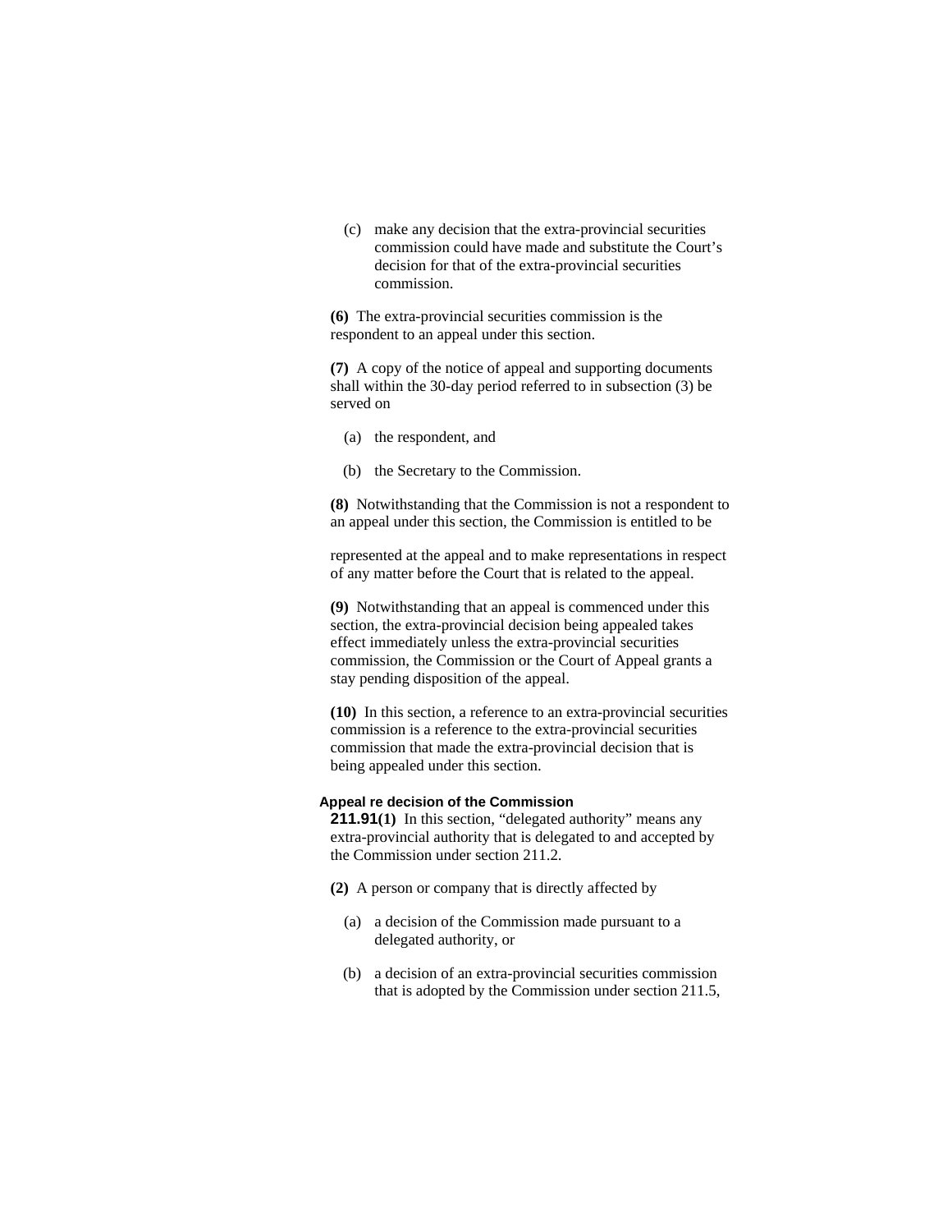(c) make any decision that the extra-provincial securities commission could have made and substitute the Court's decision for that of the extra-provincial securities commission.

**(6)** The extra-provincial securities commission is the respondent to an appeal under this section.

**(7)** A copy of the notice of appeal and supporting documents shall within the 30-day period referred to in subsection (3) be served on

(a) the respondent, and

(b) the Secretary to the Commission.

**(8)** Notwithstanding that the Commission is not a respondent to an appeal under this section, the Commission is entitled to be represented at the appeal and to make representations in respect of any matter before the Court that is related to the appeal.

**(9)** Notwithstanding that an appeal is commenced under this section, the extra-provincial decision being appealed takes effect immediately unless the extra-provincial securities commission, the Commission or the Court of Appeal grants a stay pending disposition of the appeal.

**(10)** In this section, a reference to an extra-provincial securities commission is a reference to the extra-provincial securities commission that made the extra-provincial decision that is being appealed under this section.

**Appeal re decision of the Commission**

**211.91(1)** In this section, "delegated authority" means any extra-provincial authority that is delegated to and accepted by the Commission under section 211.2.

**(2)** A person or company that is directly affected by

(a) a decision of the Commission made pursuant to a delegated authority, or

(b) a decision of an extra-provincial securities commission that is adopted by the Commission under section 211.5,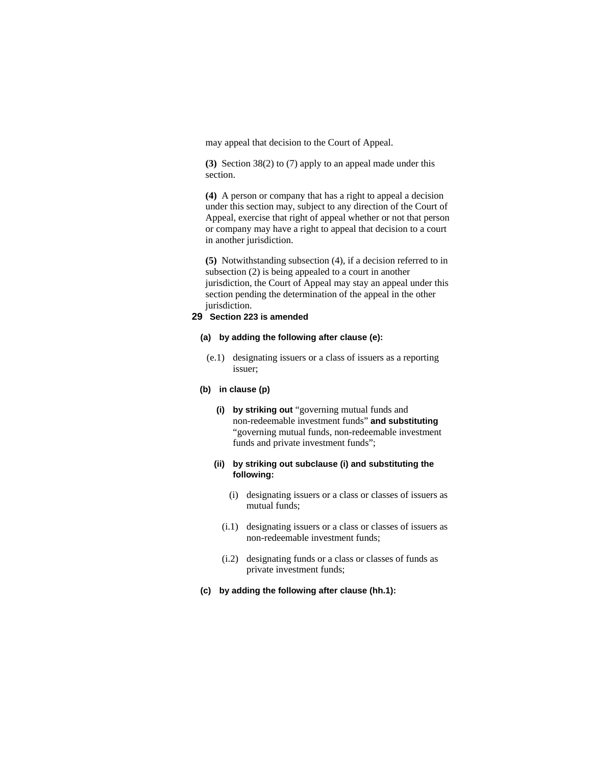may appeal that decision to the Court of Appeal.

**(3)** Section 38(2) to (7) apply to an appeal made under this section.

**(4)** A person or company that has a right to appeal a decision under this section may, subject to any direction of the Court of Appeal, exercise that right of appeal whether or not that person or company may have a right to appeal that decision to a court in another jurisdiction.

**(5)** Notwithstanding subsection (4), if a decision referred to in subsection (2) is being appealed to a court in another jurisdiction, the Court of Appeal may stay an appeal under this section pending the determination of the appeal in the other jurisdiction.

**29 Section 223 is amended**

**(a) by adding the following after clause (e):**

(e.1) designating issuers or a class of issuers as a reporting issuer;

**(b) in clause (p)**

**(i) by striking out** "governing mutual funds and non-redeemable investment funds" **and substituting** "governing mutual funds, non-redeemable investment funds and private investment funds";

**(ii) by striking out subclause (i) and substituting the following:**

(i) designating issuers or a class or classes of issuers as mutual funds;

(i.1) designating issuers or a class or classes of issuers as non-redeemable investment funds;

(i.2) designating funds or a class or classes of funds as private investment funds;

**(c) by adding the following after clause (hh.1):**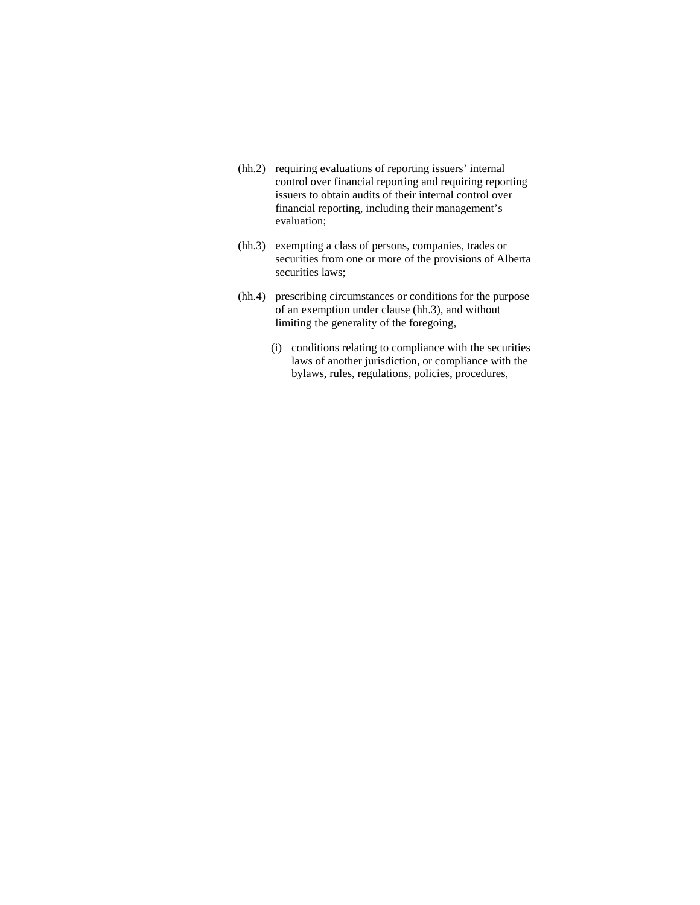(hh.2) requiring evaluations of reporting issuers' internal control over financial reporting and requiring reporting issuers to obtain audits of their internal control over financial reporting, including their management's evaluation;

(hh.3) exempting a class of persons, companies, trades or securities from one or more of the provisions of Alberta securities laws;

(hh.4) prescribing circumstances or conditions for the purpose of an exemption under clause (hh.3), and without limiting the generality of the foregoing,

(i) conditions relating to compliance with the securities laws of another jurisdiction, or compliance with the bylaws, rules, regulations, policies, procedures,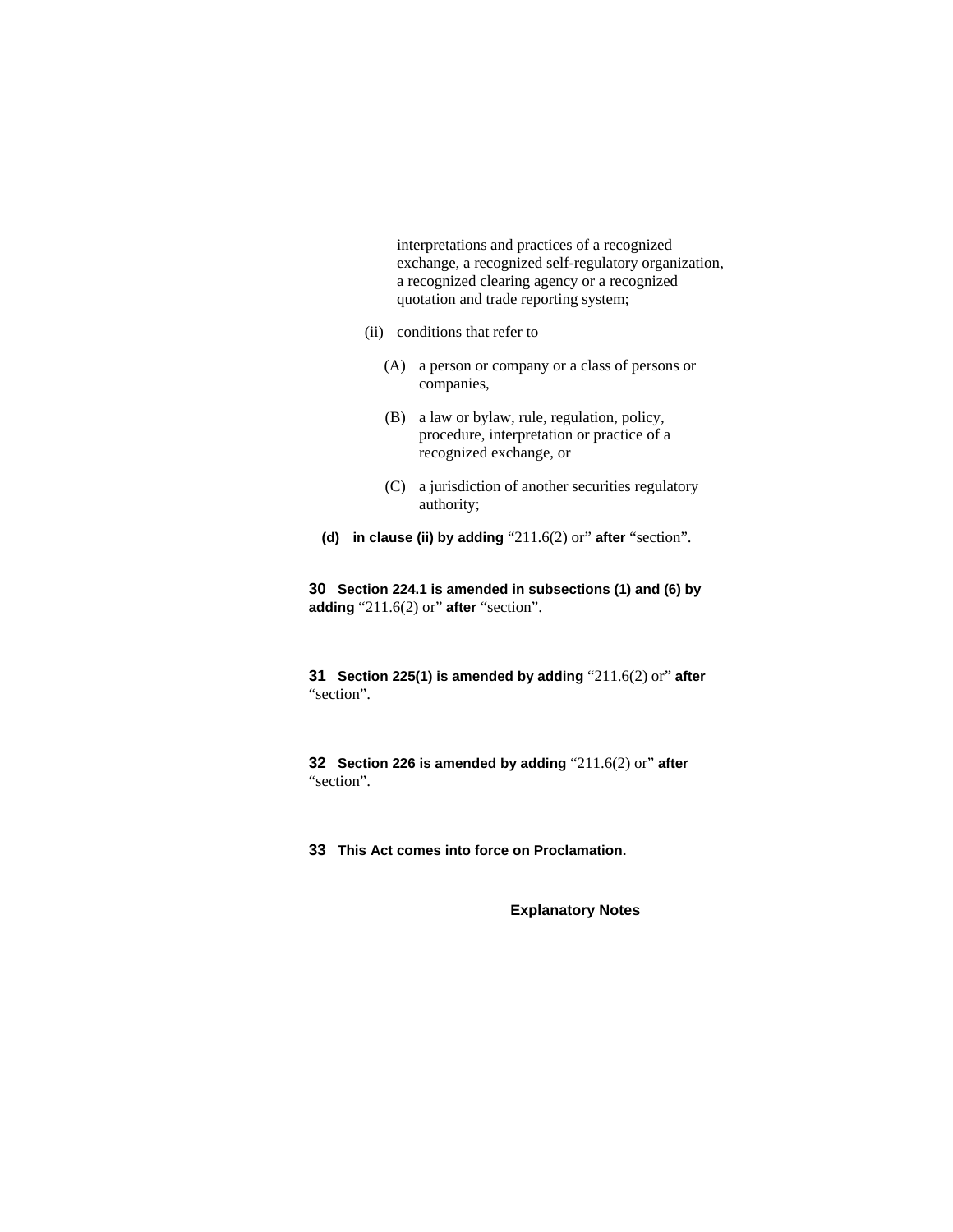interpretations and practices of a recognized exchange, a recognized self-regulatory organization, a recognized clearing agency or a recognized quotation and trade reporting system;

(ii) conditions that refer to

(A) a person or company or a class of persons or companies,

(B) a law or bylaw, rule, regulation, policy, procedure, interpretation or practice of a recognized exchange, or

(C) a jurisdiction of another securities regulatory authority;

**(d) in clause (ii) by adding** “211.6(2) or” **after** “section”.

**30 Section 224.1 is amended in subsections (1) and (6) by adding** “211.6(2) or” **after** “section”.

**31 Section 225(1) is amended by adding** “211.6(2) or” **after** “section”.

**32 Section 226 is amended by adding** “211.6(2) or” **after** “section”.

**33 This Act comes into force on Proclamation.**

**Explanatory Notes**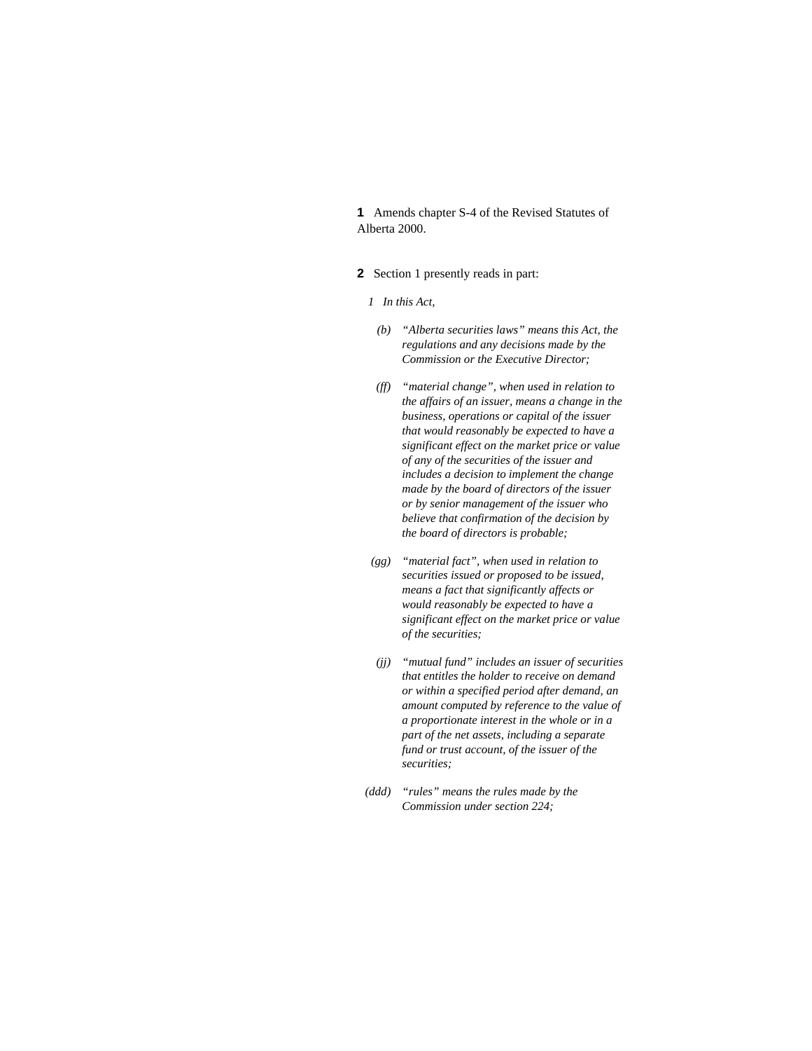**1** Amends chapter S-4 of the Revised Statutes of Alberta 2000.

**2** Section 1 presently reads in part:

*1 In this Act,*

*(b) "Alberta securities laws" means this Act, the regulations and any decisions made by the Commission or the Executive Director;*

*(ff) "material change", when used in relation to the affairs of an issuer, means a change in the business, operations or capital of the issuer that would reasonably be expected to have a significant effect on the market price or value of any of the securities of the issuer and includes a decision to implement the change made by the board of directors of the issuer or by senior management of the issuer who believe that confirmation of the decision by the board of directors is probable;*

*(gg) "material fact", when used in relation to securities issued or proposed to be issued, means a fact that significantly affects or would reasonably be expected to have a significant effect on the market price or value of the securities;*

*(jj) "mutual fund" includes an issuer of securities that entitles the holder to receive on demand or within a specified period after demand, an amount computed by reference to the value of a proportionate interest in the whole or in a part of the net assets, including a separate fund or trust account, of the issuer of the securities;*

*(ddd) "rules" means the rules made by the Commission under section 224;*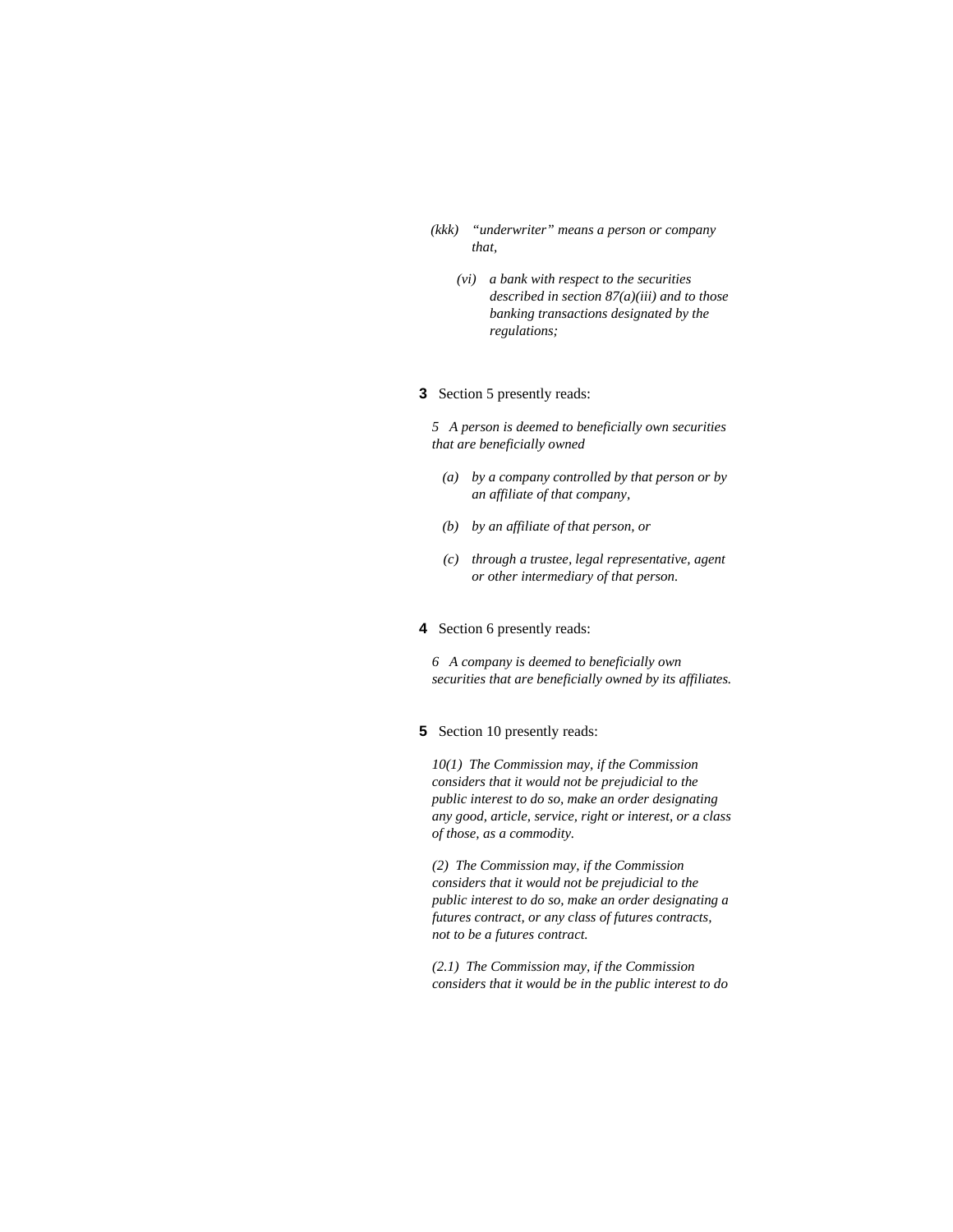*(kkk) "underwriter" means a person or company that,*

*(vi) a bank with respect to the securities described in section 87(a)(iii) and to those banking transactions designated by the regulations;*

**3** Section 5 presently reads:

*5 A person is deemed to beneficially own securities that are beneficially owned*

*(a) by a company controlled by that person or by an affiliate of that company,*

*(b) by an affiliate of that person, or*

*(c) through a trustee, legal representative, agent or other intermediary of that person.*

**4** Section 6 presently reads:

*6 A company is deemed to beneficially own securities that are beneficially owned by its affiliates.*

**5** Section 10 presently reads:

*10(1) The Commission may, if the Commission considers that it would not be prejudicial to the public interest to do so, make an order designating any good, article, service, right or interest, or a class of those, as a commodity.*

*(2) The Commission may, if the Commission considers that it would not be prejudicial to the public interest to do so, make an order designating a futures contract, or any class of futures contracts, not to be a futures contract.*

*(2.1) The Commission may, if the Commission considers that it would be in the public interest to do*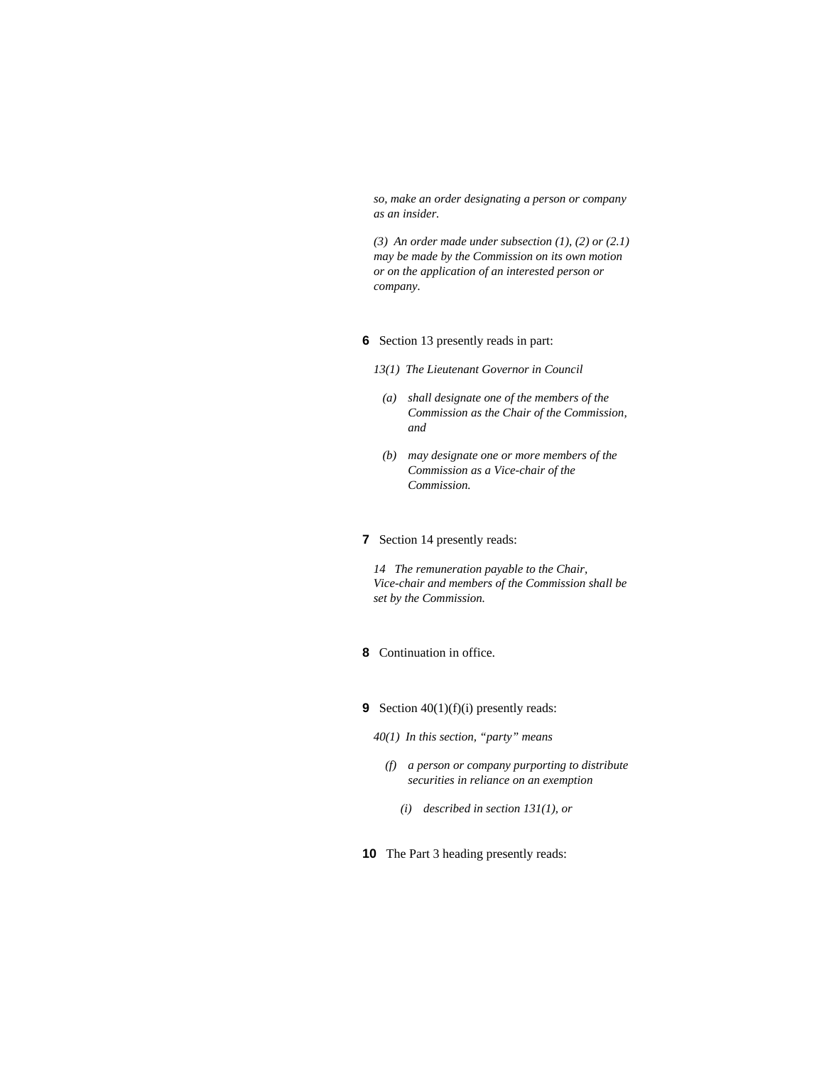*so, make an order designating a person or company as an insider.*

*(3) An order made under subsection (1), (2) or (2.1) may be made by the Commission on its own motion or on the application of an interested person or company.*

**6** Section 13 presently reads in part:

*13(1) The Lieutenant Governor in Council*

*(a) shall designate one of the members of the Commission as the Chair of the Commission, and*

*(b) may designate one or more members of the Commission as a Vice-chair of the Commission.*

**7** Section 14 presently reads:

*14 The remuneration payable to the Chair, Vice-chair and members of the Commission shall be set by the Commission.*

**8** Continuation in office.

**9** Section 40(1)(f)(i) presently reads:

*40(1) In this section, "party" means*

*(f) a person or company purporting to distribute securities in reliance on an exemption*

*(i) described in section 131(1), or*

**10** The Part 3 heading presently reads: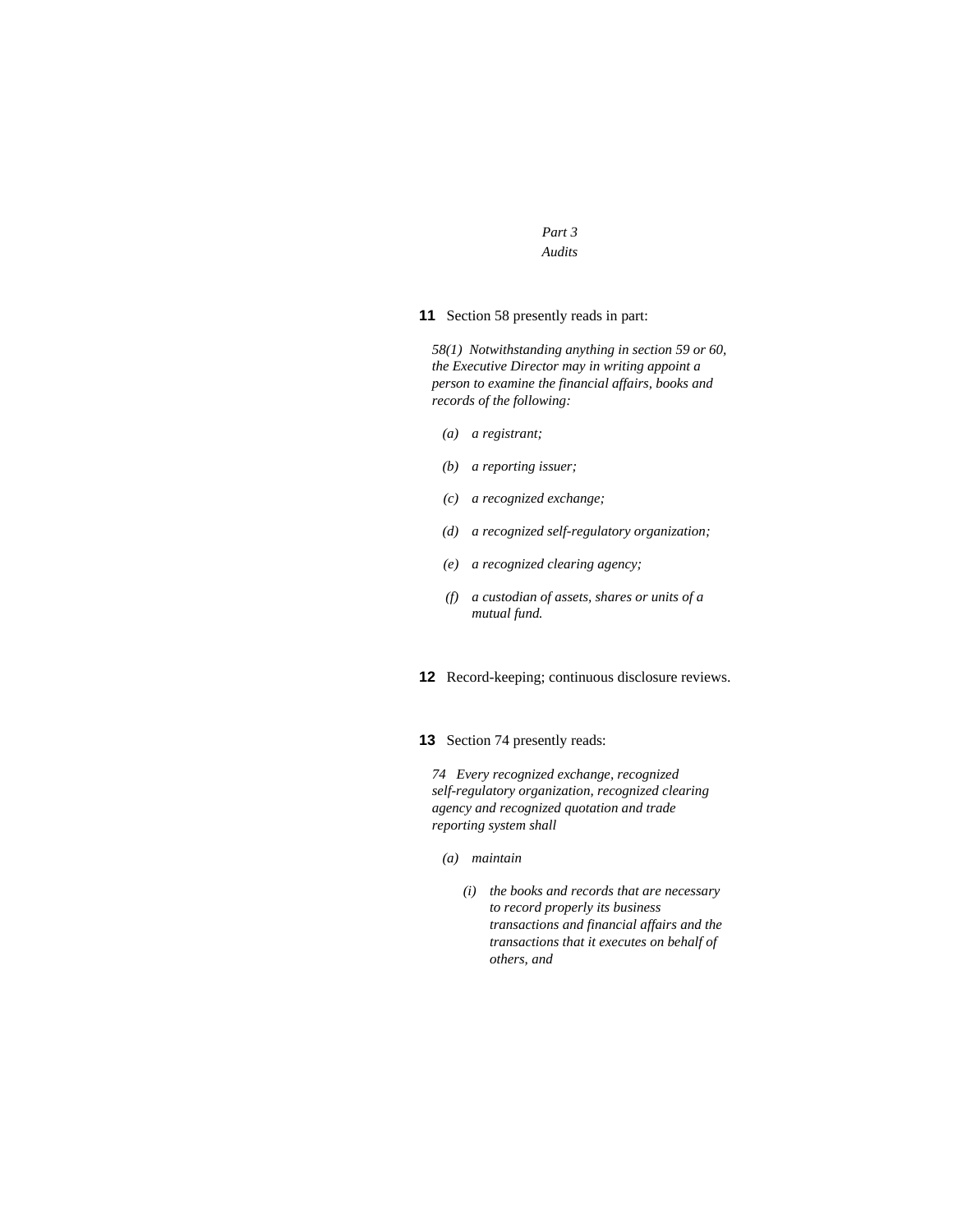*Part 3*
*Audits*

**11** Section 58 presently reads in part:

*58(1) Notwithstanding anything in section 59 or 60, the Executive Director may in writing appoint a person to examine the financial affairs, books and records of the following:*

- *(a) a registrant;*
- *(b) a reporting issuer;*
- *(c) a recognized exchange;*
- *(d) a recognized self-regulatory organization;*
- *(e) a recognized clearing agency;*
- *(f) a custodian of assets, shares or units of a mutual fund.*

**12** Record-keeping; continuous disclosure reviews.

**13** Section 74 presently reads:

*74 Every recognized exchange, recognized self-regulatory organization, recognized clearing agency and recognized quotation and trade reporting system shall*

- *(a) maintain*
  - *(i) the books and records that are necessary to record properly its business transactions and financial affairs and the transactions that it executes on behalf of others, and*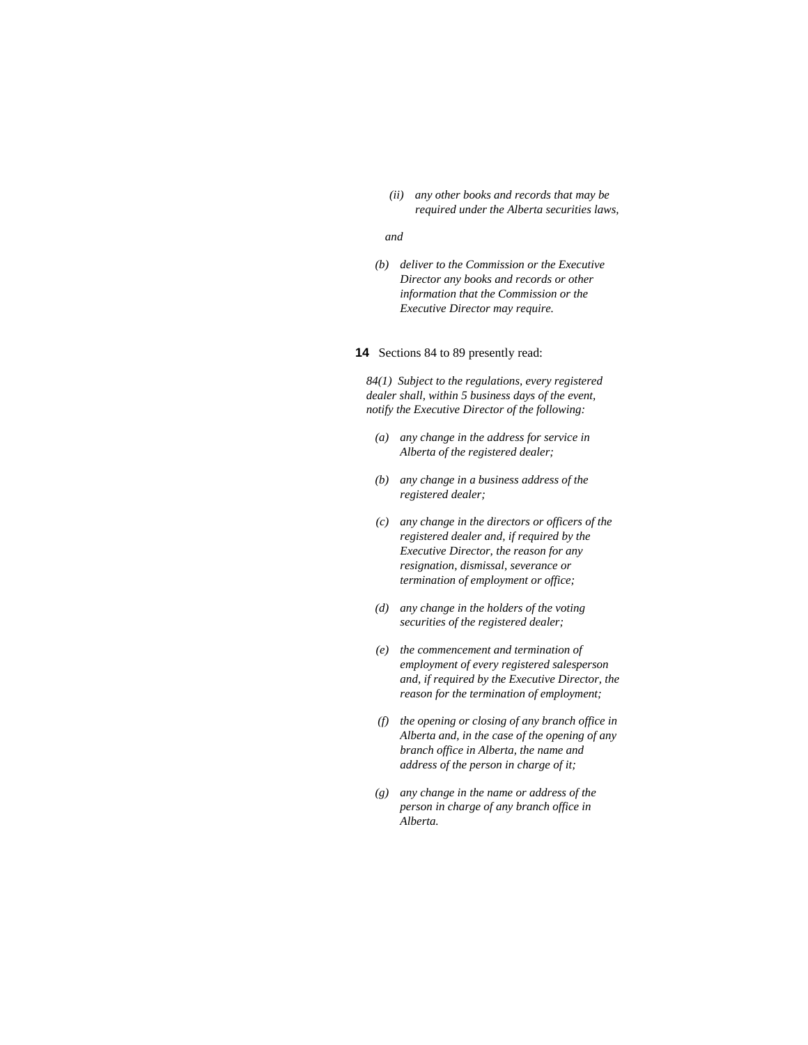*(ii) any other books and records that may be required under the Alberta securities laws,*

*and*

*(b) deliver to the Commission or the Executive Director any books and records or other information that the Commission or the Executive Director may require.*

**14** Sections 84 to 89 presently read:

*84(1) Subject to the regulations, every registered dealer shall, within 5 business days of the event, notify the Executive Director of the following:*

*(a) any change in the address for service in Alberta of the registered dealer;*

*(b) any change in a business address of the registered dealer;*

*(c) any change in the directors or officers of the registered dealer and, if required by the Executive Director, the reason for any resignation, dismissal, severance or termination of employment or office;*

*(d) any change in the holders of the voting securities of the registered dealer;*

*(e) the commencement and termination of employment of every registered salesperson and, if required by the Executive Director, the reason for the termination of employment;*

*(f) the opening or closing of any branch office in Alberta and, in the case of the opening of any branch office in Alberta, the name and address of the person in charge of it;*

*(g) any change in the name or address of the person in charge of any branch office in Alberta.*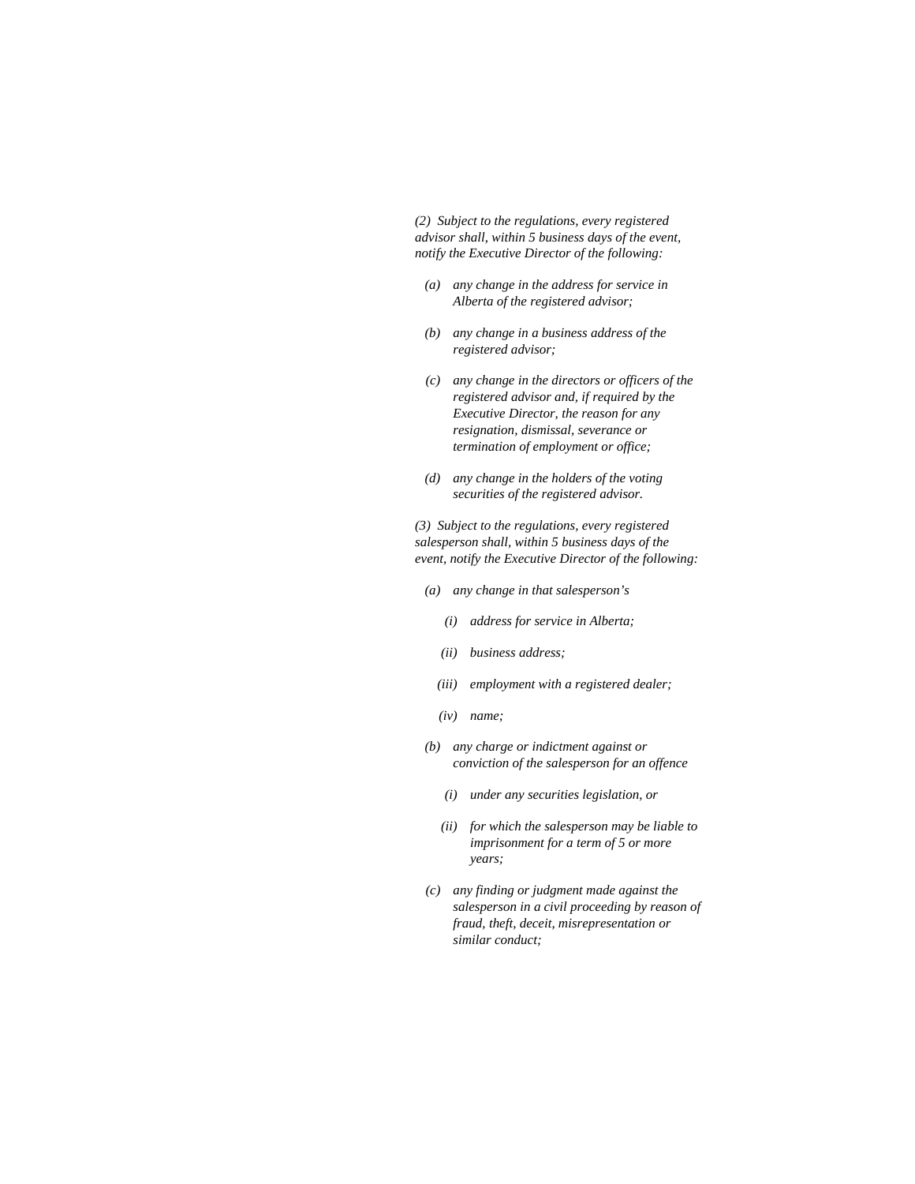*(2) Subject to the regulations, every registered advisor shall, within 5 business days of the event, notify the Executive Director of the following:*

- *(a) any change in the address for service in Alberta of the registered advisor;*
- *(b) any change in a business address of the registered advisor;*
- *(c) any change in the directors or officers of the registered advisor and, if required by the Executive Director, the reason for any resignation, dismissal, severance or termination of employment or office;*
- *(d) any change in the holders of the voting securities of the registered advisor.*

*(3) Subject to the regulations, every registered salesperson shall, within 5 business days of the event, notify the Executive Director of the following:*

- *(a) any change in that salesperson's*
  - *(i) address for service in Alberta;*
  - *(ii) business address;*
  - *(iii) employment with a registered dealer;*
  - *(iv) name;*
- *(b) any charge or indictment against or conviction of the salesperson for an offence*
  - *(i) under any securities legislation, or*
  - *(ii) for which the salesperson may be liable to imprisonment for a term of 5 or more years;*
- *(c) any finding or judgment made against the salesperson in a civil proceeding by reason of fraud, theft, deceit, misrepresentation or similar conduct;*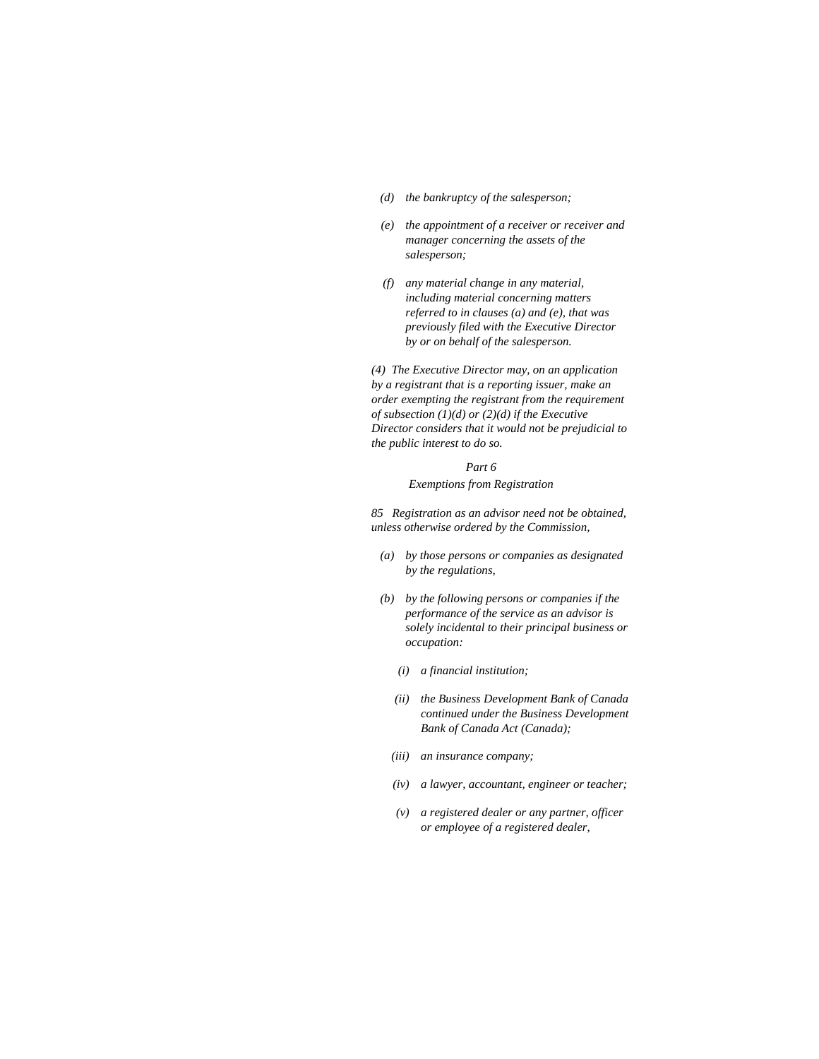*(d) the bankruptcy of the salesperson;*

*(e) the appointment of a receiver or receiver and manager concerning the assets of the salesperson;*

*(f) any material change in any material, including material concerning matters referred to in clauses (a) and (e), that was previously filed with the Executive Director by or on behalf of the salesperson.*

*(4) The Executive Director may, on an application by a registrant that is a reporting issuer, make an order exempting the registrant from the requirement of subsection (1)(d) or (2)(d) if the Executive Director considers that it would not be prejudicial to the public interest to do so.*

## *Part 6*
## *Exemptions from Registration*

*85 Registration as an advisor need not be obtained, unless otherwise ordered by the Commission,*

*(a) by those persons or companies as designated by the regulations,*

*(b) by the following persons or companies if the performance of the service as an advisor is solely incidental to their principal business or occupation:*

*(i) a financial institution;*

*(ii) the Business Development Bank of Canada continued under the Business Development Bank of Canada Act (Canada);*

*(iii) an insurance company;*

*(iv) a lawyer, accountant, engineer or teacher;*

*(v) a registered dealer or any partner, officer or employee of a registered dealer,*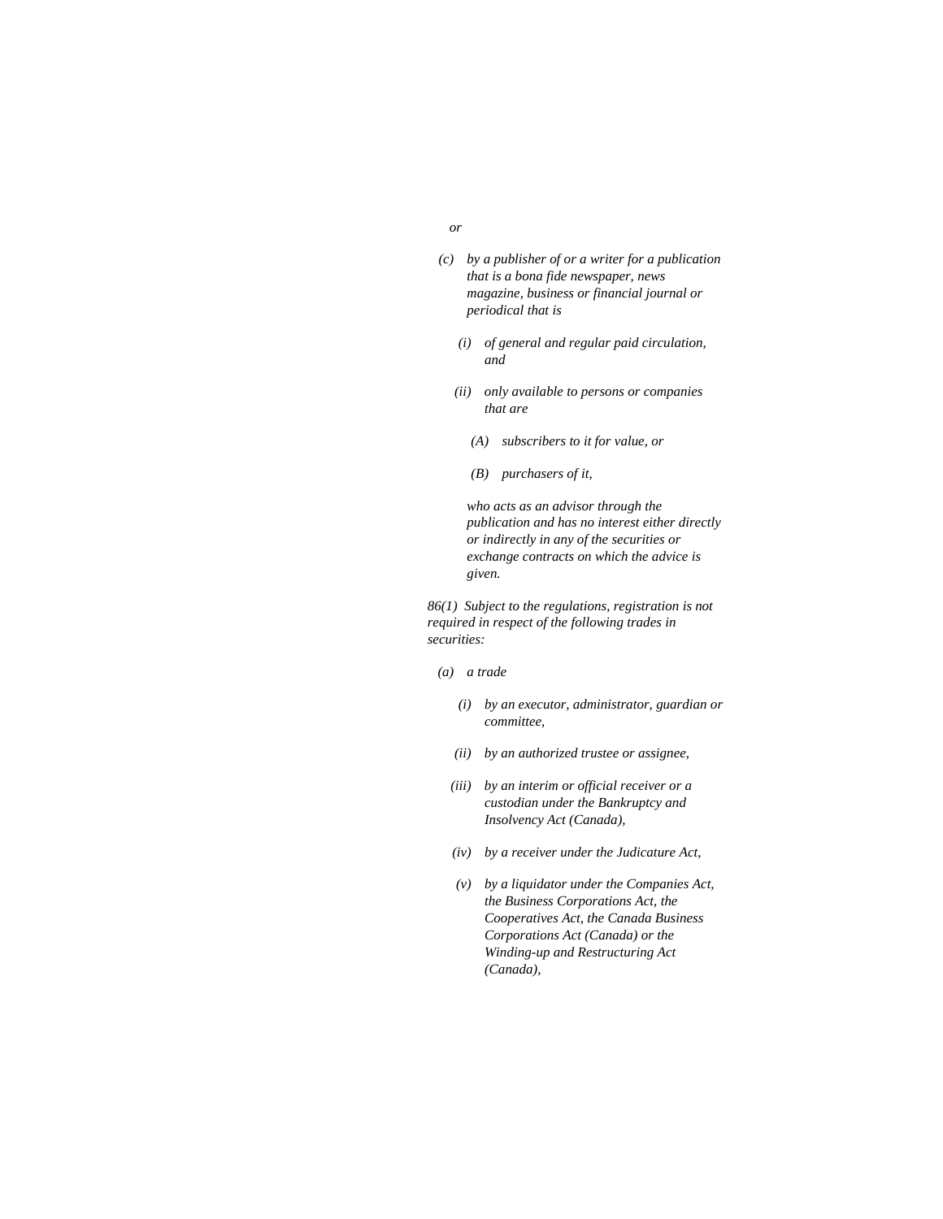*or*

*(c) by a publisher of or a writer for a publication that is a bona fide newspaper, news magazine, business or financial journal or periodical that is*

*(i) of general and regular paid circulation, and*

*(ii) only available to persons or companies that are*

*(A) subscribers to it for value, or*

*(B) purchasers of it,*

*who acts as an advisor through the publication and has no interest either directly or indirectly in any of the securities or exchange contracts on which the advice is given.*

*86(1) Subject to the regulations, registration is not required in respect of the following trades in securities:*

*(a) a trade*

*(i) by an executor, administrator, guardian or committee,*

*(ii) by an authorized trustee or assignee,*

*(iii) by an interim or official receiver or a custodian under the Bankruptcy and Insolvency Act (Canada),*

*(iv) by a receiver under the Judicature Act,*

*(v) by a liquidator under the Companies Act, the Business Corporations Act, the Cooperatives Act, the Canada Business Corporations Act (Canada) or the Winding-up and Restructuring Act (Canada),*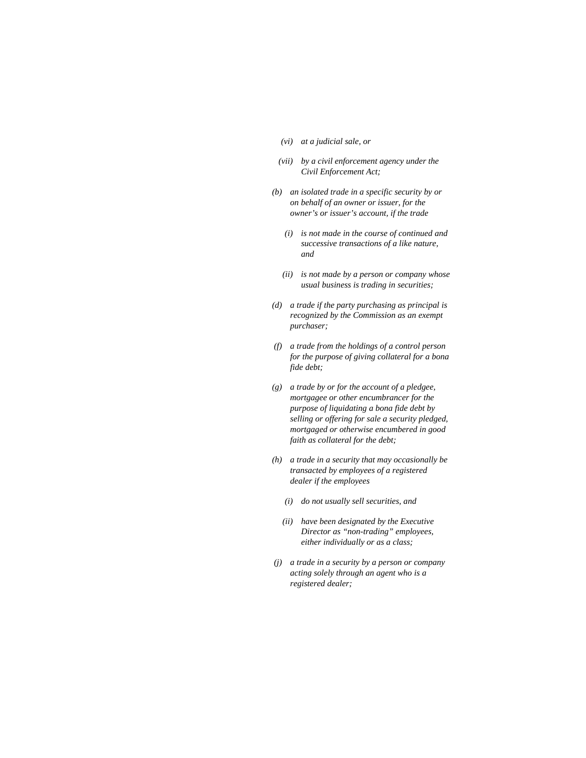*(vi) at a judicial sale, or*

*(vii) by a civil enforcement agency under the Civil Enforcement Act;*

*(b) an isolated trade in a specific security by or on behalf of an owner or issuer, for the owner's or issuer's account, if the trade*

*(i) is not made in the course of continued and successive transactions of a like nature, and*

*(ii) is not made by a person or company whose usual business is trading in securities;*

*(d) a trade if the party purchasing as principal is recognized by the Commission as an exempt purchaser;*

*(f) a trade from the holdings of a control person for the purpose of giving collateral for a bona fide debt;*

*(g) a trade by or for the account of a pledgee, mortgagee or other encumbrancer for the purpose of liquidating a bona fide debt by selling or offering for sale a security pledged, mortgaged or otherwise encumbered in good faith as collateral for the debt;*

*(h) a trade in a security that may occasionally be transacted by employees of a registered dealer if the employees*

*(i) do not usually sell securities, and*

*(ii) have been designated by the Executive Director as "non-trading" employees, either individually or as a class;*

*(j) a trade in a security by a person or company acting solely through an agent who is a registered dealer;*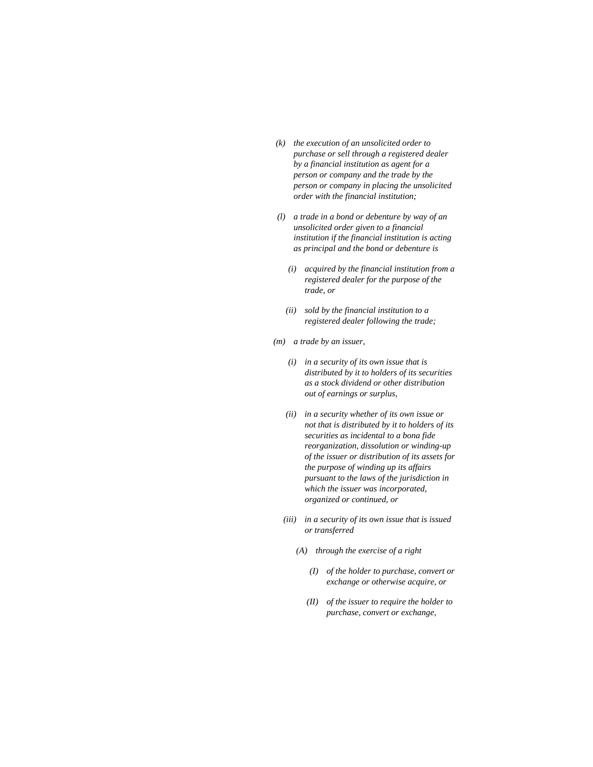*(k)* *the execution of an unsolicited order to purchase or sell through a registered dealer by a financial institution as agent for a person or company and the trade by the person or company in placing the unsolicited order with the financial institution;*

*(l)* *a trade in a bond or debenture by way of an unsolicited order given to a financial institution if the financial institution is acting as principal and the bond or debenture is*

*(i)* *acquired by the financial institution from a registered dealer for the purpose of the trade, or*

*(ii)* *sold by the financial institution to a registered dealer following the trade;*

*(m)* *a trade by an issuer,*

*(i)* *in a security of its own issue that is distributed by it to holders of its securities as a stock dividend or other distribution out of earnings or surplus,*

*(ii)* *in a security whether of its own issue or not that is distributed by it to holders of its securities as incidental to a bona fide reorganization, dissolution or winding-up of the issuer or distribution of its assets for the purpose of winding up its affairs pursuant to the laws of the jurisdiction in which the issuer was incorporated, organized or continued, or*

*(iii)* *in a security of its own issue that is issued or transferred*

*(A)* *through the exercise of a right*

*(I)* *of the holder to purchase, convert or exchange or otherwise acquire, or*

*(II)* *of the issuer to require the holder to purchase, convert or exchange,*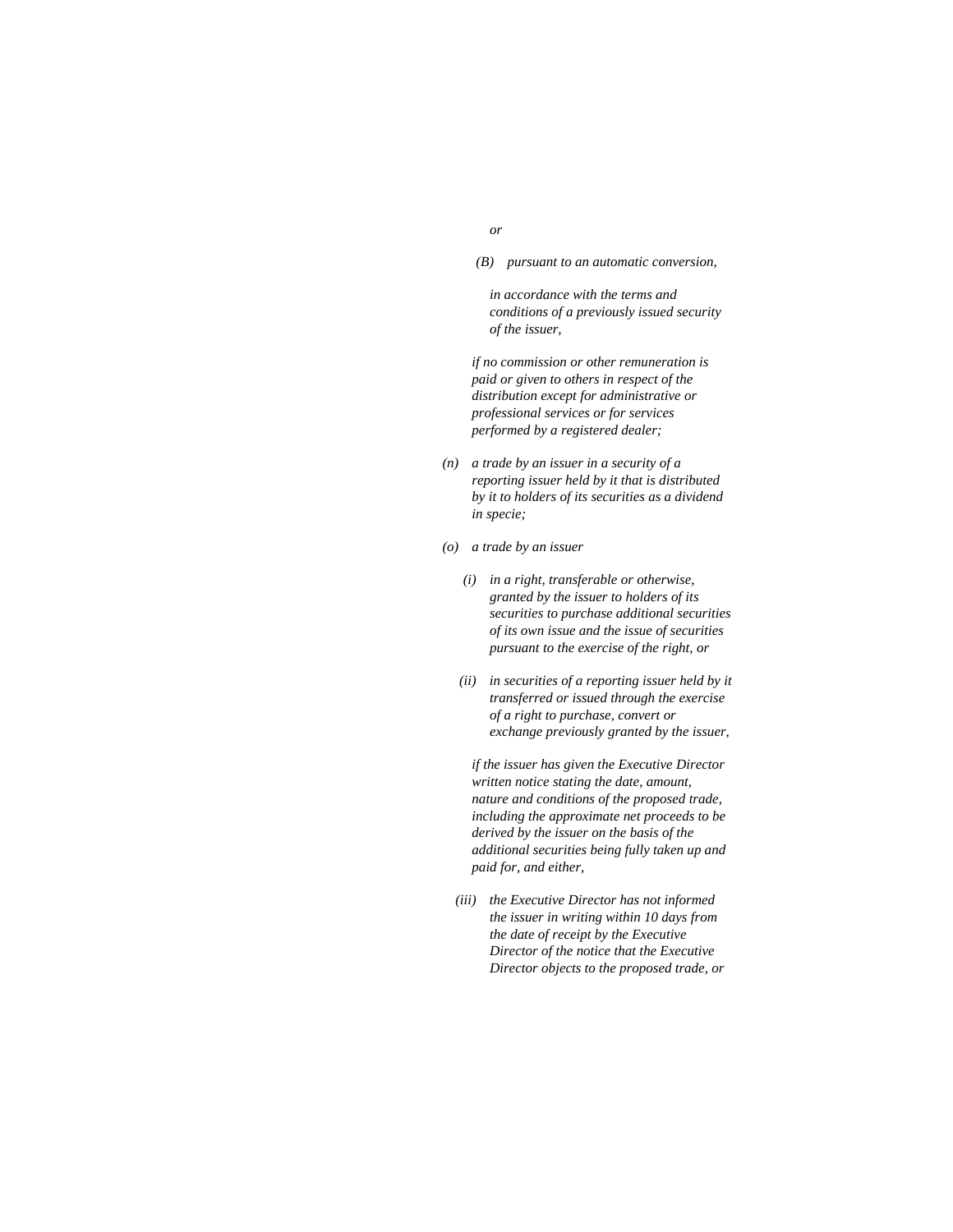*or*

*(B) pursuant to an automatic conversion,*

*in accordance with the terms and conditions of a previously issued security of the issuer,*

*if no commission or other remuneration is paid or given to others in respect of the distribution except for administrative or professional services or for services performed by a registered dealer;*

*(n) a trade by an issuer in a security of a reporting issuer held by it that is distributed by it to holders of its securities as a dividend in specie;*

*(o) a trade by an issuer*

*(i) in a right, transferable or otherwise, granted by the issuer to holders of its securities to purchase additional securities of its own issue and the issue of securities pursuant to the exercise of the right, or*

*(ii) in securities of a reporting issuer held by it transferred or issued through the exercise of a right to purchase, convert or exchange previously granted by the issuer,*

*if the issuer has given the Executive Director written notice stating the date, amount, nature and conditions of the proposed trade, including the approximate net proceeds to be derived by the issuer on the basis of the additional securities being fully taken up and paid for, and either,*

*(iii) the Executive Director has not informed the issuer in writing within 10 days from the date of receipt by the Executive Director of the notice that the Executive Director objects to the proposed trade, or*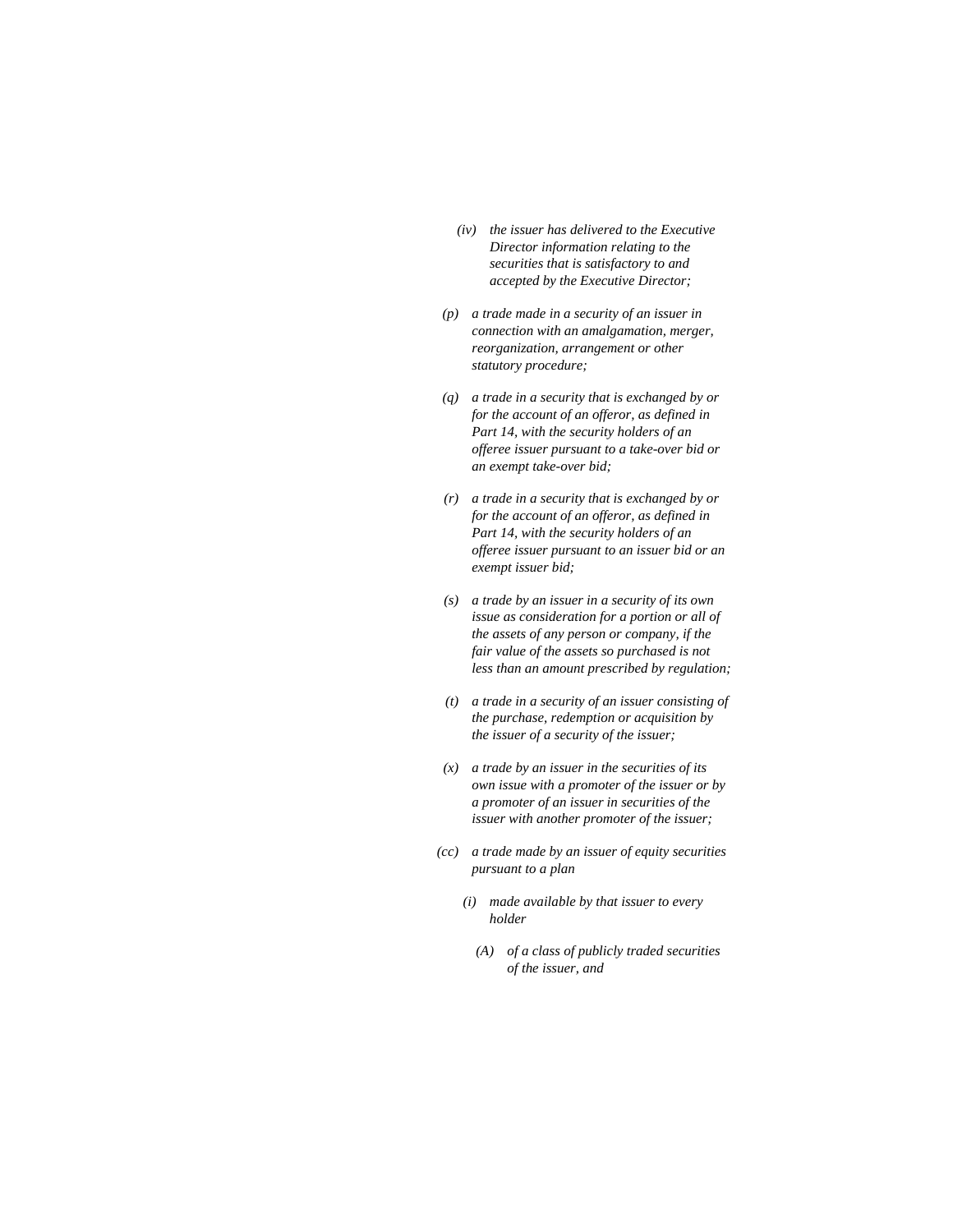*(iv) the issuer has delivered to the Executive Director information relating to the securities that is satisfactory to and accepted by the Executive Director;*

*(p) a trade made in a security of an issuer in connection with an amalgamation, merger, reorganization, arrangement or other statutory procedure;*

*(q) a trade in a security that is exchanged by or for the account of an offeror, as defined in Part 14, with the security holders of an offeree issuer pursuant to a take-over bid or an exempt take-over bid;*

*(r) a trade in a security that is exchanged by or for the account of an offeror, as defined in Part 14, with the security holders of an offeree issuer pursuant to an issuer bid or an exempt issuer bid;*

*(s) a trade by an issuer in a security of its own issue as consideration for a portion or all of the assets of any person or company, if the fair value of the assets so purchased is not less than an amount prescribed by regulation;*

*(t) a trade in a security of an issuer consisting of the purchase, redemption or acquisition by the issuer of a security of the issuer;*

*(x) a trade by an issuer in the securities of its own issue with a promoter of the issuer or by a promoter of an issuer in securities of the issuer with another promoter of the issuer;*

*(cc) a trade made by an issuer of equity securities pursuant to a plan*

*(i) made available by that issuer to every holder*

*(A) of a class of publicly traded securities of the issuer, and*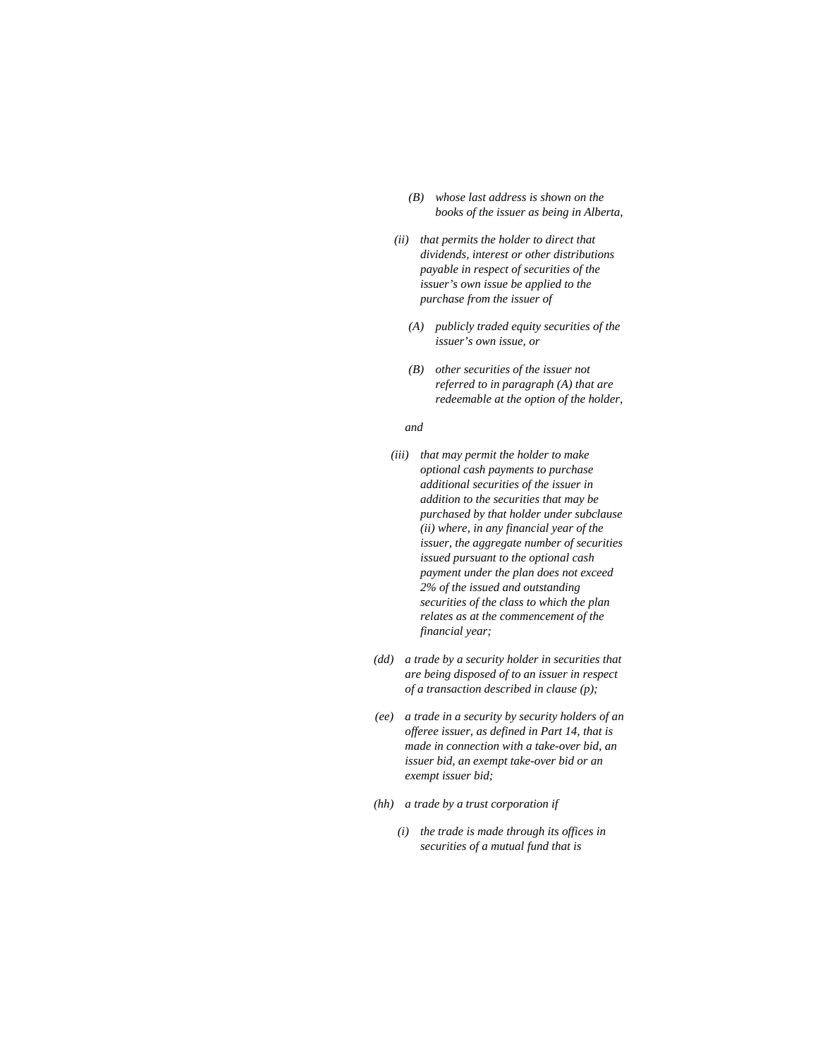*(B) whose last address is shown on the books of the issuer as being in Alberta,*

*(ii) that permits the holder to direct that dividends, interest or other distributions payable in respect of securities of the issuer's own issue be applied to the purchase from the issuer of*

*(A) publicly traded equity securities of the issuer's own issue, or*

*(B) other securities of the issuer not referred to in paragraph (A) that are redeemable at the option of the holder,*

*and*

*(iii) that may permit the holder to make optional cash payments to purchase additional securities of the issuer in addition to the securities that may be purchased by that holder under subclause (ii) where, in any financial year of the issuer, the aggregate number of securities issued pursuant to the optional cash payment under the plan does not exceed 2% of the issued and outstanding securities of the class to which the plan relates as at the commencement of the financial year;*

*(dd) a trade by a security holder in securities that are being disposed of to an issuer in respect of a transaction described in clause (p);*

*(ee) a trade in a security by security holders of an offeree issuer, as defined in Part 14, that is made in connection with a take-over bid, an issuer bid, an exempt take-over bid or an exempt issuer bid;*

*(hh) a trade by a trust corporation if*

*(i) the trade is made through its offices in securities of a mutual fund that is*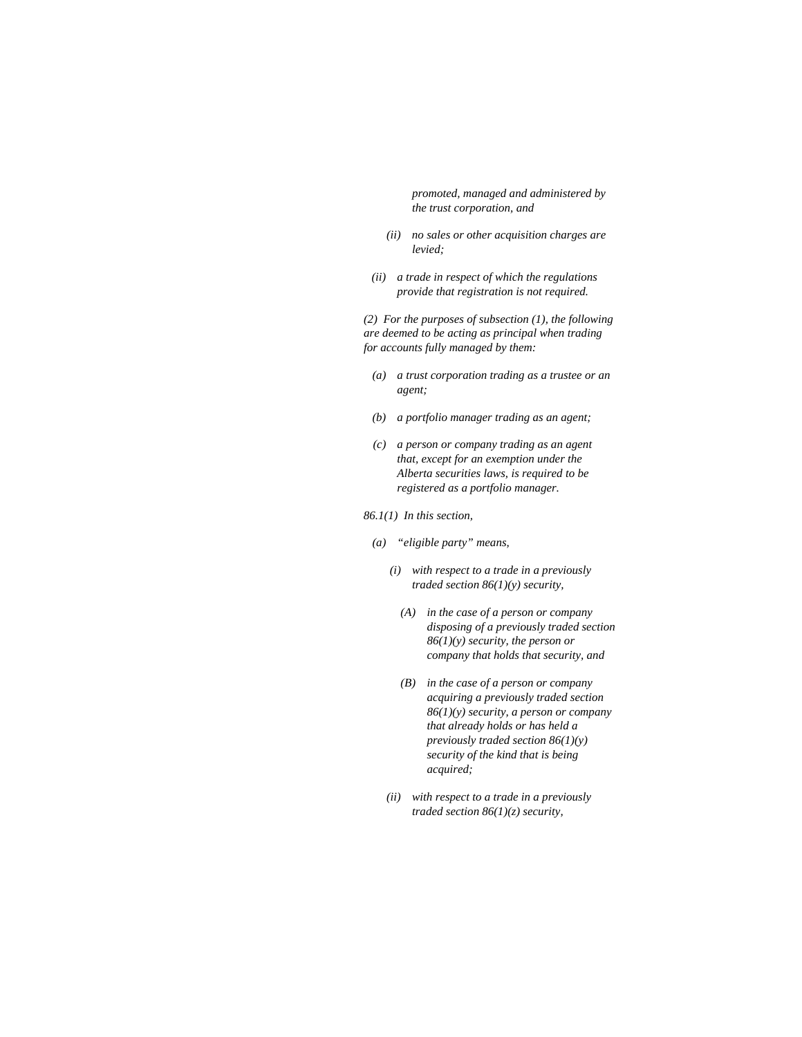*promoted, managed and administered by the trust corporation, and*

*(ii) no sales or other acquisition charges are levied;*

*(ii) a trade in respect of which the regulations provide that registration is not required.*

*(2) For the purposes of subsection (1), the following are deemed to be acting as principal when trading for accounts fully managed by them:*

*(a) a trust corporation trading as a trustee or an agent;*

*(b) a portfolio manager trading as an agent;*

*(c) a person or company trading as an agent that, except for an exemption under the Alberta securities laws, is required to be registered as a portfolio manager.*

*86.1(1) In this section,*

*(a) "eligible party" means,*

*(i) with respect to a trade in a previously traded section 86(1)(y) security,*

*(A) in the case of a person or company disposing of a previously traded section 86(1)(y) security, the person or company that holds that security, and*

*(B) in the case of a person or company acquiring a previously traded section 86(1)(y) security, a person or company that already holds or has held a previously traded section 86(1)(y) security of the kind that is being acquired;*

*(ii) with respect to a trade in a previously traded section 86(1)(z) security,*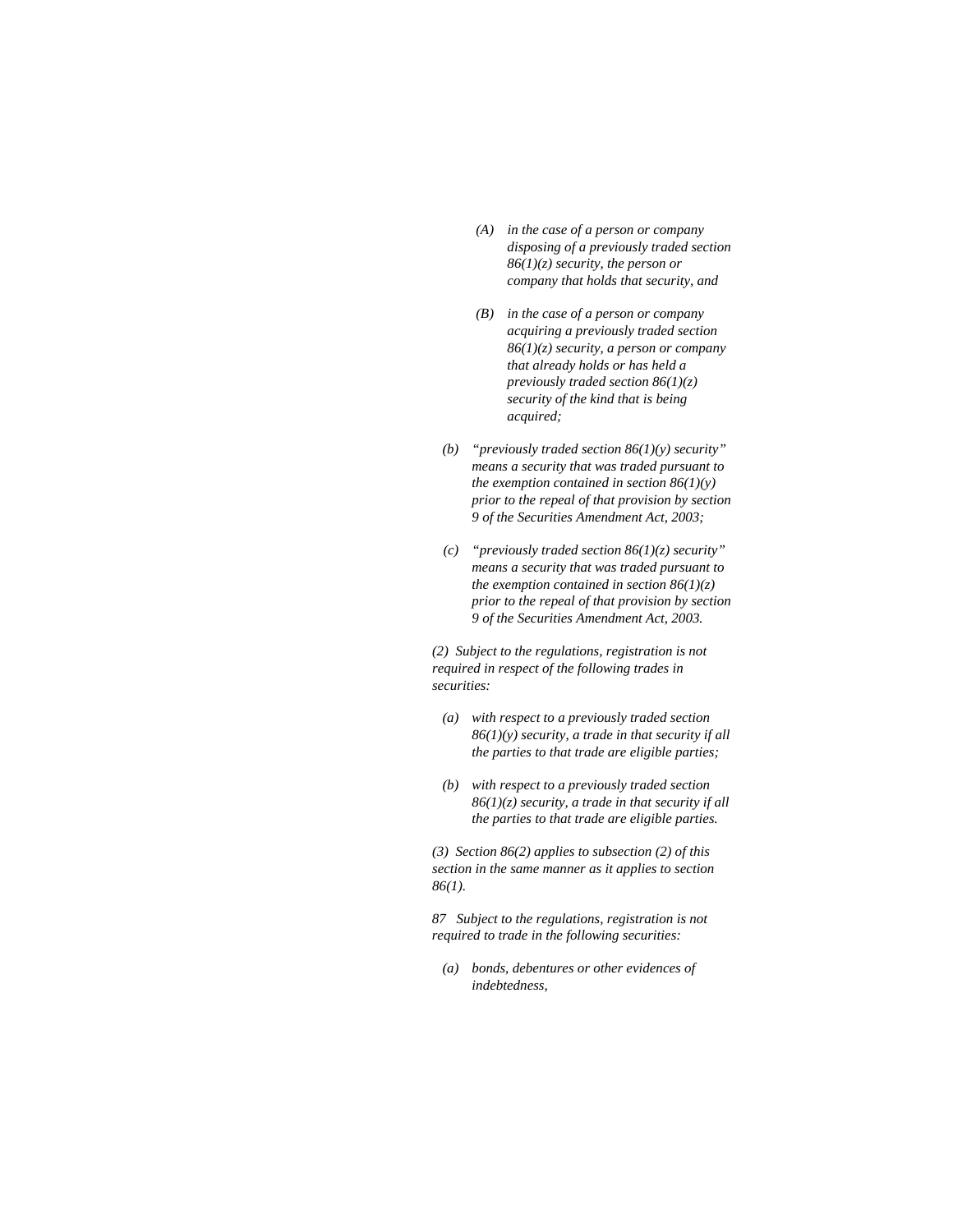*(A) in the case of a person or company disposing of a previously traded section 86(1)(z) security, the person or company that holds that security, and*

*(B) in the case of a person or company acquiring a previously traded section 86(1)(z) security, a person or company that already holds or has held a previously traded section 86(1)(z) security of the kind that is being acquired;*

*(b) "previously traded section 86(1)(y) security" means a security that was traded pursuant to the exemption contained in section 86(1)(y) prior to the repeal of that provision by section 9 of the Securities Amendment Act, 2003;*

*(c) "previously traded section 86(1)(z) security" means a security that was traded pursuant to the exemption contained in section 86(1)(z) prior to the repeal of that provision by section 9 of the Securities Amendment Act, 2003.*

*(2) Subject to the regulations, registration is not required in respect of the following trades in securities:*

*(a) with respect to a previously traded section 86(1)(y) security, a trade in that security if all the parties to that trade are eligible parties;*

*(b) with respect to a previously traded section 86(1)(z) security, a trade in that security if all the parties to that trade are eligible parties.*

*(3) Section 86(2) applies to subsection (2) of this section in the same manner as it applies to section 86(1).*

*87 Subject to the regulations, registration is not required to trade in the following securities:*

*(a) bonds, debentures or other evidences of indebtedness,*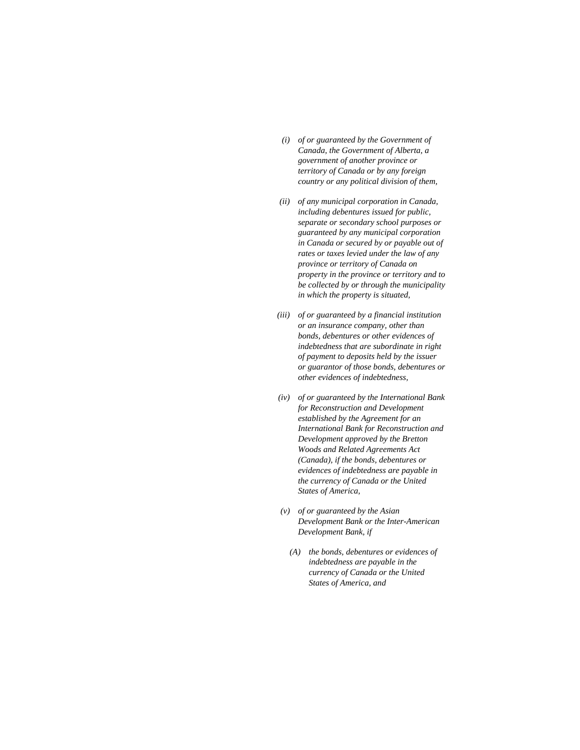*(i) of or guaranteed by the Government of Canada, the Government of Alberta, a government of another province or territory of Canada or by any foreign country or any political division of them,*

*(ii) of any municipal corporation in Canada, including debentures issued for public, separate or secondary school purposes or guaranteed by any municipal corporation in Canada or secured by or payable out of rates or taxes levied under the law of any province or territory of Canada on property in the province or territory and to be collected by or through the municipality in which the property is situated,*

*(iii) of or guaranteed by a financial institution or an insurance company, other than bonds, debentures or other evidences of indebtedness that are subordinate in right of payment to deposits held by the issuer or guarantor of those bonds, debentures or other evidences of indebtedness,*

*(iv) of or guaranteed by the International Bank for Reconstruction and Development established by the Agreement for an International Bank for Reconstruction and Development approved by the Bretton Woods and Related Agreements Act (Canada), if the bonds, debentures or evidences of indebtedness are payable in the currency of Canada or the United States of America,*

*(v) of or guaranteed by the Asian Development Bank or the Inter-American Development Bank, if*

*(A) the bonds, debentures or evidences of indebtedness are payable in the currency of Canada or the United States of America, and*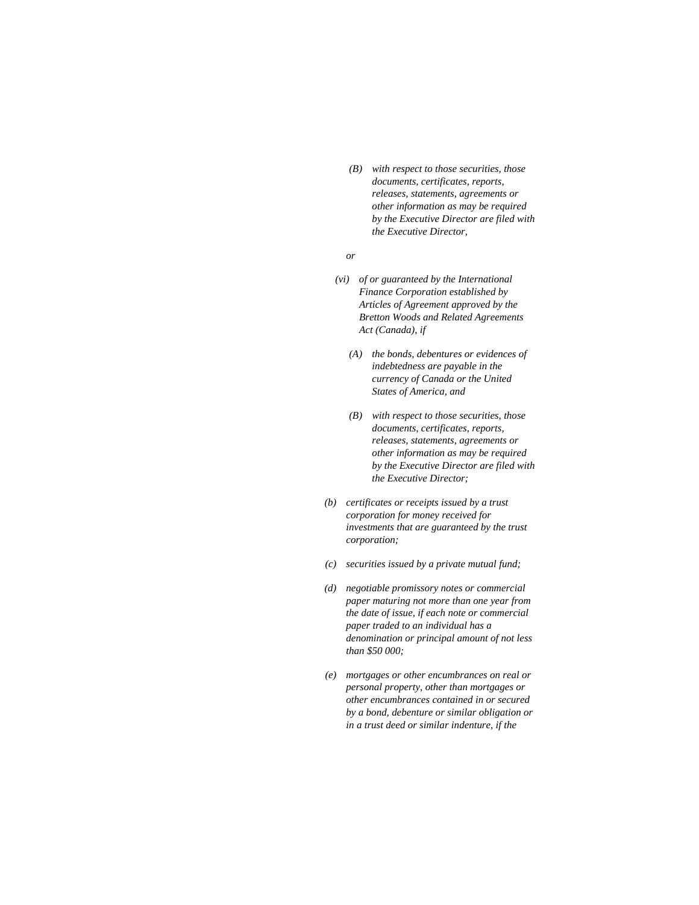*(B) with respect to those securities, those documents, certificates, reports, releases, statements, agreements or other information as may be required by the Executive Director are filed with the Executive Director,*

*or*

*(vi) of or guaranteed by the International Finance Corporation established by Articles of Agreement approved by the Bretton Woods and Related Agreements Act (Canada), if*

*(A) the bonds, debentures or evidences of indebtedness are payable in the currency of Canada or the United States of America, and*

*(B) with respect to those securities, those documents, certificates, reports, releases, statements, agreements or other information as may be required by the Executive Director are filed with the Executive Director;*

*(b) certificates or receipts issued by a trust corporation for money received for investments that are guaranteed by the trust corporation;*

*(c) securities issued by a private mutual fund;*

*(d) negotiable promissory notes or commercial paper maturing not more than one year from the date of issue, if each note or commercial paper traded to an individual has a denomination or principal amount of not less than $50 000;*

*(e) mortgages or other encumbrances on real or personal property, other than mortgages or other encumbrances contained in or secured by a bond, debenture or similar obligation or in a trust deed or similar indenture, if the*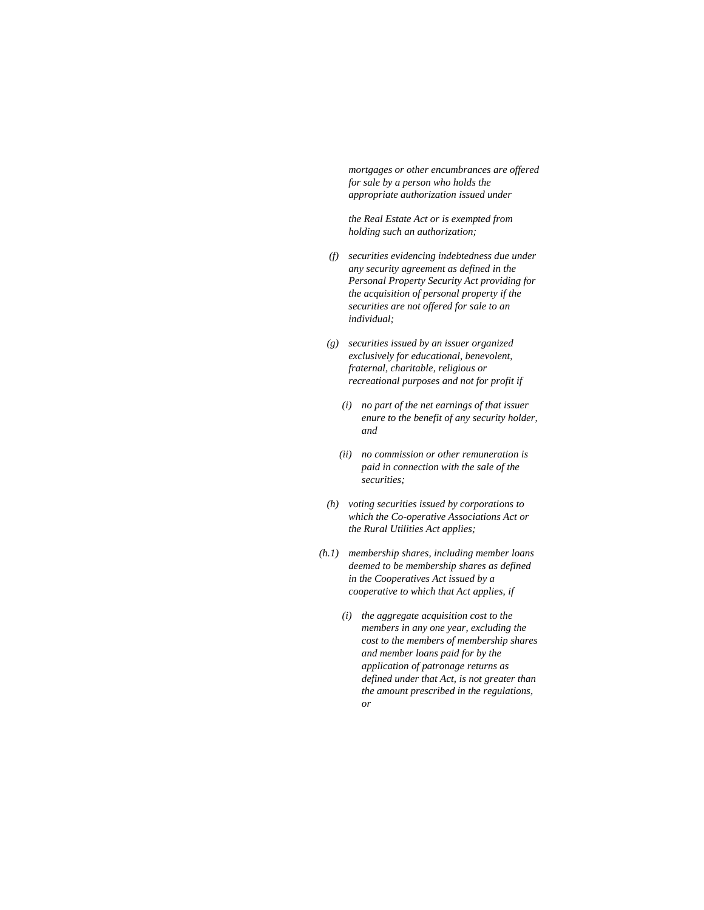*mortgages or other encumbrances are offered for sale by a person who holds the appropriate authorization issued under*

*the Real Estate Act or is exempted from holding such an authorization;*

*(f) securities evidencing indebtedness due under any security agreement as defined in the Personal Property Security Act providing for the acquisition of personal property if the securities are not offered for sale to an individual;*

*(g) securities issued by an issuer organized exclusively for educational, benevolent, fraternal, charitable, religious or recreational purposes and not for profit if*

*(i) no part of the net earnings of that issuer enure to the benefit of any security holder, and*

*(ii) no commission or other remuneration is paid in connection with the sale of the securities;*

*(h) voting securities issued by corporations to which the Co-operative Associations Act or the Rural Utilities Act applies;*

*(h.1) membership shares, including member loans deemed to be membership shares as defined in the Cooperatives Act issued by a cooperative to which that Act applies, if*

*(i) the aggregate acquisition cost to the members in any one year, excluding the cost to the members of membership shares and member loans paid for by the application of patronage returns as defined under that Act, is not greater than the amount prescribed in the regulations, or*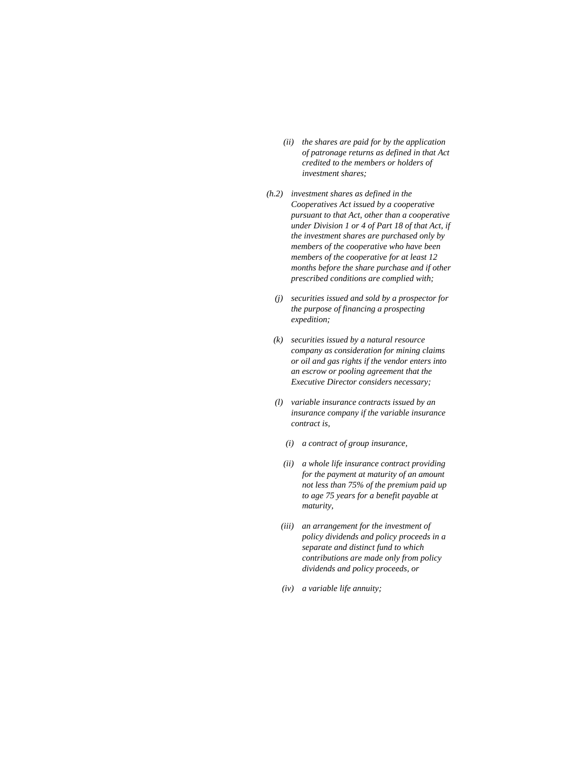*(ii) the shares are paid for by the application of patronage returns as defined in that Act credited to the members or holders of investment shares;*

*(h.2) investment shares as defined in the Cooperatives Act issued by a cooperative pursuant to that Act, other than a cooperative under Division 1 or 4 of Part 18 of that Act, if the investment shares are purchased only by members of the cooperative who have been members of the cooperative for at least 12 months before the share purchase and if other prescribed conditions are complied with;*

*(j) securities issued and sold by a prospector for the purpose of financing a prospecting expedition;*

*(k) securities issued by a natural resource company as consideration for mining claims or oil and gas rights if the vendor enters into an escrow or pooling agreement that the Executive Director considers necessary;*

*(l) variable insurance contracts issued by an insurance company if the variable insurance contract is,*

*(i) a contract of group insurance,*

*(ii) a whole life insurance contract providing for the payment at maturity of an amount not less than 75% of the premium paid up to age 75 years for a benefit payable at maturity,*

*(iii) an arrangement for the investment of policy dividends and policy proceeds in a separate and distinct fund to which contributions are made only from policy dividends and policy proceeds, or*

*(iv) a variable life annuity;*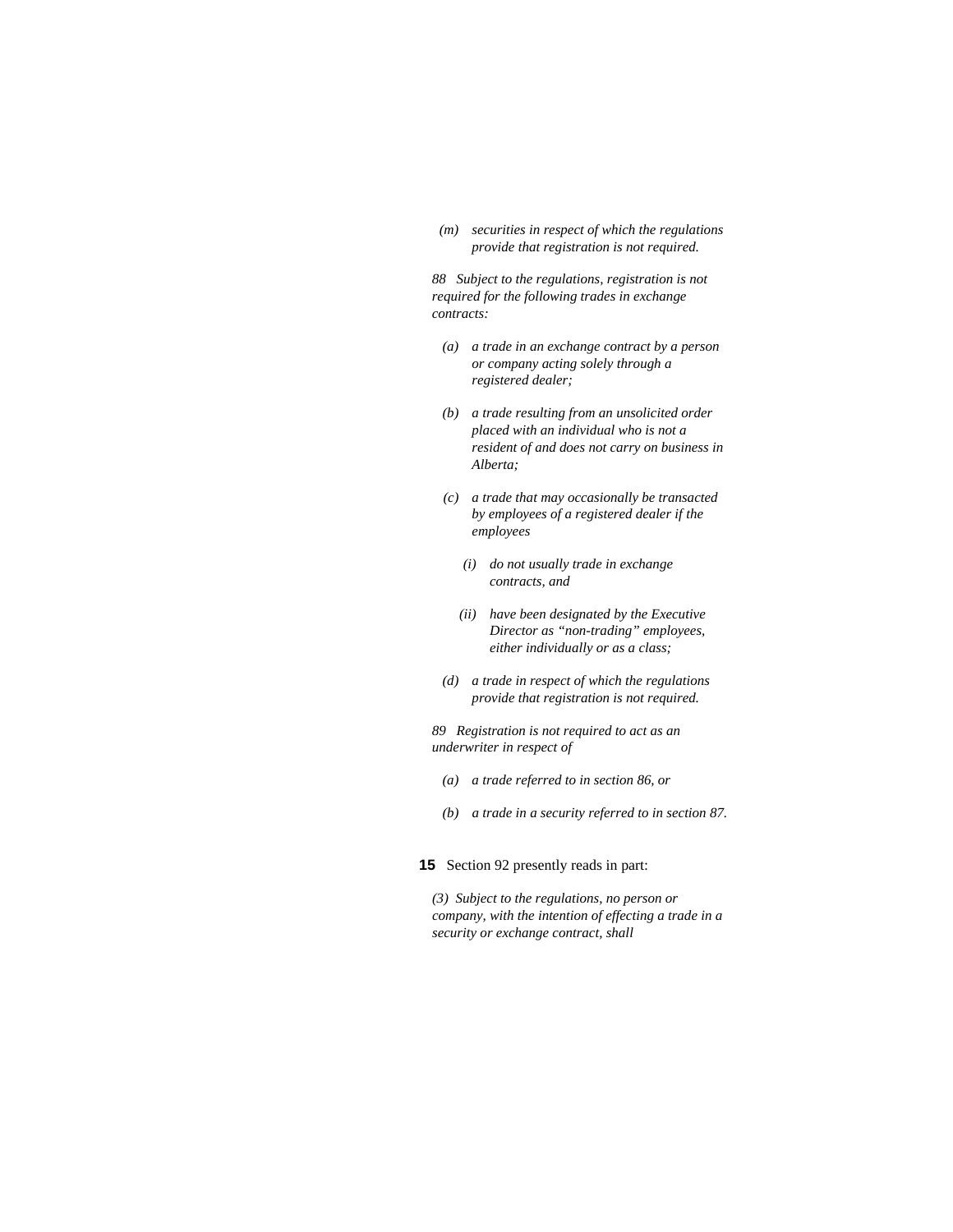*(m) securities in respect of which the regulations provide that registration is not required.*

*88 Subject to the regulations, registration is not required for the following trades in exchange contracts:*

*(a) a trade in an exchange contract by a person or company acting solely through a registered dealer;*

*(b) a trade resulting from an unsolicited order placed with an individual who is not a resident of and does not carry on business in Alberta;*

*(c) a trade that may occasionally be transacted by employees of a registered dealer if the employees*

*(i) do not usually trade in exchange contracts, and*

*(ii) have been designated by the Executive Director as "non-trading" employees, either individually or as a class;*

*(d) a trade in respect of which the regulations provide that registration is not required.*

*89 Registration is not required to act as an underwriter in respect of*

*(a) a trade referred to in section 86, or*

*(b) a trade in a security referred to in section 87.*

**15** Section 92 presently reads in part:

*(3) Subject to the regulations, no person or company, with the intention of effecting a trade in a security or exchange contract, shall*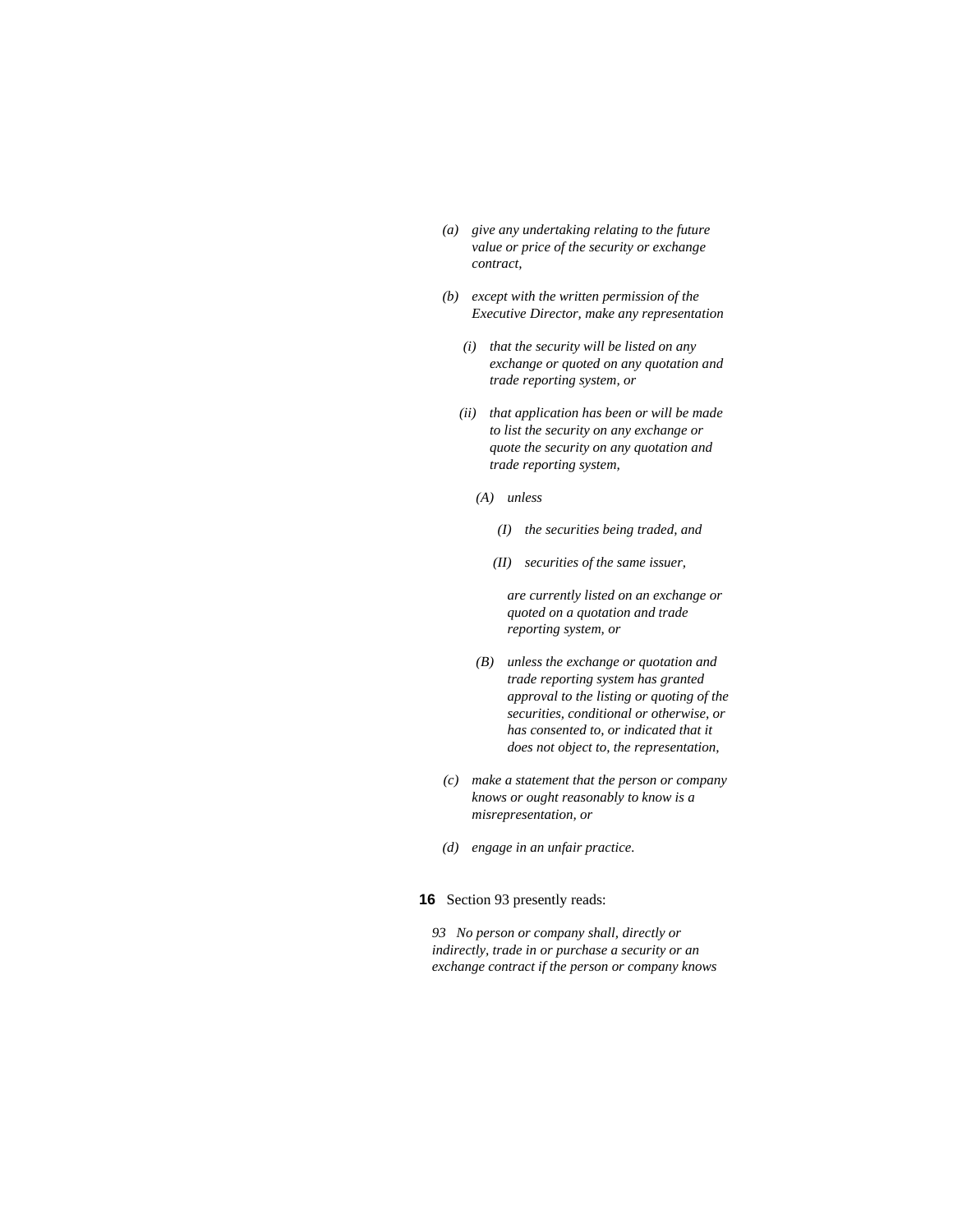*(a) give any undertaking relating to the future value or price of the security or exchange contract,*

*(b) except with the written permission of the Executive Director, make any representation*

*(i) that the security will be listed on any exchange or quoted on any quotation and trade reporting system, or*

*(ii) that application has been or will be made to list the security on any exchange or quote the security on any quotation and trade reporting system,*

*(A) unless*

*(I) the securities being traded, and*

*(II) securities of the same issuer,*

*are currently listed on an exchange or quoted on a quotation and trade reporting system, or*

*(B) unless the exchange or quotation and trade reporting system has granted approval to the listing or quoting of the securities, conditional or otherwise, or has consented to, or indicated that it does not object to, the representation,*

*(c) make a statement that the person or company knows or ought reasonably to know is a misrepresentation, or*

*(d) engage in an unfair practice.*

**16** Section 93 presently reads:

*93 No person or company shall, directly or indirectly, trade in or purchase a security or an exchange contract if the person or company knows*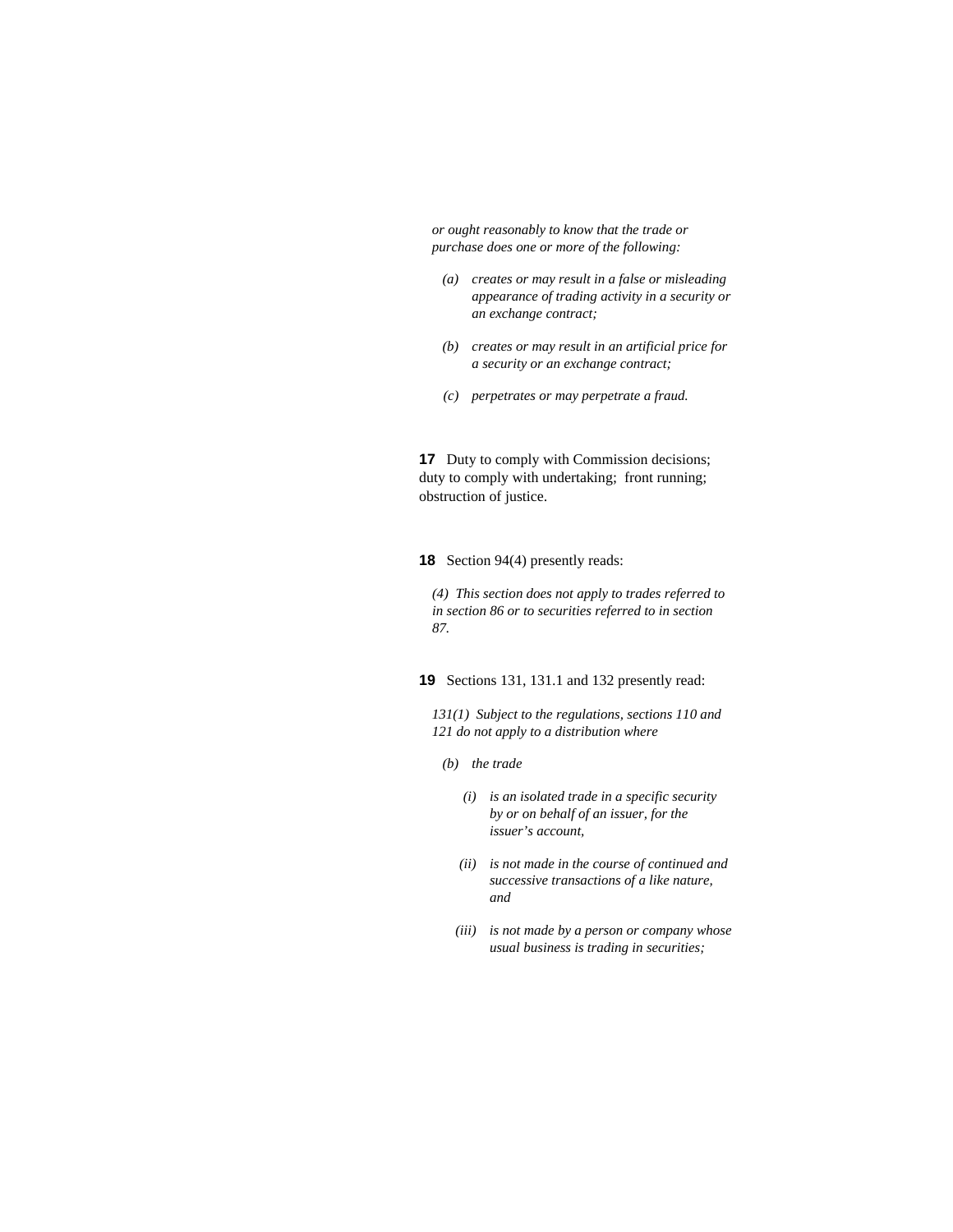*or ought reasonably to know that the trade or purchase does one or more of the following:*

> *(a)* *creates or may result in a false or misleading appearance of trading activity in a security or an exchange contract;*
>
> *(b)* *creates or may result in an artificial price for a security or an exchange contract;*
>
> *(c)* *perpetrates or may perpetrate a fraud.*

**17** Duty to comply with Commission decisions; duty to comply with undertaking; front running; obstruction of justice.

**18** Section 94(4) presently reads:

*(4) This section does not apply to trades referred to in section 86 or to securities referred to in section 87.*

**19** Sections 131, 131.1 and 132 presently read:

*131(1) Subject to the regulations, sections 110 and 121 do not apply to a distribution where*

> *(b)* *the trade*
>
> > *(i)* *is an isolated trade in a specific security by or on behalf of an issuer, for the issuer's account,*
> >
> > *(ii)* *is not made in the course of continued and successive transactions of a like nature, and*
> >
> > *(iii)* *is not made by a person or company whose usual business is trading in securities;*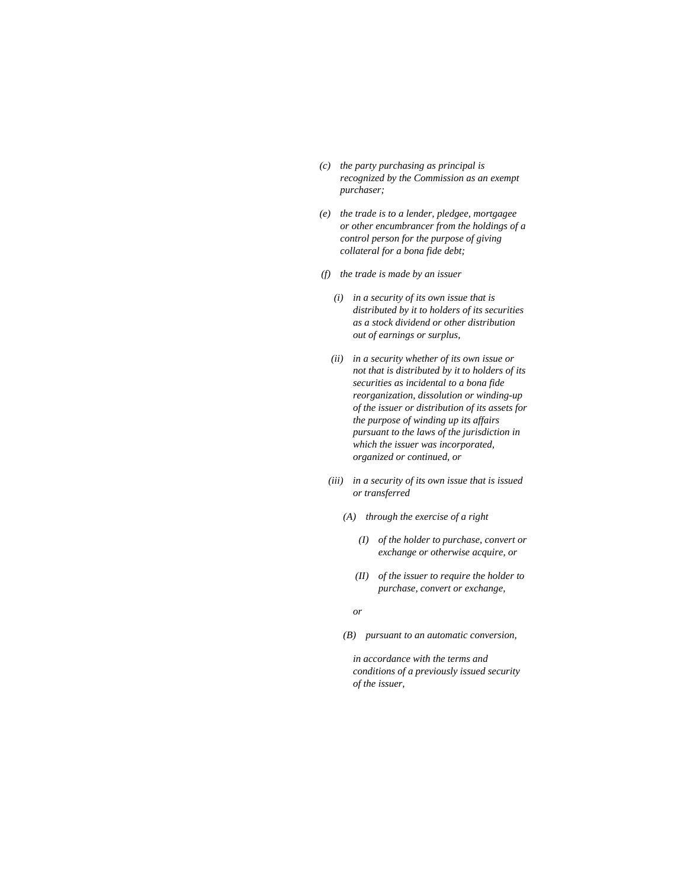*(c) the party purchasing as principal is recognized by the Commission as an exempt purchaser;*

*(e) the trade is to a lender, pledgee, mortgagee or other encumbrancer from the holdings of a control person for the purpose of giving collateral for a bona fide debt;*

*(f) the trade is made by an issuer*

*(i) in a security of its own issue that is distributed by it to holders of its securities as a stock dividend or other distribution out of earnings or surplus,*

*(ii) in a security whether of its own issue or not that is distributed by it to holders of its securities as incidental to a bona fide reorganization, dissolution or winding-up of the issuer or distribution of its assets for the purpose of winding up its affairs pursuant to the laws of the jurisdiction in which the issuer was incorporated, organized or continued, or*

*(iii) in a security of its own issue that is issued or transferred*

*(A) through the exercise of a right*

*(I) of the holder to purchase, convert or exchange or otherwise acquire, or*

*(II) of the issuer to require the holder to purchase, convert or exchange,*

*or*

*(B) pursuant to an automatic conversion,*

*in accordance with the terms and conditions of a previously issued security of the issuer,*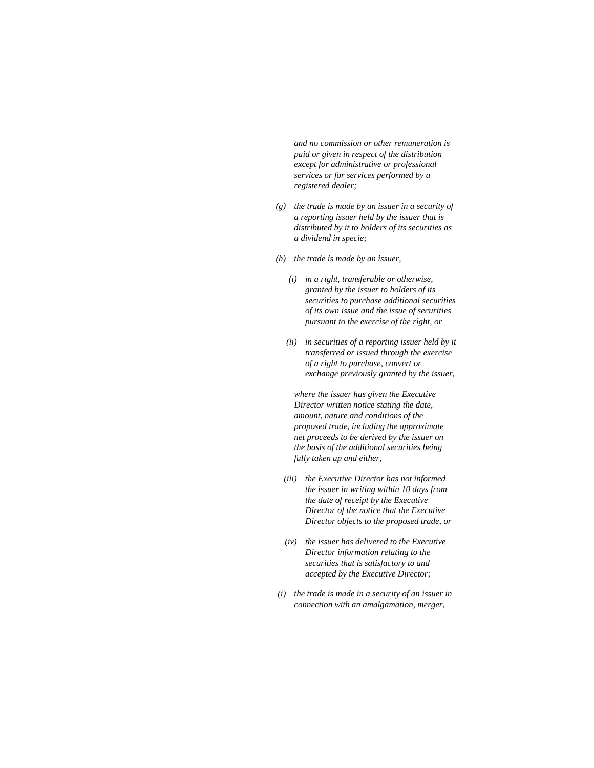*and no commission or other remuneration is paid or given in respect of the distribution except for administrative or professional services or for services performed by a registered dealer;*

*(g) the trade is made by an issuer in a security of a reporting issuer held by the issuer that is distributed by it to holders of its securities as a dividend in specie;*

*(h) the trade is made by an issuer,*

*(i) in a right, transferable or otherwise, granted by the issuer to holders of its securities to purchase additional securities of its own issue and the issue of securities pursuant to the exercise of the right, or*

*(ii) in securities of a reporting issuer held by it transferred or issued through the exercise of a right to purchase, convert or exchange previously granted by the issuer,*

*where the issuer has given the Executive Director written notice stating the date, amount, nature and conditions of the proposed trade, including the approximate net proceeds to be derived by the issuer on the basis of the additional securities being fully taken up and either,*

*(iii) the Executive Director has not informed the issuer in writing within 10 days from the date of receipt by the Executive Director of the notice that the Executive Director objects to the proposed trade, or*

*(iv) the issuer has delivered to the Executive Director information relating to the securities that is satisfactory to and accepted by the Executive Director;*

*(i) the trade is made in a security of an issuer in connection with an amalgamation, merger,*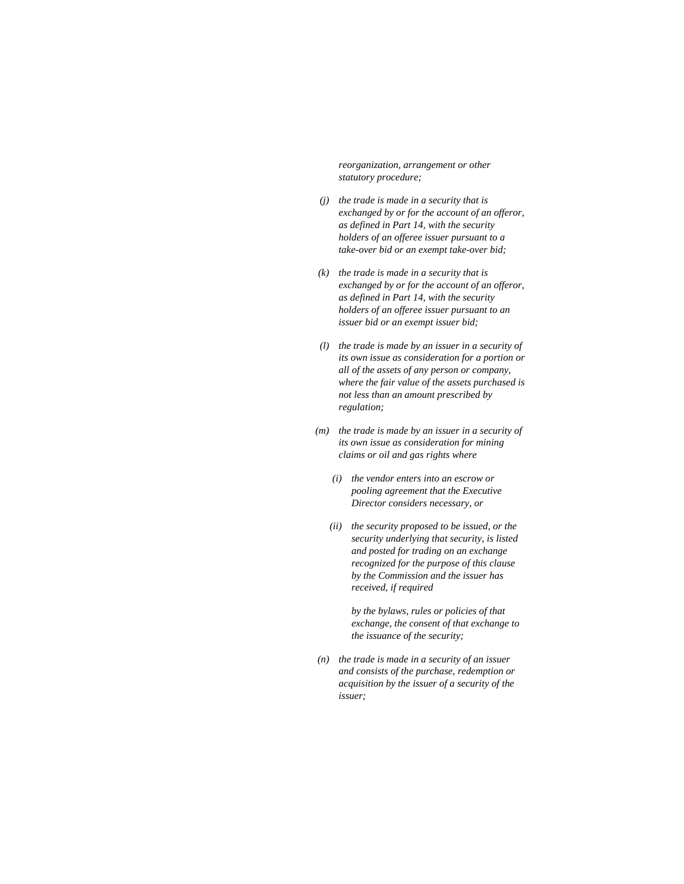*reorganization, arrangement or other statutory procedure;*

*(j) the trade is made in a security that is exchanged by or for the account of an offeror, as defined in Part 14, with the security holders of an offeree issuer pursuant to a take-over bid or an exempt take-over bid;*

*(k) the trade is made in a security that is exchanged by or for the account of an offeror, as defined in Part 14, with the security holders of an offeree issuer pursuant to an issuer bid or an exempt issuer bid;*

*(l) the trade is made by an issuer in a security of its own issue as consideration for a portion or all of the assets of any person or company, where the fair value of the assets purchased is not less than an amount prescribed by regulation;*

*(m) the trade is made by an issuer in a security of its own issue as consideration for mining claims or oil and gas rights where*

*(i) the vendor enters into an escrow or pooling agreement that the Executive Director considers necessary, or*

*(ii) the security proposed to be issued, or the security underlying that security, is listed and posted for trading on an exchange recognized for the purpose of this clause by the Commission and the issuer has received, if required*

*by the bylaws, rules or policies of that exchange, the consent of that exchange to the issuance of the security;*

*(n) the trade is made in a security of an issuer and consists of the purchase, redemption or acquisition by the issuer of a security of the issuer;*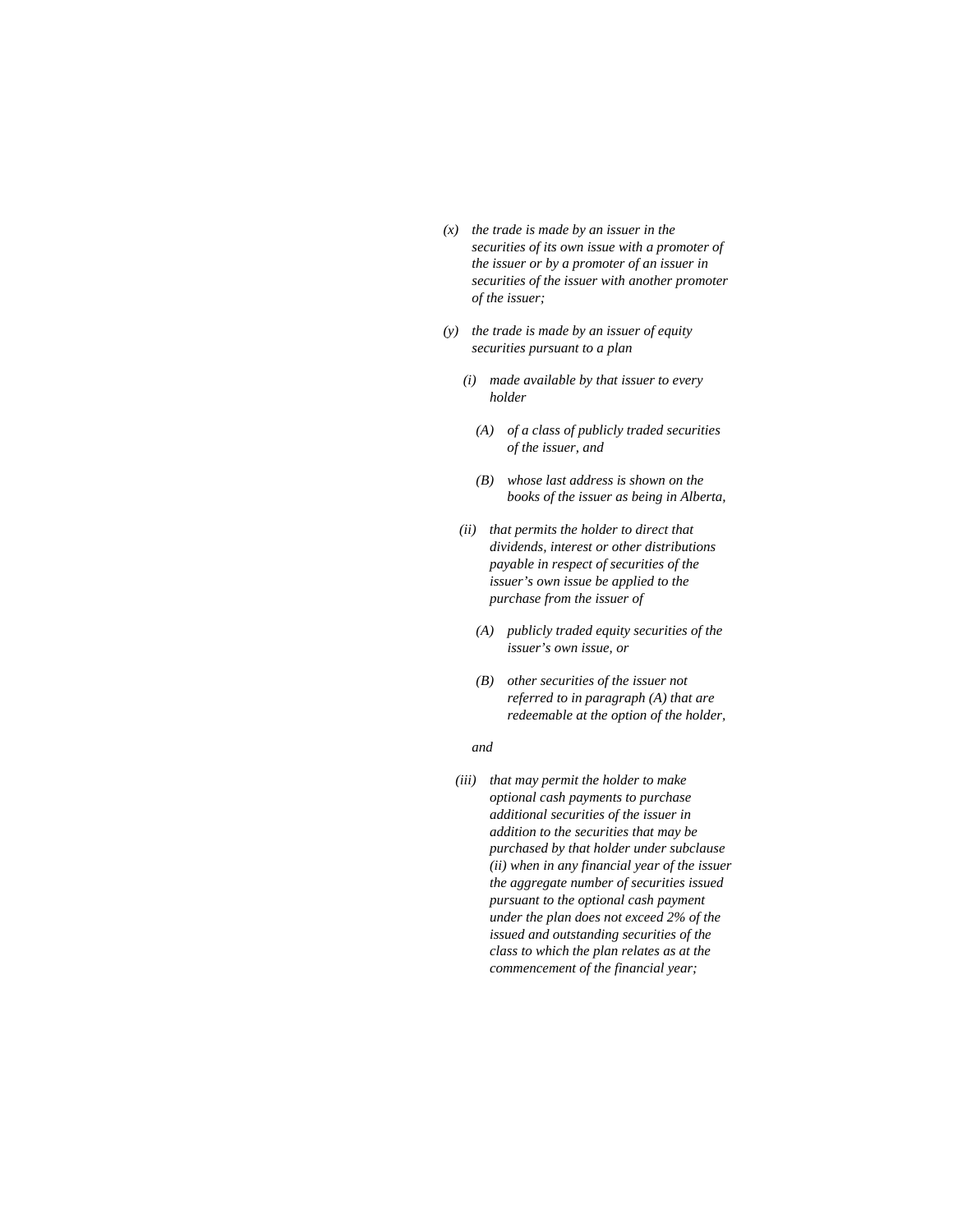*(x) the trade is made by an issuer in the securities of its own issue with a promoter of the issuer or by a promoter of an issuer in securities of the issuer with another promoter of the issuer;*

*(y) the trade is made by an issuer of equity securities pursuant to a plan*

*(i) made available by that issuer to every holder*

*(A) of a class of publicly traded securities of the issuer, and*

*(B) whose last address is shown on the books of the issuer as being in Alberta,*

*(ii) that permits the holder to direct that dividends, interest or other distributions payable in respect of securities of the issuer's own issue be applied to the purchase from the issuer of*

*(A) publicly traded equity securities of the issuer's own issue, or*

*(B) other securities of the issuer not referred to in paragraph (A) that are redeemable at the option of the holder,*

*and*

*(iii) that may permit the holder to make optional cash payments to purchase additional securities of the issuer in addition to the securities that may be purchased by that holder under subclause (ii) when in any financial year of the issuer the aggregate number of securities issued pursuant to the optional cash payment under the plan does not exceed 2% of the issued and outstanding securities of the class to which the plan relates as at the commencement of the financial year;*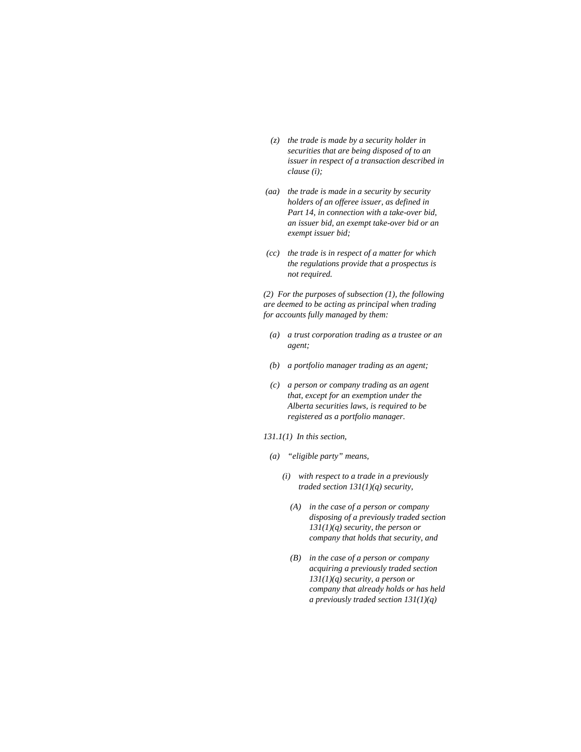*(z) the trade is made by a security holder in securities that are being disposed of to an issuer in respect of a transaction described in clause (i);*

*(aa) the trade is made in a security by security holders of an offeree issuer, as defined in Part 14, in connection with a take-over bid, an issuer bid, an exempt take-over bid or an exempt issuer bid;*

*(cc) the trade is in respect of a matter for which the regulations provide that a prospectus is not required.*

*(2) For the purposes of subsection (1), the following are deemed to be acting as principal when trading for accounts fully managed by them:*

*(a) a trust corporation trading as a trustee or an agent;*

*(b) a portfolio manager trading as an agent;*

*(c) a person or company trading as an agent that, except for an exemption under the Alberta securities laws, is required to be registered as a portfolio manager.*

*131.1(1) In this section,*

*(a) "eligible party" means,*

*(i) with respect to a trade in a previously traded section 131(1)(q) security,*

*(A) in the case of a person or company disposing of a previously traded section 131(1)(q) security, the person or company that holds that security, and*

*(B) in the case of a person or company acquiring a previously traded section 131(1)(q) security, a person or company that already holds or has held a previously traded section 131(1)(q)*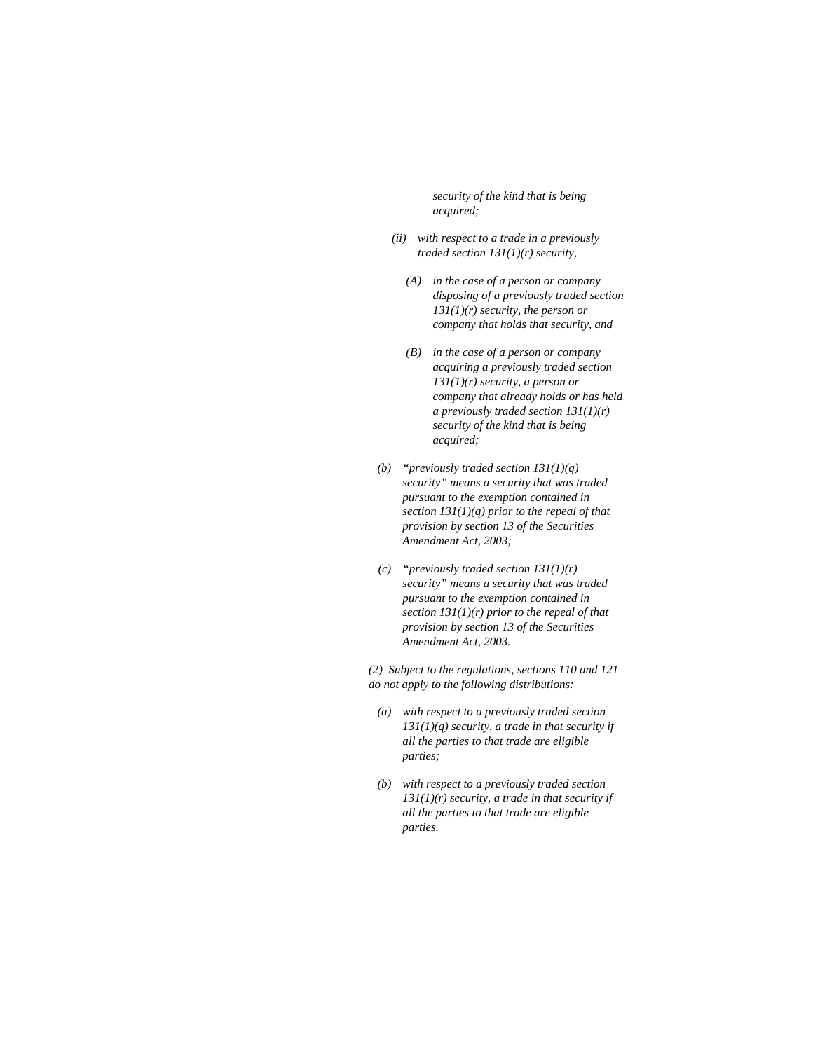*security of the kind that is being acquired;*

*(ii) with respect to a trade in a previously traded section 131(1)(r) security,*

*(A) in the case of a person or company disposing of a previously traded section 131(1)(r) security, the person or company that holds that security, and*

*(B) in the case of a person or company acquiring a previously traded section 131(1)(r) security, a person or company that already holds or has held a previously traded section 131(1)(r) security of the kind that is being acquired;*

*(b) "previously traded section 131(1)(q) security" means a security that was traded pursuant to the exemption contained in section 131(1)(q) prior to the repeal of that provision by section 13 of the Securities Amendment Act, 2003;*

*(c) "previously traded section 131(1)(r) security" means a security that was traded pursuant to the exemption contained in section 131(1)(r) prior to the repeal of that provision by section 13 of the Securities Amendment Act, 2003.*

*(2) Subject to the regulations, sections 110 and 121 do not apply to the following distributions:*

*(a) with respect to a previously traded section 131(1)(q) security, a trade in that security if all the parties to that trade are eligible parties;*

*(b) with respect to a previously traded section 131(1)(r) security, a trade in that security if all the parties to that trade are eligible parties.*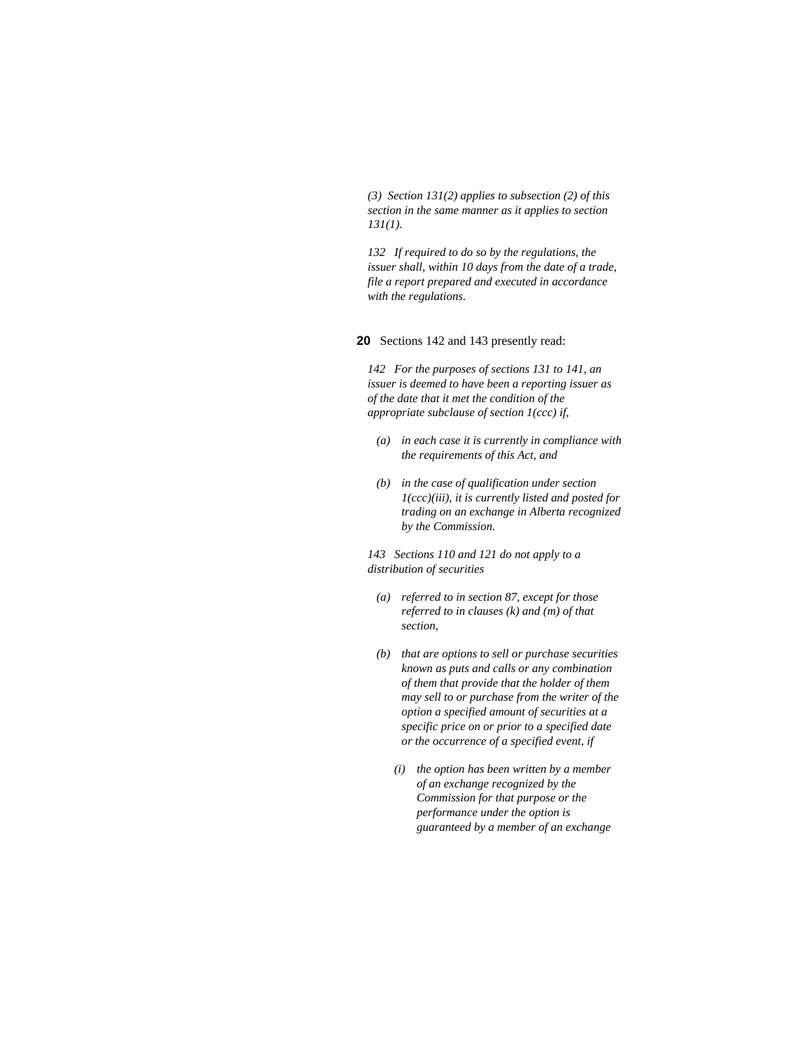*(3) Section 131(2) applies to subsection (2) of this section in the same manner as it applies to section 131(1).*

*132 If required to do so by the regulations, the issuer shall, within 10 days from the date of a trade, file a report prepared and executed in accordance with the regulations.*

**20** Sections 142 and 143 presently read:

*142 For the purposes of sections 131 to 141, an issuer is deemed to have been a reporting issuer as of the date that it met the condition of the appropriate subclause of section 1(ccc) if,*

- *(a) in each case it is currently in compliance with the requirements of this Act, and*
- *(b) in the case of qualification under section 1(ccc)(iii), it is currently listed and posted for trading on an exchange in Alberta recognized by the Commission.*

*143 Sections 110 and 121 do not apply to a distribution of securities*

- *(a) referred to in section 87, except for those referred to in clauses (k) and (m) of that section,*
- *(b) that are options to sell or purchase securities known as puts and calls or any combination of them that provide that the holder of them may sell to or purchase from the writer of the option a specified amount of securities at a specific price on or prior to a specified date or the occurrence of a specified event, if*
  - *(i) the option has been written by a member of an exchange recognized by the Commission for that purpose or the performance under the option is guaranteed by a member of an exchange*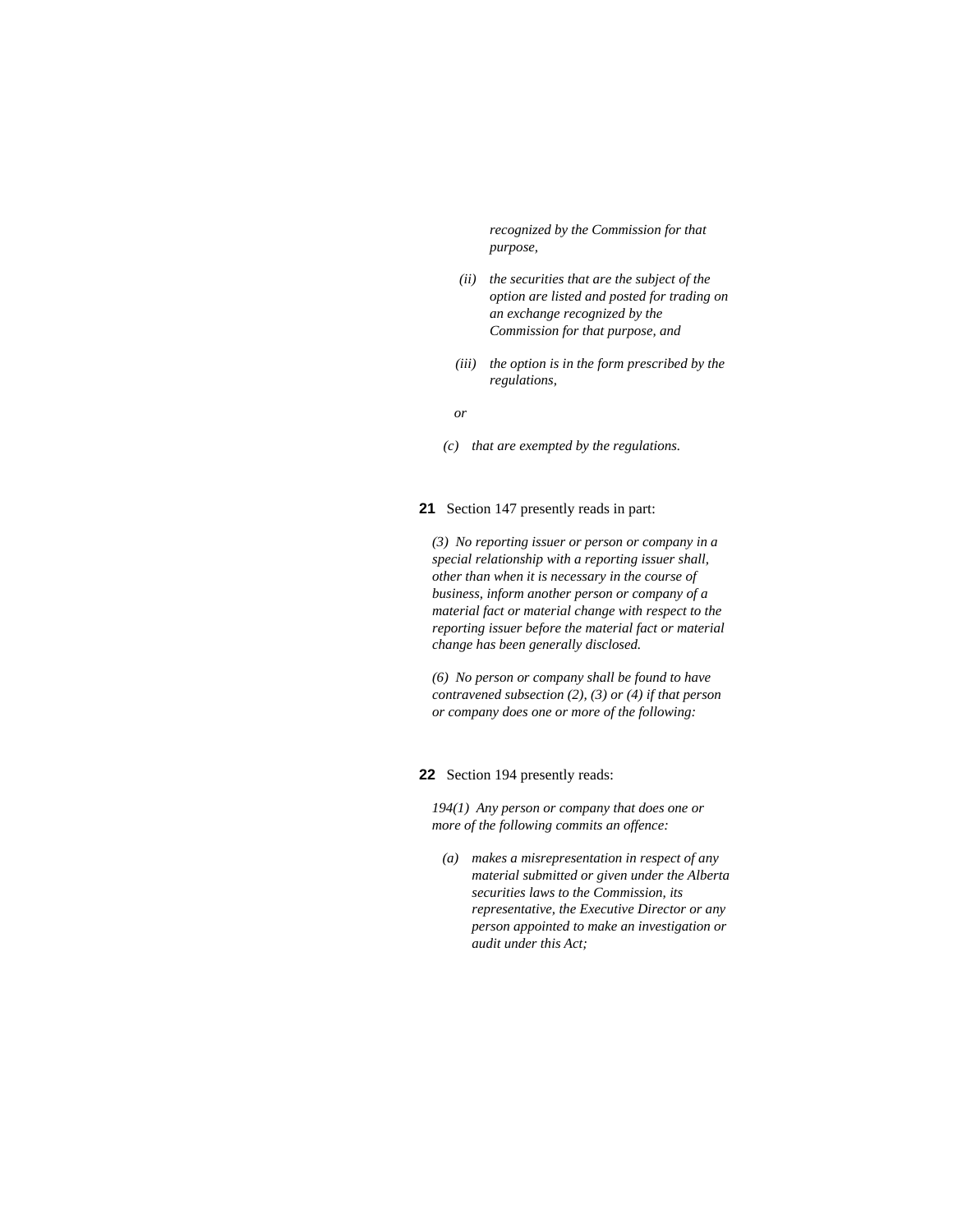*recognized by the Commission for that purpose,*

*(ii) the securities that are the subject of the option are listed and posted for trading on an exchange recognized by the Commission for that purpose, and*

*(iii) the option is in the form prescribed by the regulations,*

*or*

*(c) that are exempted by the regulations.*

**21** Section 147 presently reads in part:

*(3) No reporting issuer or person or company in a special relationship with a reporting issuer shall, other than when it is necessary in the course of business, inform another person or company of a material fact or material change with respect to the reporting issuer before the material fact or material change has been generally disclosed.*

*(6) No person or company shall be found to have contravened subsection (2), (3) or (4) if that person or company does one or more of the following:*

**22** Section 194 presently reads:

*194(1) Any person or company that does one or more of the following commits an offence:*

*(a) makes a misrepresentation in respect of any material submitted or given under the Alberta securities laws to the Commission, its representative, the Executive Director or any person appointed to make an investigation or audit under this Act;*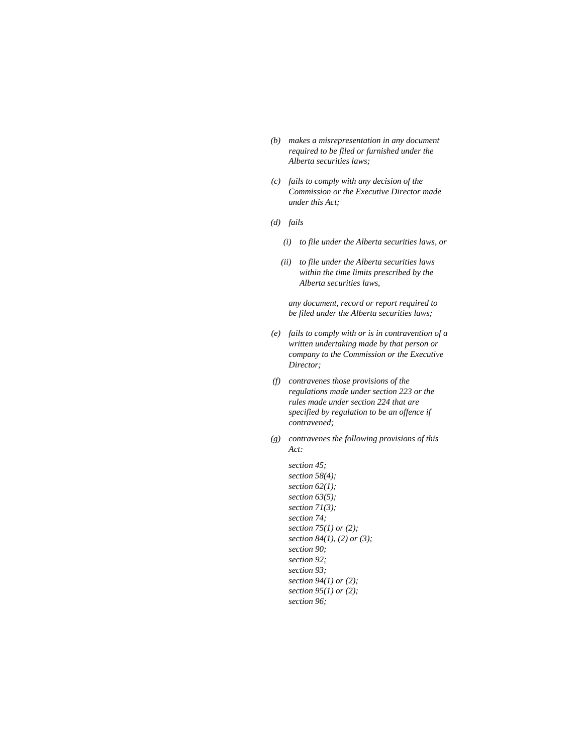*(b)* *makes a misrepresentation in any document required to be filed or furnished under the Alberta securities laws;*

*(c)* *fails to comply with any decision of the Commission or the Executive Director made under this Act;*

*(d)* *fails*

*(i)* *to file under the Alberta securities laws, or*

*(ii)* *to file under the Alberta securities laws within the time limits prescribed by the Alberta securities laws,*

*any document, record or report required to be filed under the Alberta securities laws;*

*(e)* *fails to comply with or is in contravention of a written undertaking made by that person or company to the Commission or the Executive Director;*

*(f)* *contravenes those provisions of the regulations made under section 223 or the rules made under section 224 that are specified by regulation to be an offence if contravened;*

*(g)* *contravenes the following provisions of this Act:*

*section 45;*
*section 58(4);*
*section 62(1);*
*section 63(5);*
*section 71(3);*
*section 74;*
*section 75(1) or (2);*
*section 84(1), (2) or (3);*
*section 90;*
*section 92;*
*section 93;*
*section 94(1) or (2);*
*section 95(1) or (2);*
*section 96;*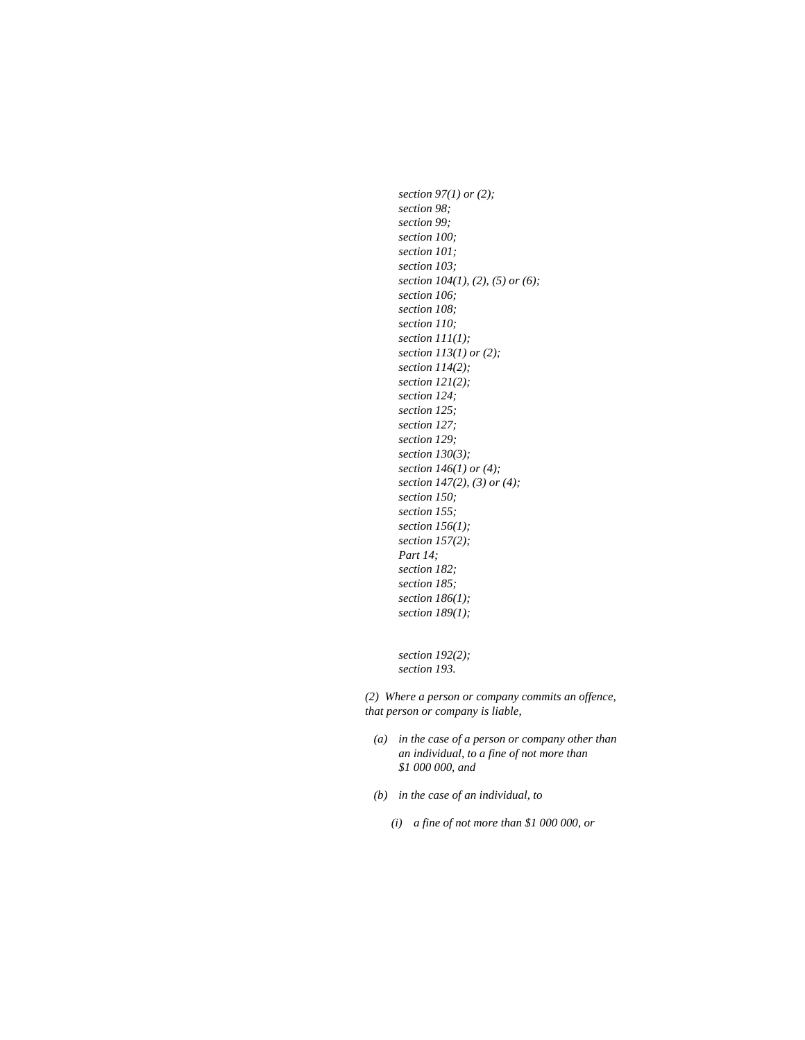*section 97(1) or (2);*
*section 98;*
*section 99;*
*section 100;*
*section 101;*
*section 103;*
*section 104(1), (2), (5) or (6);*
*section 106;*
*section 108;*
*section 110;*
*section 111(1);*
*section 113(1) or (2);*
*section 114(2);*
*section 121(2);*
*section 124;*
*section 125;*
*section 127;*
*section 129;*
*section 130(3);*
*section 146(1) or (4);*
*section 147(2), (3) or (4);*
*section 150;*
*section 155;*
*section 156(1);*
*section 157(2);*
*Part 14;*
*section 182;*
*section 185;*
*section 186(1);*
*section 189(1);*

*section 192(2);*
*section 193.*

*(2) Where a person or company commits an offence, that person or company is liable,*

*(a) in the case of a person or company other than an individual, to a fine of not more than $1 000 000, and*

*(b) in the case of an individual, to*

*(i) a fine of not more than $1 000 000, or*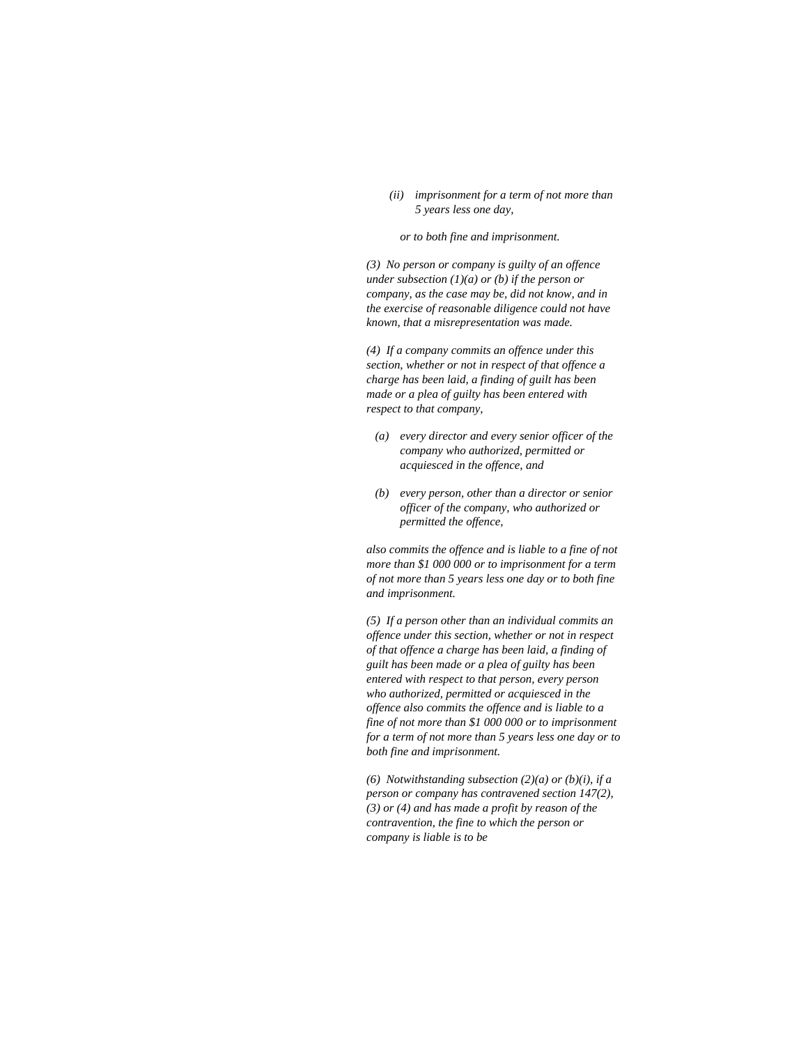*(ii) imprisonment for a term of not more than 5 years less one day,*

*or to both fine and imprisonment.*

*(3) No person or company is guilty of an offence under subsection (1)(a) or (b) if the person or company, as the case may be, did not know, and in the exercise of reasonable diligence could not have known, that a misrepresentation was made.*

*(4) If a company commits an offence under this section, whether or not in respect of that offence a charge has been laid, a finding of guilt has been made or a plea of guilty has been entered with respect to that company,*

*(a) every director and every senior officer of the company who authorized, permitted or acquiesced in the offence, and*

*(b) every person, other than a director or senior officer of the company, who authorized or permitted the offence,*

*also commits the offence and is liable to a fine of not more than $1 000 000 or to imprisonment for a term of not more than 5 years less one day or to both fine and imprisonment.*

*(5) If a person other than an individual commits an offence under this section, whether or not in respect of that offence a charge has been laid, a finding of guilt has been made or a plea of guilty has been entered with respect to that person, every person who authorized, permitted or acquiesced in the offence also commits the offence and is liable to a fine of not more than $1 000 000 or to imprisonment for a term of not more than 5 years less one day or to both fine and imprisonment.*

*(6) Notwithstanding subsection (2)(a) or (b)(i), if a person or company has contravened section 147(2), (3) or (4) and has made a profit by reason of the contravention, the fine to which the person or company is liable is to be*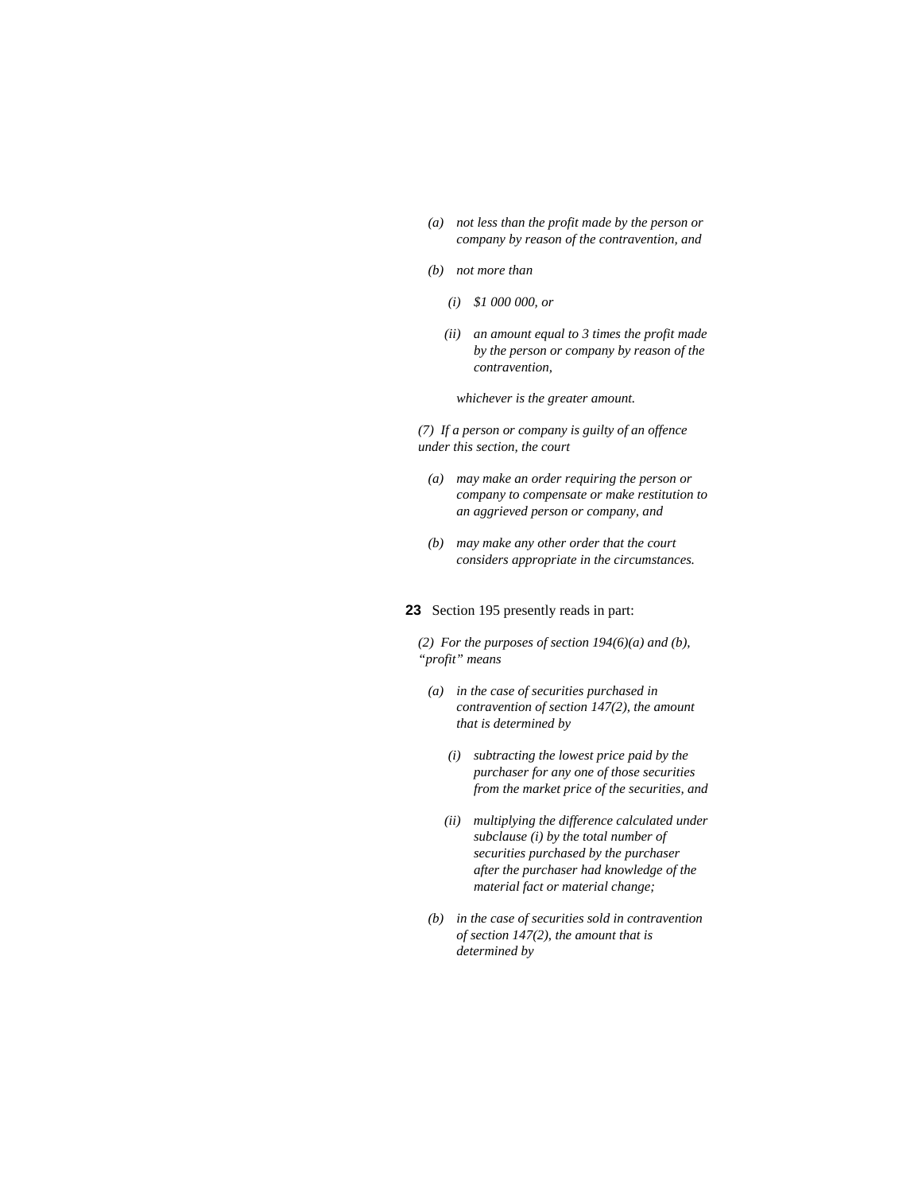*(a) not less than the profit made by the person or company by reason of the contravention, and*

*(b) not more than*

*(i) $1 000 000, or*

*(ii) an amount equal to 3 times the profit made by the person or company by reason of the contravention,*

*whichever is the greater amount.*

*(7) If a person or company is guilty of an offence under this section, the court*

*(a) may make an order requiring the person or company to compensate or make restitution to an aggrieved person or company, and*

*(b) may make any other order that the court considers appropriate in the circumstances.*

**23** Section 195 presently reads in part:

*(2) For the purposes of section 194(6)(a) and (b), "profit" means*

*(a) in the case of securities purchased in contravention of section 147(2), the amount that is determined by*

*(i) subtracting the lowest price paid by the purchaser for any one of those securities from the market price of the securities, and*

*(ii) multiplying the difference calculated under subclause (i) by the total number of securities purchased by the purchaser after the purchaser had knowledge of the material fact or material change;*

*(b) in the case of securities sold in contravention of section 147(2), the amount that is determined by*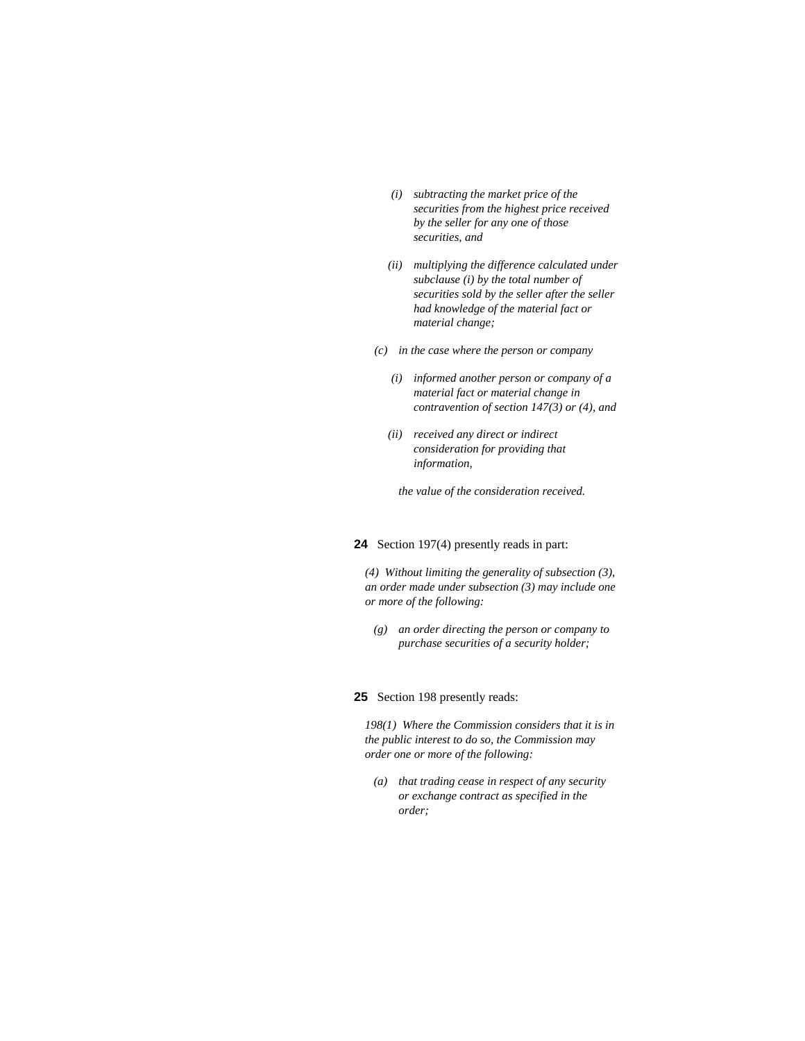*(i) subtracting the market price of the securities from the highest price received by the seller for any one of those securities, and*

*(ii) multiplying the difference calculated under subclause (i) by the total number of securities sold by the seller after the seller had knowledge of the material fact or material change;*

*(c) in the case where the person or company*

*(i) informed another person or company of a material fact or material change in contravention of section 147(3) or (4), and*

*(ii) received any direct or indirect consideration for providing that information,*

*the value of the consideration received.*

**24** Section 197(4) presently reads in part:

*(4) Without limiting the generality of subsection (3), an order made under subsection (3) may include one or more of the following:*

*(g) an order directing the person or company to purchase securities of a security holder;*

**25** Section 198 presently reads:

*198(1) Where the Commission considers that it is in the public interest to do so, the Commission may order one or more of the following:*

*(a) that trading cease in respect of any security or exchange contract as specified in the order;*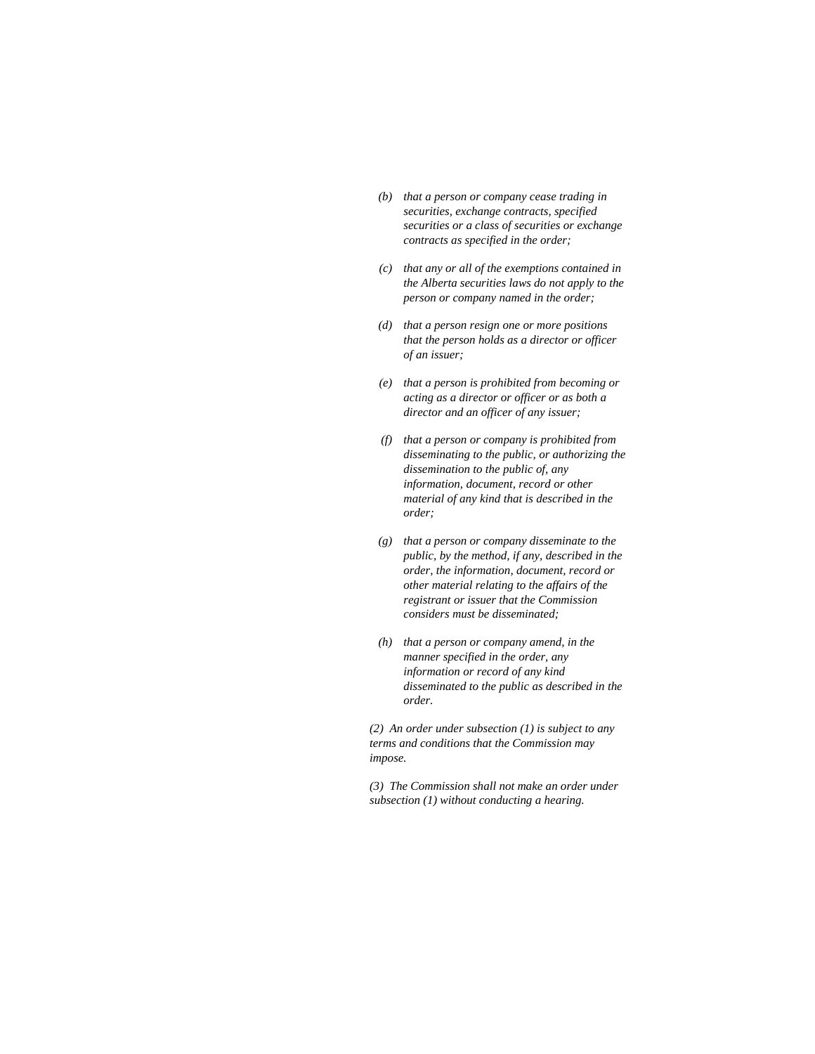*(b) that a person or company cease trading in securities, exchange contracts, specified securities or a class of securities or exchange contracts as specified in the order;*

*(c) that any or all of the exemptions contained in the Alberta securities laws do not apply to the person or company named in the order;*

*(d) that a person resign one or more positions that the person holds as a director or officer of an issuer;*

*(e) that a person is prohibited from becoming or acting as a director or officer or as both a director and an officer of any issuer;*

*(f) that a person or company is prohibited from disseminating to the public, or authorizing the dissemination to the public of, any information, document, record or other material of any kind that is described in the order;*

*(g) that a person or company disseminate to the public, by the method, if any, described in the order, the information, document, record or other material relating to the affairs of the registrant or issuer that the Commission considers must be disseminated;*

*(h) that a person or company amend, in the manner specified in the order, any information or record of any kind disseminated to the public as described in the order.*

*(2) An order under subsection (1) is subject to any terms and conditions that the Commission may impose.*

*(3) The Commission shall not make an order under subsection (1) without conducting a hearing.*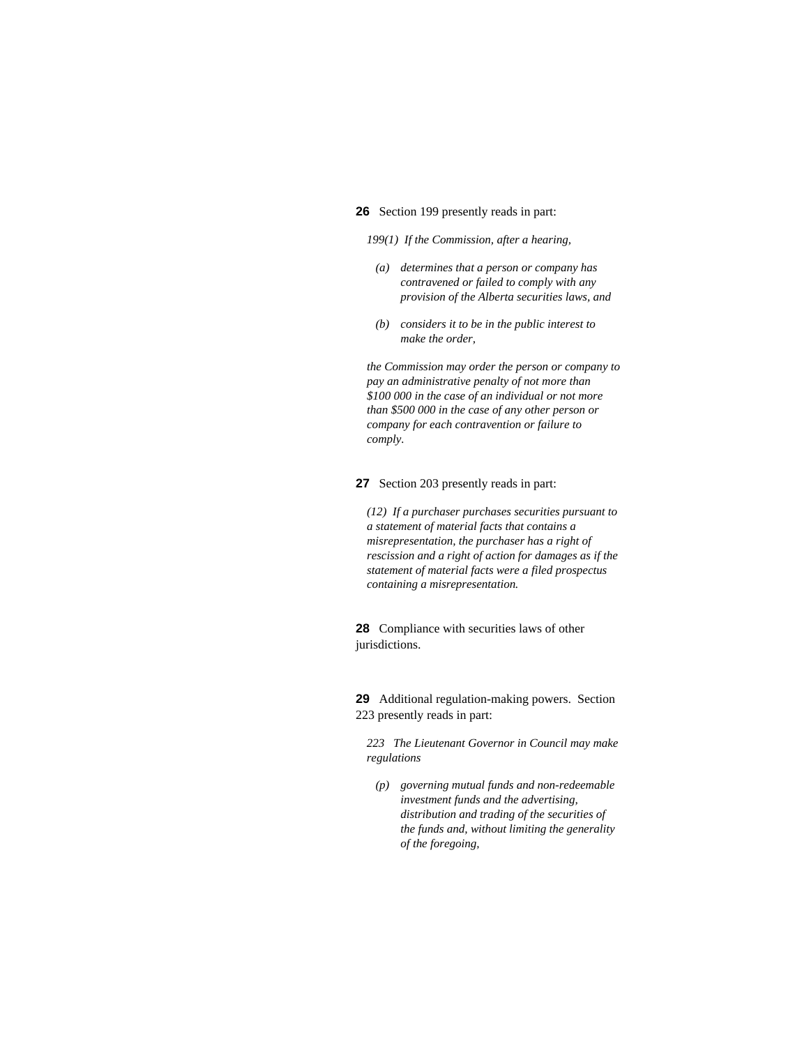**26** Section 199 presently reads in part:

*199(1) If the Commission, after a hearing,*

- *(a) determines that a person or company has contravened or failed to comply with any provision of the Alberta securities laws, and*
- *(b) considers it to be in the public interest to make the order,*

*the Commission may order the person or company to pay an administrative penalty of not more than $100 000 in the case of an individual or not more than $500 000 in the case of any other person or company for each contravention or failure to comply.*

**27** Section 203 presently reads in part:

*(12) If a purchaser purchases securities pursuant to a statement of material facts that contains a misrepresentation, the purchaser has a right of rescission and a right of action for damages as if the statement of material facts were a filed prospectus containing a misrepresentation.*

**28** Compliance with securities laws of other jurisdictions.

**29** Additional regulation-making powers. Section 223 presently reads in part:

*223 The Lieutenant Governor in Council may make regulations*

- *(p) governing mutual funds and non-redeemable investment funds and the advertising, distribution and trading of the securities of the funds and, without limiting the generality of the foregoing,*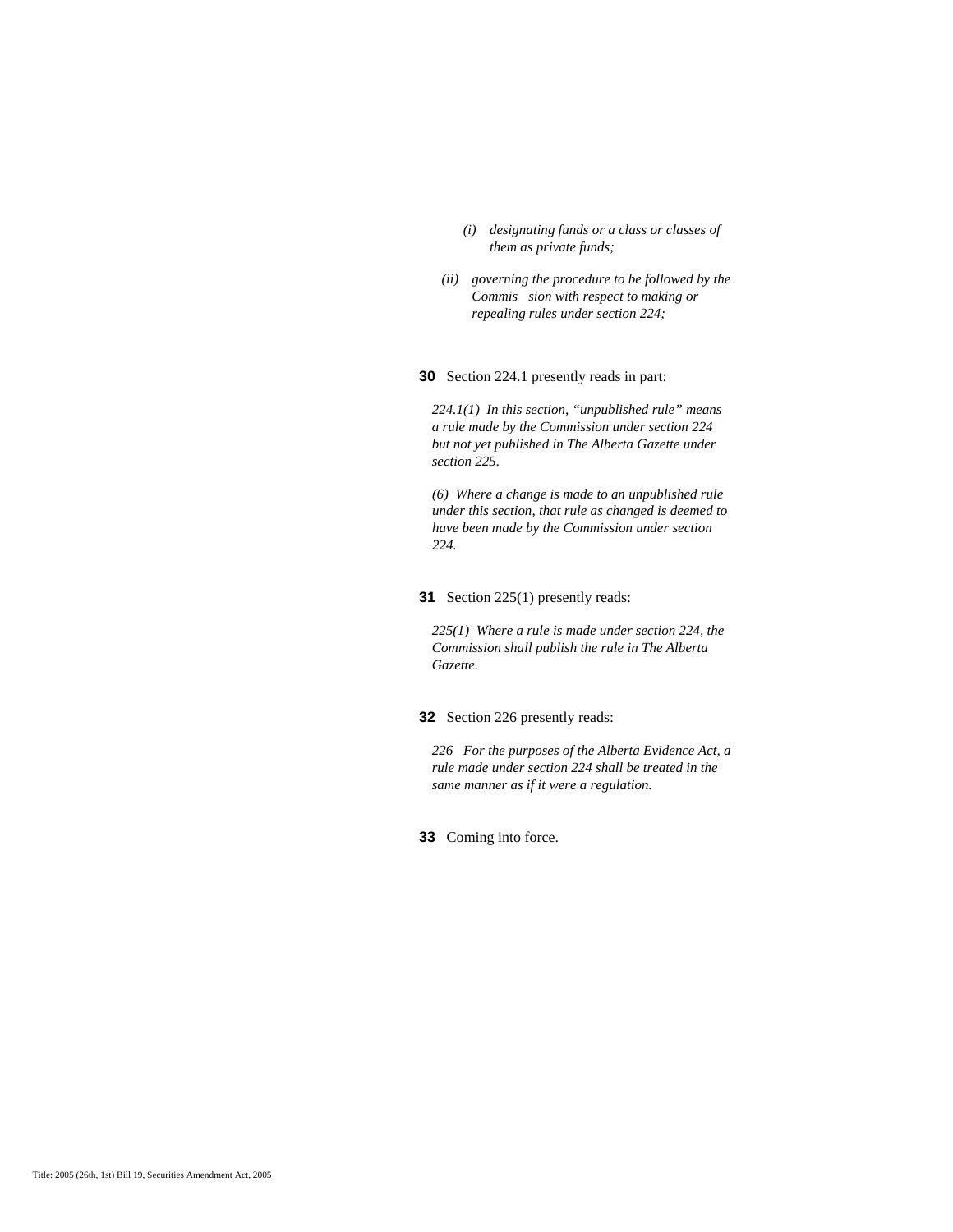*(i) designating funds or a class or classes of them as private funds;*

*(ii) governing the procedure to be followed by the Commis sion with respect to making or repealing rules under section 224;*

**30** Section 224.1 presently reads in part:

*224.1(1) In this section, "unpublished rule" means a rule made by the Commission under section 224 but not yet published in The Alberta Gazette under section 225.*

*(6) Where a change is made to an unpublished rule under this section, that rule as changed is deemed to have been made by the Commission under section 224.*

**31** Section 225(1) presently reads:

*225(1) Where a rule is made under section 224, the Commission shall publish the rule in The Alberta Gazette.*

**32** Section 226 presently reads:

*226 For the purposes of the Alberta Evidence Act, a rule made under section 224 shall be treated in the same manner as if it were a regulation.*

**33** Coming into force.